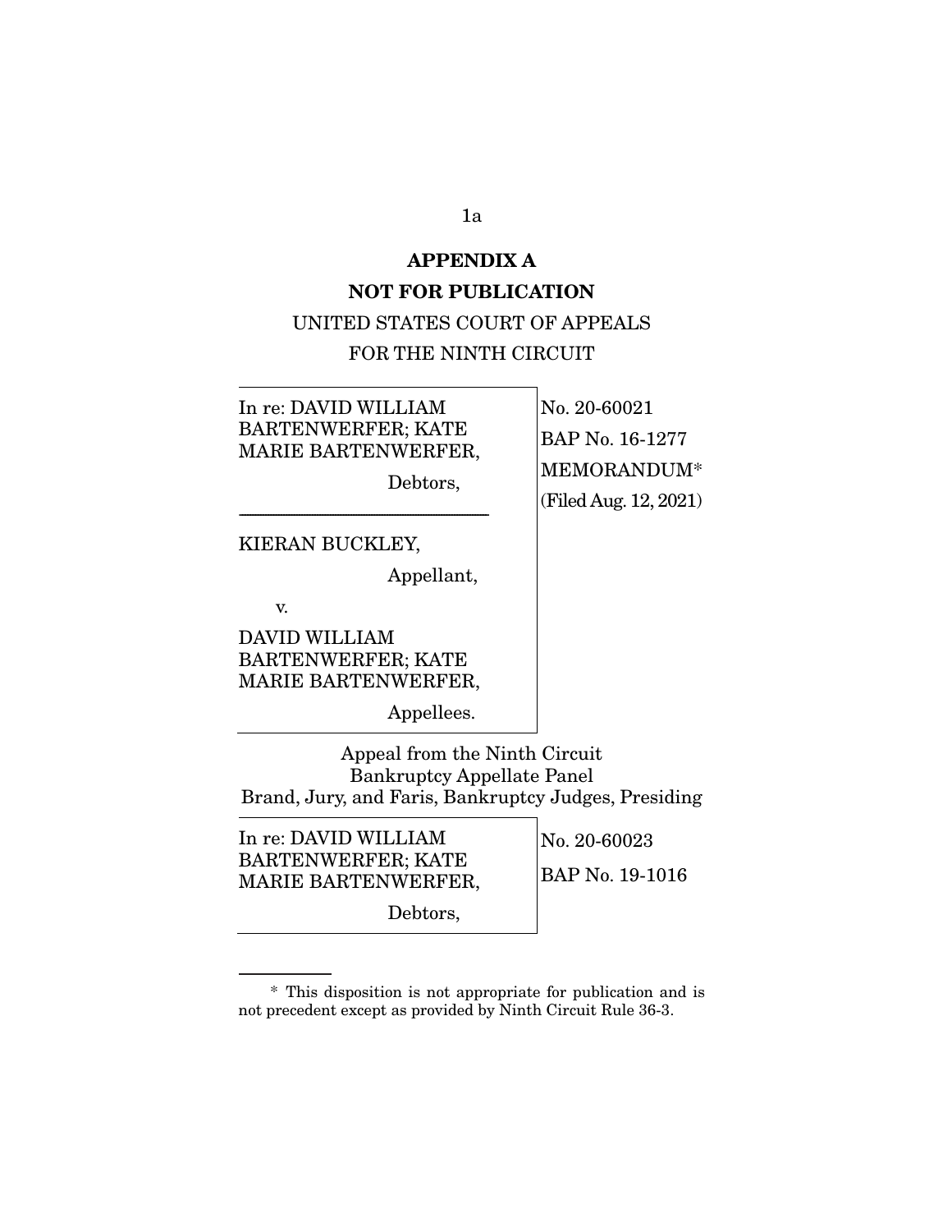## APPENDIX A

## NOT FOR PUBLICATION

UNITED STATES COURT OF APPEALS
FOR THE NINTH CIRCUIT

| | |
|---|---|
| In re: DAVID WILLIAM BARTENWERFER; KATE MARIE BARTENWERFER,<br><br>Debtors,<br><br>KIERAN BUCKLEY,<br><br>Appellant,<br><br>v.<br><br>DAVID WILLIAM BARTENWERFER; KATE MARIE BARTENWERFER,<br><br>Appellees. | No. 20-60021<br><br>BAP No. 16-1277<br><br>MEMORANDUM*<br><br>(Filed Aug. 12, 2021) |

Appeal from the Ninth Circuit
Bankruptcy Appellate Panel
Brand, Jury, and Faris, Bankruptcy Judges, Presiding

| | |
|---|---|
| In re: DAVID WILLIAM BARTENWERFER; KATE MARIE BARTENWERFER,<br><br>Debtors, | No. 20-60023<br><br>BAP No. 19-1016 |

\* This disposition is not appropriate for publication and is not precedent except as provided by Ninth Circuit Rule 36-3.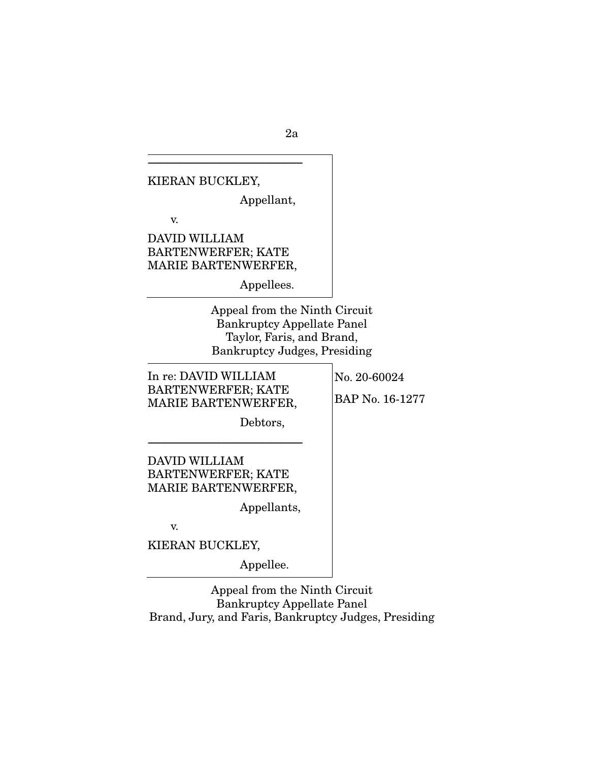KIERAN BUCKLEY,

Appellant,

v.

DAVID WILLIAM BARTENWERFER; KATE MARIE BARTENWERFER,

Appellees.

Appeal from the Ninth Circuit Bankruptcy Appellate Panel
Taylor, Faris, and Brand,
Bankruptcy Judges, Presiding

In re: DAVID WILLIAM BARTENWERFER; KATE MARIE BARTENWERFER,

Debtors,

No. 20-60024

BAP No. 16-1277

DAVID WILLIAM BARTENWERFER; KATE MARIE BARTENWERFER,

Appellants,

v.

KIERAN BUCKLEY,

Appellee.

Appeal from the Ninth Circuit Bankruptcy Appellate Panel
Brand, Jury, and Faris, Bankruptcy Judges, Presiding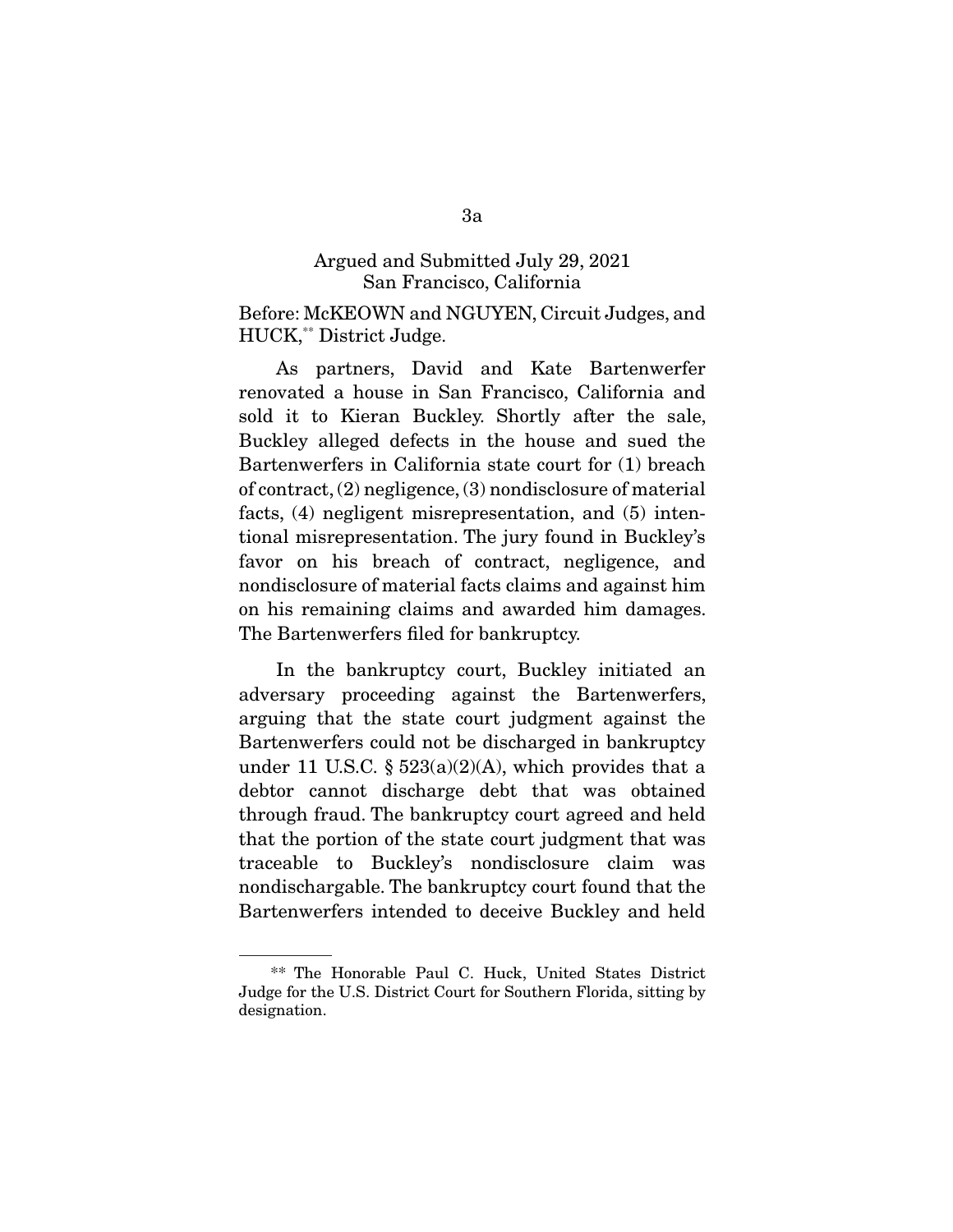Argued and Submitted July 29, 2021
San Francisco, California

Before: McKEOWN and NGUYEN, Circuit Judges, and HUCK,** District Judge.

As partners, David and Kate Bartenwerfer renovated a house in San Francisco, California and sold it to Kieran Buckley. Shortly after the sale, Buckley alleged defects in the house and sued the Bartenwerfers in California state court for (1) breach of contract, (2) negligence, (3) nondisclosure of material facts, (4) negligent misrepresentation, and (5) intentional misrepresentation. The jury found in Buckley's favor on his breach of contract, negligence, and nondisclosure of material facts claims and against him on his remaining claims and awarded him damages. The Bartenwerfers filed for bankruptcy.

In the bankruptcy court, Buckley initiated an adversary proceeding against the Bartenwerfers, arguing that the state court judgment against the Bartenwerfers could not be discharged in bankruptcy under 11 U.S.C. § 523(a)(2)(A), which provides that a debtor cannot discharge debt that was obtained through fraud. The bankruptcy court agreed and held that the portion of the state court judgment that was traceable to Buckley's nondisclosure claim was nondischargable. The bankruptcy court found that the Bartenwerfers intended to deceive Buckley and held

** The Honorable Paul C. Huck, United States District Judge for the U.S. District Court for Southern Florida, sitting by designation.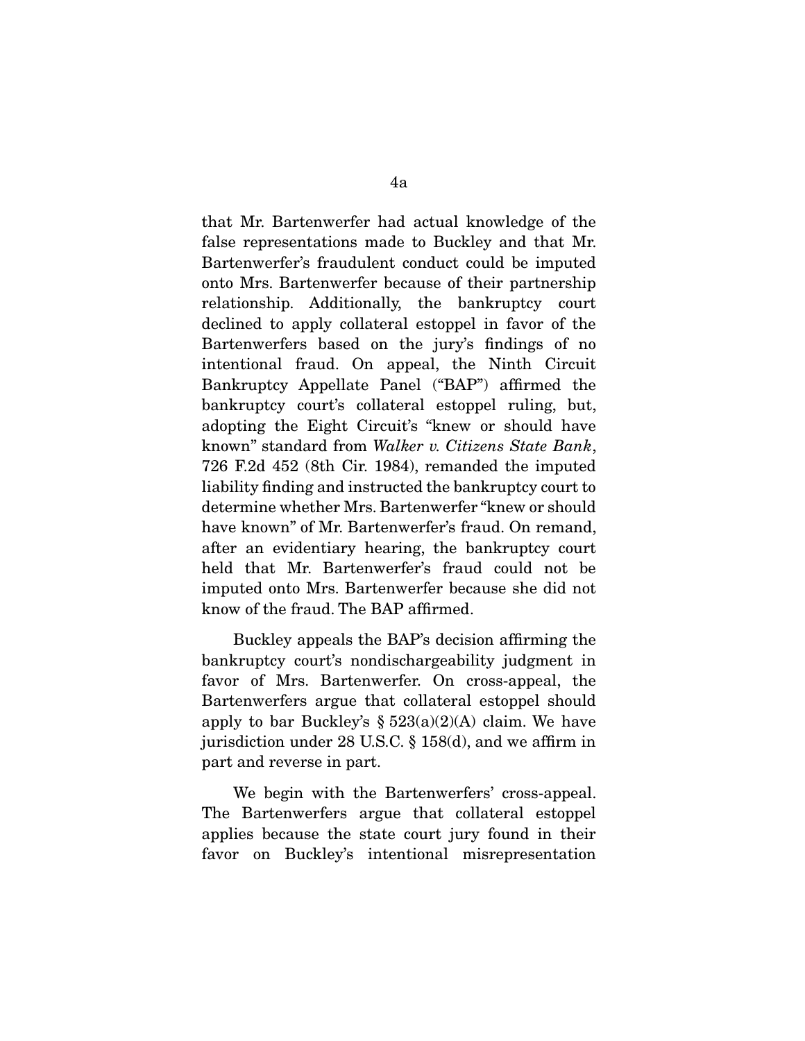that Mr. Bartenwerfer had actual knowledge of the false representations made to Buckley and that Mr. Bartenwerfer's fraudulent conduct could be imputed onto Mrs. Bartenwerfer because of their partnership relationship. Additionally, the bankruptcy court declined to apply collateral estoppel in favor of the Bartenwerfers based on the jury's findings of no intentional fraud. On appeal, the Ninth Circuit Bankruptcy Appellate Panel ("BAP") affirmed the bankruptcy court's collateral estoppel ruling, but, adopting the Eight Circuit's "knew or should have known" standard from *Walker v. Citizens State Bank*, 726 F.2d 452 (8th Cir. 1984), remanded the imputed liability finding and instructed the bankruptcy court to determine whether Mrs. Bartenwerfer "knew or should have known" of Mr. Bartenwerfer's fraud. On remand, after an evidentiary hearing, the bankruptcy court held that Mr. Bartenwerfer's fraud could not be imputed onto Mrs. Bartenwerfer because she did not know of the fraud. The BAP affirmed.

Buckley appeals the BAP's decision affirming the bankruptcy court's nondischargeability judgment in favor of Mrs. Bartenwerfer. On cross-appeal, the Bartenwerfers argue that collateral estoppel should apply to bar Buckley's § 523(a)(2)(A) claim. We have jurisdiction under 28 U.S.C. § 158(d), and we affirm in part and reverse in part.

We begin with the Bartenwerfers' cross-appeal. The Bartenwerfers argue that collateral estoppel applies because the state court jury found in their favor on Buckley's intentional misrepresentation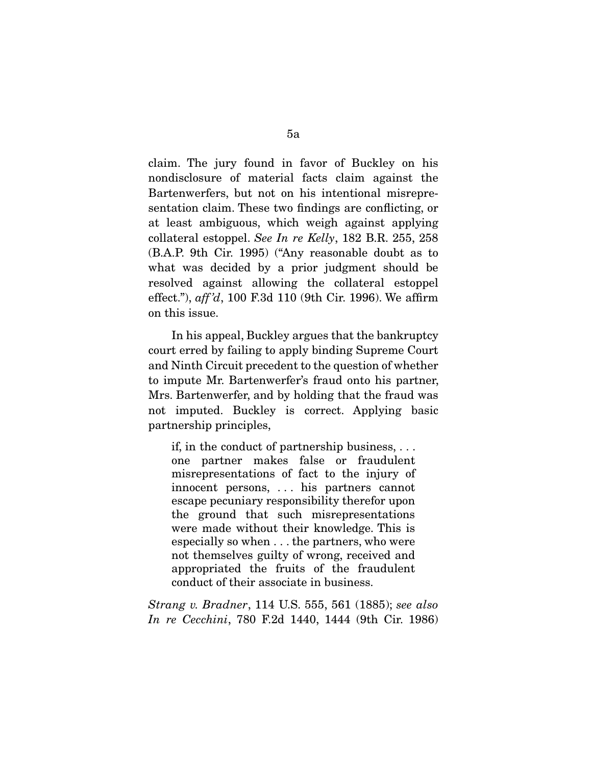claim. The jury found in favor of Buckley on his nondisclosure of material facts claim against the Bartenwerfers, but not on his intentional misrepresentation claim. These two findings are conflicting, or at least ambiguous, which weigh against applying collateral estoppel. *See In re Kelly*, 182 B.R. 255, 258 (B.A.P. 9th Cir. 1995) ("Any reasonable doubt as to what was decided by a prior judgment should be resolved against allowing the collateral estoppel effect."), *aff'd*, 100 F.3d 110 (9th Cir. 1996). We affirm on this issue.

In his appeal, Buckley argues that the bankruptcy court erred by failing to apply binding Supreme Court and Ninth Circuit precedent to the question of whether to impute Mr. Bartenwerfer's fraud onto his partner, Mrs. Bartenwerfer, and by holding that the fraud was not imputed. Buckley is correct. Applying basic partnership principles,

> if, in the conduct of partnership business, . . . one partner makes false or fraudulent misrepresentations of fact to the injury of innocent persons, . . . his partners cannot escape pecuniary responsibility therefor upon the ground that such misrepresentations were made without their knowledge. This is especially so when . . . the partners, who were not themselves guilty of wrong, received and appropriated the fruits of the fraudulent conduct of their associate in business.

*Strang v. Bradner*, 114 U.S. 555, 561 (1885); *see also In re Cecchini*, 780 F.2d 1440, 1444 (9th Cir. 1986)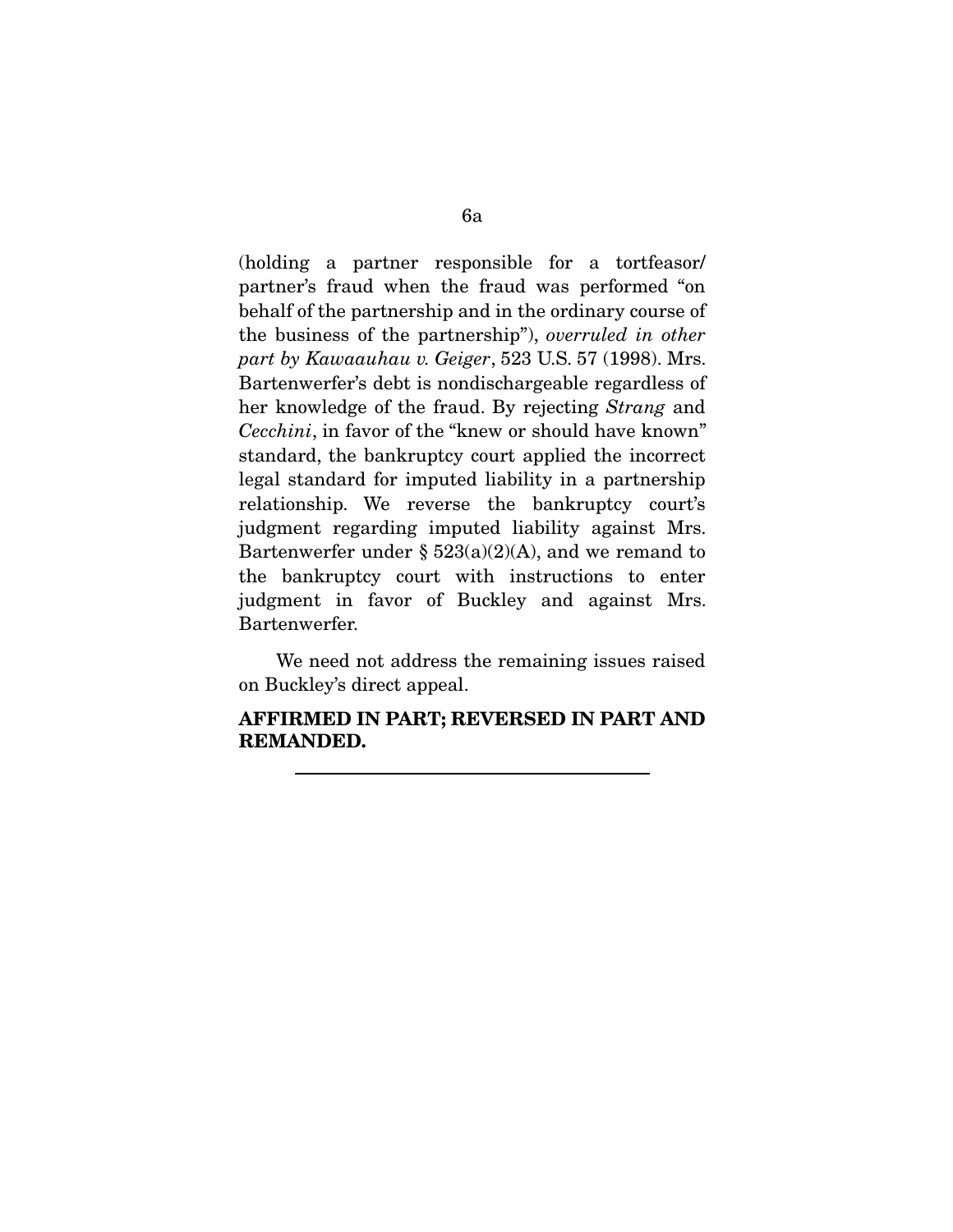(holding a partner responsible for a tortfeasor/partner's fraud when the fraud was performed "on behalf of the partnership and in the ordinary course of the business of the partnership"), *overruled in other part by Kawaauhau v. Geiger*, 523 U.S. 57 (1998). Mrs. Bartenwerfer's debt is nondischargeable regardless of her knowledge of the fraud. By rejecting *Strang* and *Cecchini*, in favor of the "knew or should have known" standard, the bankruptcy court applied the incorrect legal standard for imputed liability in a partnership relationship. We reverse the bankruptcy court's judgment regarding imputed liability against Mrs. Bartenwerfer under § 523(a)(2)(A), and we remand to the bankruptcy court with instructions to enter judgment in favor of Buckley and against Mrs. Bartenwerfer.

We need not address the remaining issues raised on Buckley's direct appeal.

**AFFIRMED IN PART; REVERSED IN PART AND REMANDED.**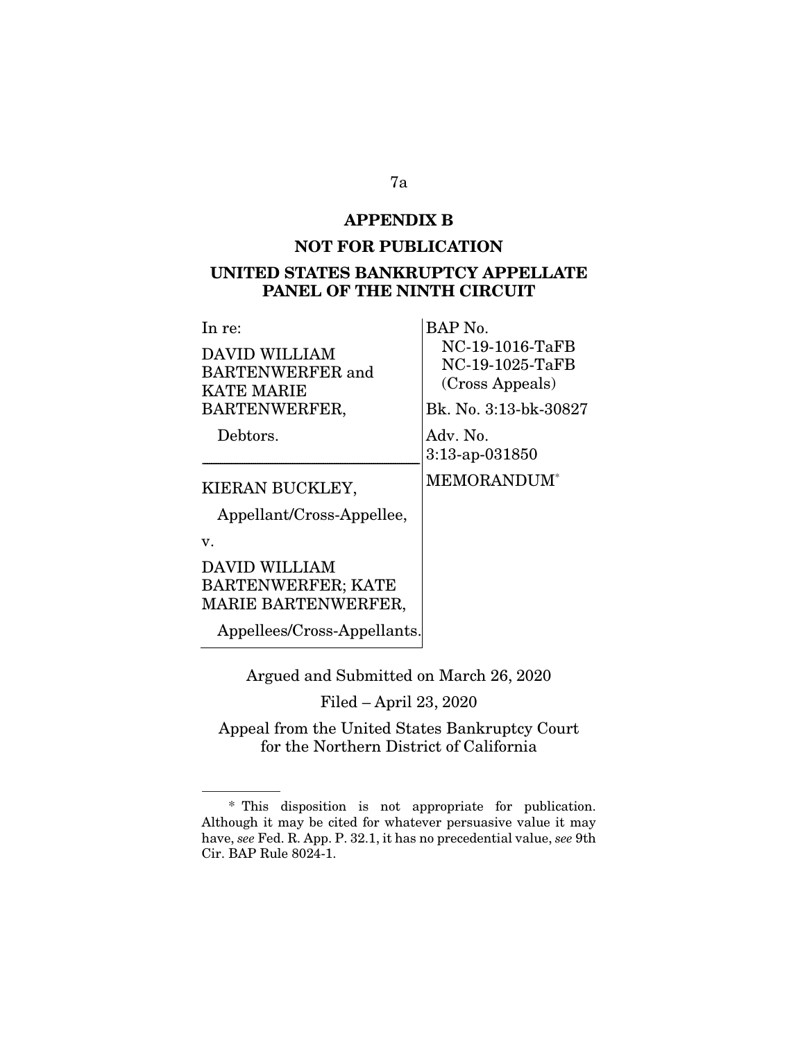## APPENDIX B

## NOT FOR PUBLICATION

## UNITED STATES BANKRUPTCY APPELLATE PANEL OF THE NINTH CIRCUIT

| | |
|---|---|
| In re:<br><br>DAVID WILLIAM BARTENWERFER and KATE MARIE BARTENWERFER,<br><br>Debtors. | BAP No. NC-19-1016-TaFB NC-19-1025-TaFB (Cross Appeals)<br><br>Bk. No. 3:13-bk-30827<br><br>Adv. No. 3:13-ap-031850 |
| KIERAN BUCKLEY,<br><br>Appellant/Cross-Appellee,<br><br>v.<br><br>DAVID WILLIAM BARTENWERFER; KATE MARIE BARTENWERFER,<br><br>Appellees/Cross-Appellants. | MEMORANDUM* |

Argued and Submitted on March 26, 2020

Filed – April 23, 2020

Appeal from the United States Bankruptcy Court for the Northern District of California

---

\* This disposition is not appropriate for publication. Although it may be cited for whatever persuasive value it may have, *see* Fed. R. App. P. 32.1, it has no precedential value, *see* 9th Cir. BAP Rule 8024-1.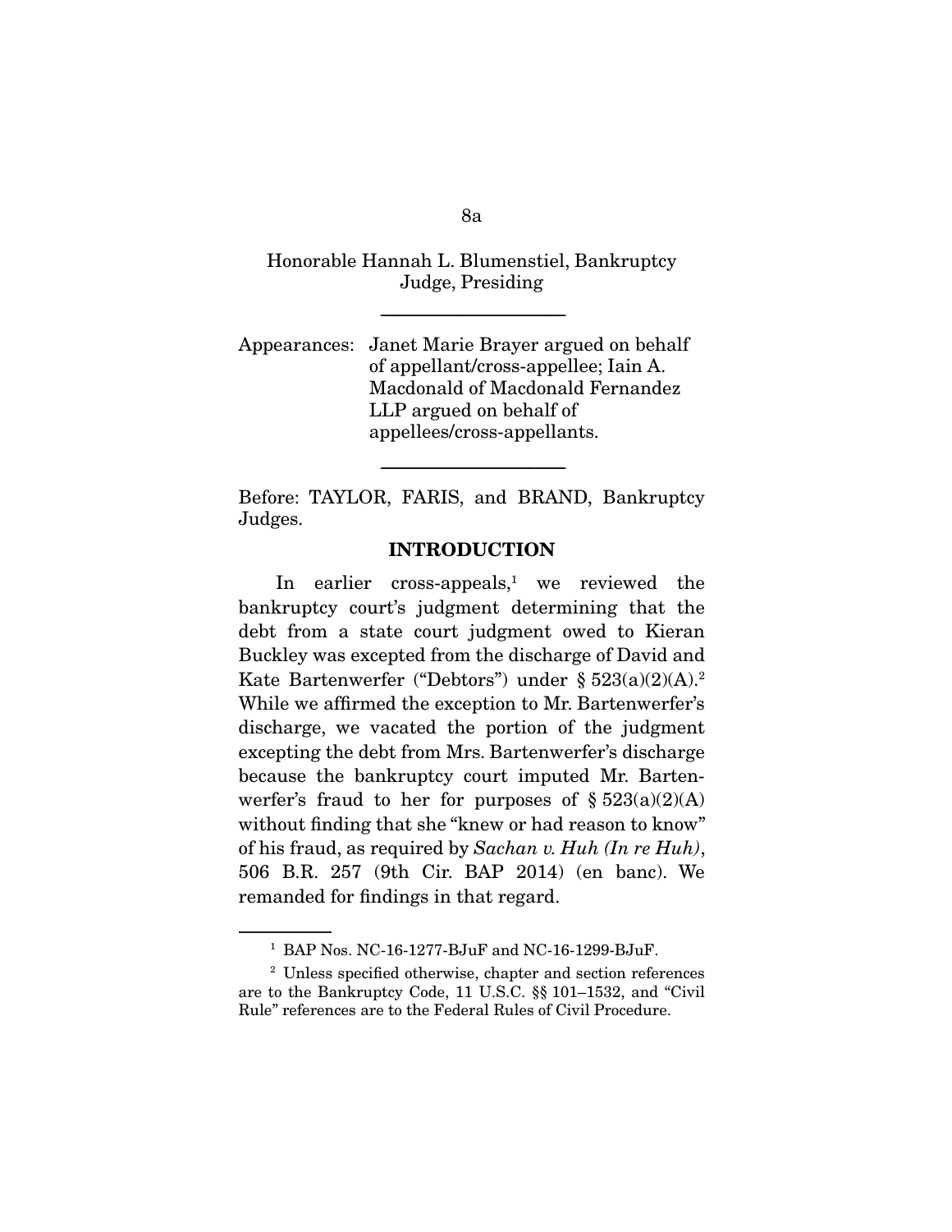Honorable Hannah L. Blumenstiel, Bankruptcy Judge, Presiding

---

Appearances: Janet Marie Brayer argued on behalf of appellant/cross-appellee; Iain A. Macdonald of Macdonald Fernandez LLP argued on behalf of appellees/cross-appellants.

---

Before: TAYLOR, FARIS, and BRAND, Bankruptcy Judges.

## INTRODUCTION

In earlier cross-appeals,[1] we reviewed the bankruptcy court's judgment determining that the debt from a state court judgment owed to Kieran Buckley was excepted from the discharge of David and Kate Bartenwerfer ("Debtors") under § 523(a)(2)(A).[2] While we affirmed the exception to Mr. Bartenwerfer's discharge, we vacated the portion of the judgment excepting the debt from Mrs. Bartenwerfer's discharge because the bankruptcy court imputed Mr. Bartenwerfer's fraud to her for purposes of § 523(a)(2)(A) without finding that she "knew or had reason to know" of his fraud, as required by *Sachan v. Huh (In re Huh)*, 506 B.R. 257 (9th Cir. BAP 2014) (en banc). We remanded for findings in that regard.

---

[1] BAP Nos. NC-16-1277-BJuF and NC-16-1299-BJuF.

[2] Unless specified otherwise, chapter and section references are to the Bankruptcy Code, 11 U.S.C. §§ 101–1532, and "Civil Rule" references are to the Federal Rules of Civil Procedure.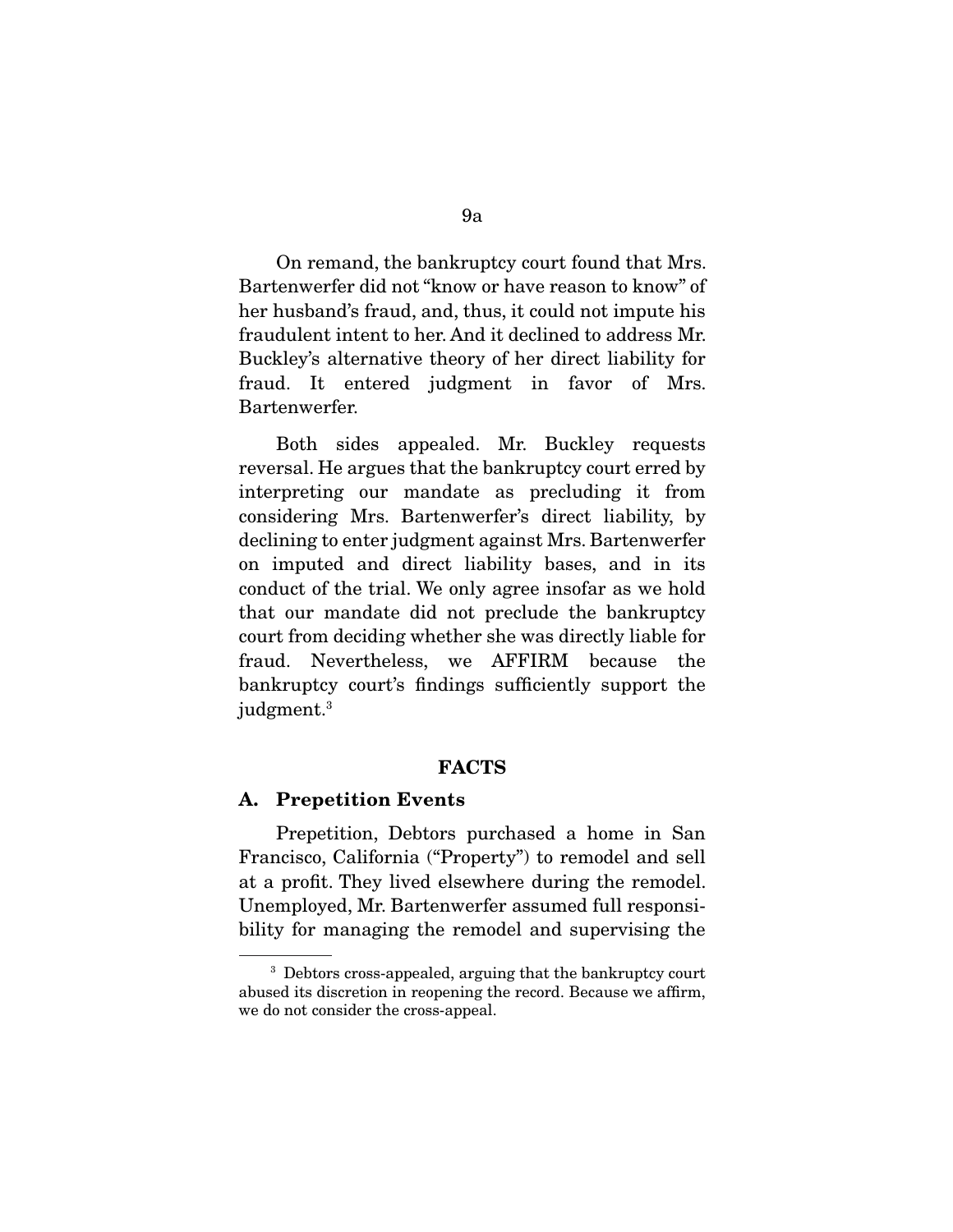On remand, the bankruptcy court found that Mrs. Bartenwerfer did not "know or have reason to know" of her husband's fraud, and, thus, it could not impute his fraudulent intent to her. And it declined to address Mr. Buckley's alternative theory of her direct liability for fraud. It entered judgment in favor of Mrs. Bartenwerfer.

Both sides appealed. Mr. Buckley requests reversal. He argues that the bankruptcy court erred by interpreting our mandate as precluding it from considering Mrs. Bartenwerfer's direct liability, by declining to enter judgment against Mrs. Bartenwerfer on imputed and direct liability bases, and in its conduct of the trial. We only agree insofar as we hold that our mandate did not preclude the bankruptcy court from deciding whether she was directly liable for fraud. Nevertheless, we AFFIRM because the bankruptcy court's findings sufficiently support the judgment.[3]

## FACTS

### A. Prepetition Events

Prepetition, Debtors purchased a home in San Francisco, California ("Property") to remodel and sell at a profit. They lived elsewhere during the remodel. Unemployed, Mr. Bartenwerfer assumed full responsibility for managing the remodel and supervising the

---

[3] Debtors cross-appealed, arguing that the bankruptcy court abused its discretion in reopening the record. Because we affirm, we do not consider the cross-appeal.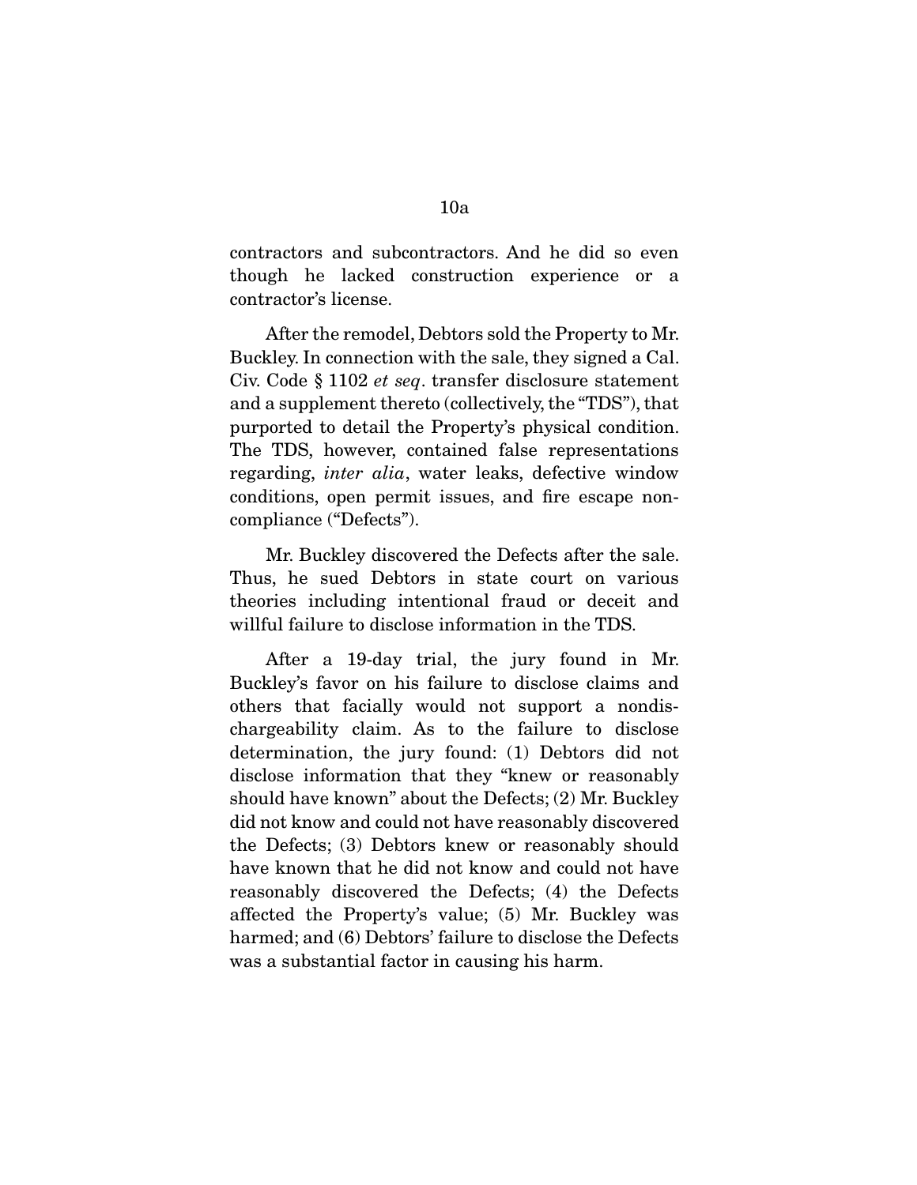contractors and subcontractors. And he did so even though he lacked construction experience or a contractor's license.

After the remodel, Debtors sold the Property to Mr. Buckley. In connection with the sale, they signed a Cal. Civ. Code § 1102 *et seq*. transfer disclosure statement and a supplement thereto (collectively, the "TDS"), that purported to detail the Property's physical condition. The TDS, however, contained false representations regarding, *inter alia*, water leaks, defective window conditions, open permit issues, and fire escape non-compliance ("Defects").

Mr. Buckley discovered the Defects after the sale. Thus, he sued Debtors in state court on various theories including intentional fraud or deceit and willful failure to disclose information in the TDS.

After a 19-day trial, the jury found in Mr. Buckley's favor on his failure to disclose claims and others that facially would not support a nondischargeability claim. As to the failure to disclose determination, the jury found: (1) Debtors did not disclose information that they "knew or reasonably should have known" about the Defects; (2) Mr. Buckley did not know and could not have reasonably discovered the Defects; (3) Debtors knew or reasonably should have known that he did not know and could not have reasonably discovered the Defects; (4) the Defects affected the Property's value; (5) Mr. Buckley was harmed; and (6) Debtors' failure to disclose the Defects was a substantial factor in causing his harm.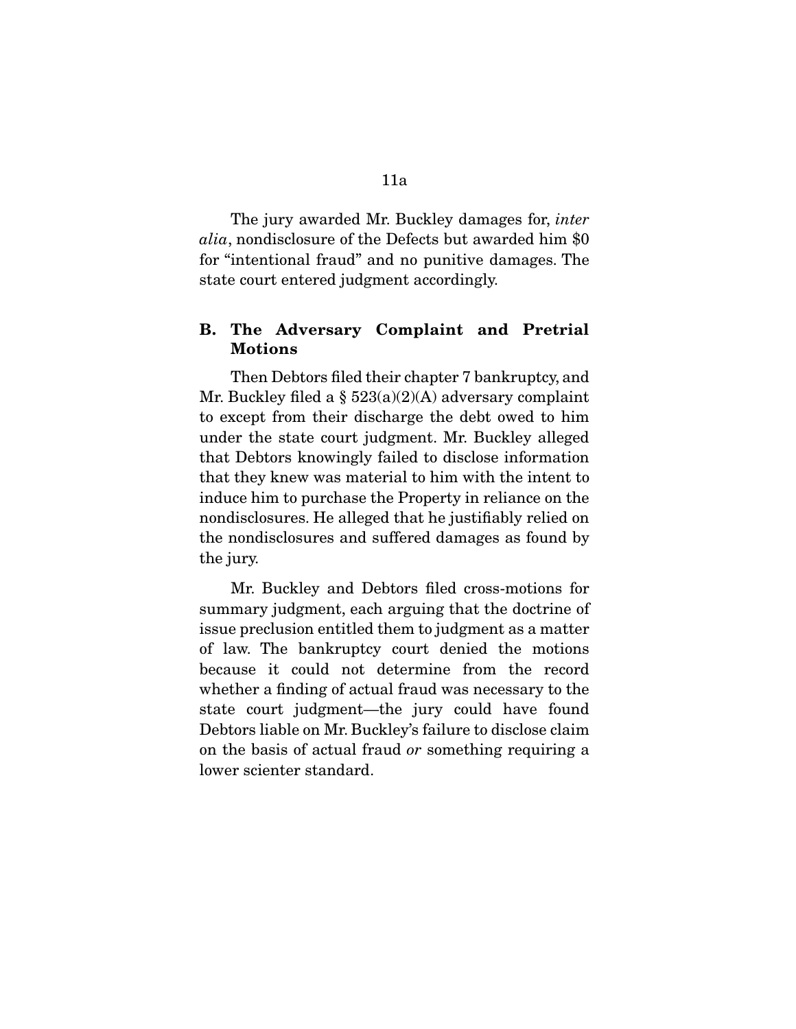The jury awarded Mr. Buckley damages for, *inter alia*, nondisclosure of the Defects but awarded him $0 for "intentional fraud" and no punitive damages. The state court entered judgment accordingly.

### B. The Adversary Complaint and Pretrial Motions

Then Debtors filed their chapter 7 bankruptcy, and Mr. Buckley filed a § 523(a)(2)(A) adversary complaint to except from their discharge the debt owed to him under the state court judgment. Mr. Buckley alleged that Debtors knowingly failed to disclose information that they knew was material to him with the intent to induce him to purchase the Property in reliance on the nondisclosures. He alleged that he justifiably relied on the nondisclosures and suffered damages as found by the jury.

Mr. Buckley and Debtors filed cross-motions for summary judgment, each arguing that the doctrine of issue preclusion entitled them to judgment as a matter of law. The bankruptcy court denied the motions because it could not determine from the record whether a finding of actual fraud was necessary to the state court judgment—the jury could have found Debtors liable on Mr. Buckley's failure to disclose claim on the basis of actual fraud *or* something requiring a lower scienter standard.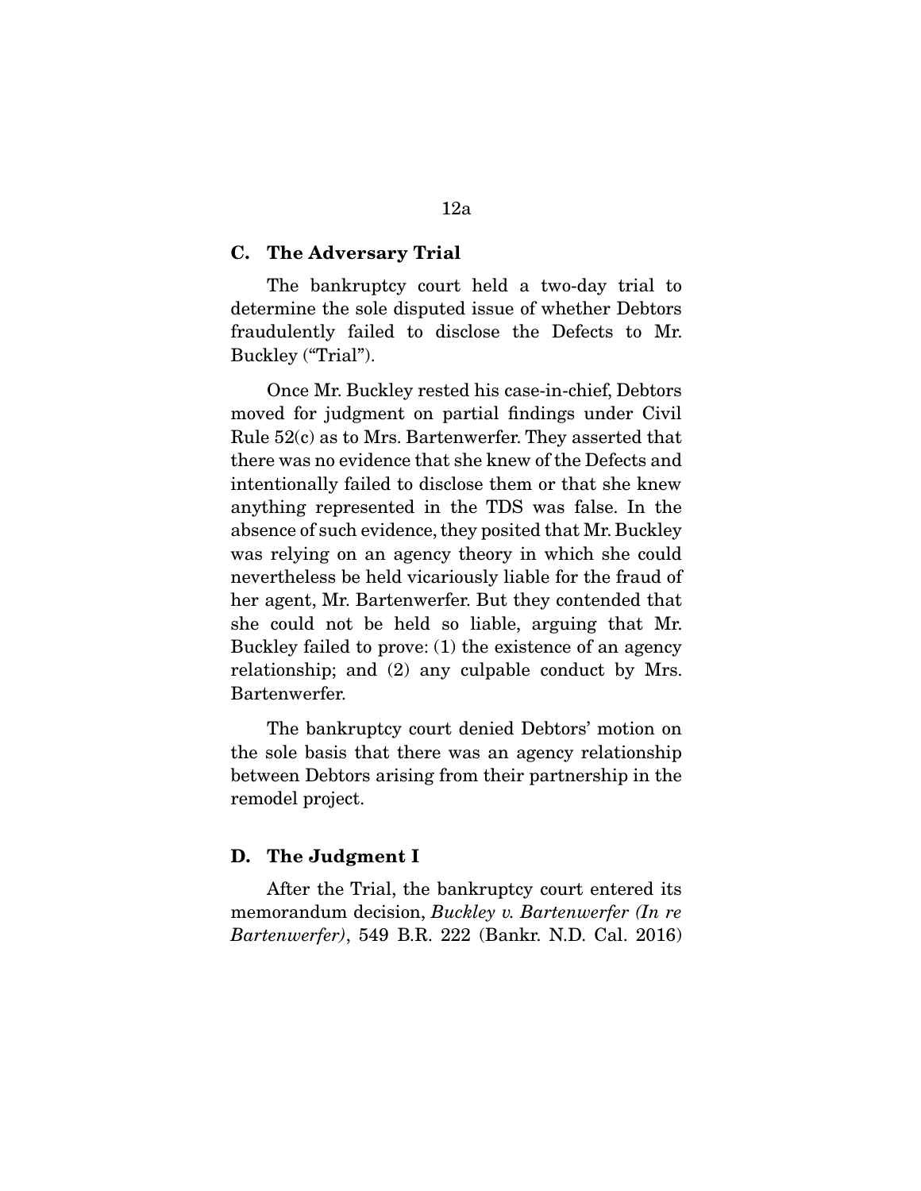### C. The Adversary Trial

The bankruptcy court held a two-day trial to determine the sole disputed issue of whether Debtors fraudulently failed to disclose the Defects to Mr. Buckley ("Trial").

Once Mr. Buckley rested his case-in-chief, Debtors moved for judgment on partial findings under Civil Rule 52(c) as to Mrs. Bartenwerfer. They asserted that there was no evidence that she knew of the Defects and intentionally failed to disclose them or that she knew anything represented in the TDS was false. In the absence of such evidence, they posited that Mr. Buckley was relying on an agency theory in which she could nevertheless be held vicariously liable for the fraud of her agent, Mr. Bartenwerfer. But they contended that she could not be held so liable, arguing that Mr. Buckley failed to prove: (1) the existence of an agency relationship; and (2) any culpable conduct by Mrs. Bartenwerfer.

The bankruptcy court denied Debtors' motion on the sole basis that there was an agency relationship between Debtors arising from their partnership in the remodel project.

### D. The Judgment I

After the Trial, the bankruptcy court entered its memorandum decision, *Buckley v. Bartenwerfer (In re Bartenwerfer)*, 549 B.R. 222 (Bankr. N.D. Cal. 2016)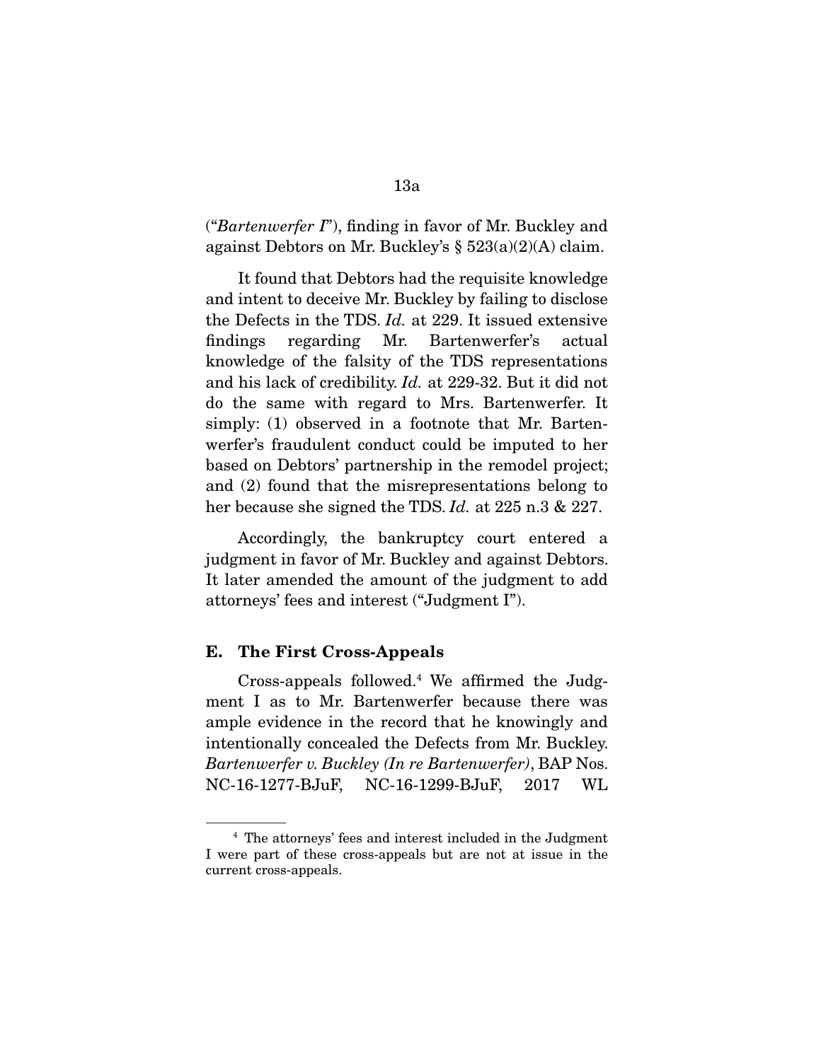("*Bartenwerfer I*"), finding in favor of Mr. Buckley and against Debtors on Mr. Buckley's § 523(a)(2)(A) claim.

It found that Debtors had the requisite knowledge and intent to deceive Mr. Buckley by failing to disclose the Defects in the TDS. *Id.* at 229. It issued extensive findings regarding Mr. Bartenwerfer's actual knowledge of the falsity of the TDS representations and his lack of credibility. *Id.* at 229-32. But it did not do the same with regard to Mrs. Bartenwerfer. It simply: (1) observed in a footnote that Mr. Bartenwerfer's fraudulent conduct could be imputed to her based on Debtors' partnership in the remodel project; and (2) found that the misrepresentations belong to her because she signed the TDS. *Id.* at 225 n.3 & 227.

Accordingly, the bankruptcy court entered a judgment in favor of Mr. Buckley and against Debtors. It later amended the amount of the judgment to add attorneys' fees and interest ("Judgment I").

### E. The First Cross-Appeals

Cross-appeals followed.[4] We affirmed the Judgment I as to Mr. Bartenwerfer because there was ample evidence in the record that he knowingly and intentionally concealed the Defects from Mr. Buckley. *Bartenwerfer v. Buckley (In re Bartenwerfer)*, BAP Nos. NC-16-1277-BJuF, NC-16-1299-BJuF, 2017 WL

---

[4] The attorneys' fees and interest included in the Judgment I were part of these cross-appeals but are not at issue in the current cross-appeals.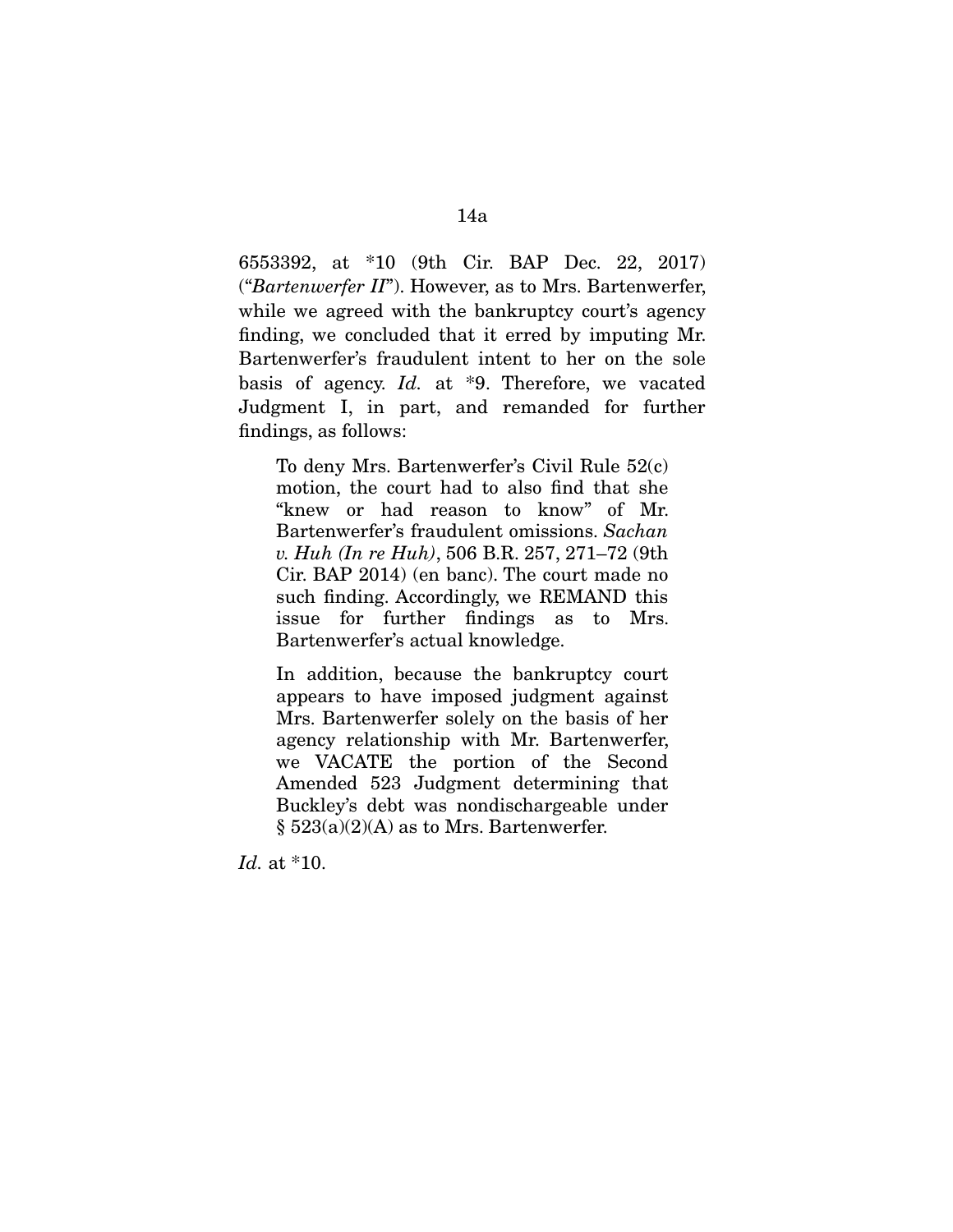6553392, at *10 (9th Cir. BAP Dec. 22, 2017) ("*Bartenwerfer II*"). However, as to Mrs. Bartenwerfer, while we agreed with the bankruptcy court's agency finding, we concluded that it erred by imputing Mr. Bartenwerfer's fraudulent intent to her on the sole basis of agency. *Id.* at *9. Therefore, we vacated Judgment I, in part, and remanded for further findings, as follows:

> To deny Mrs. Bartenwerfer's Civil Rule 52(c) motion, the court had to also find that she "knew or had reason to know" of Mr. Bartenwerfer's fraudulent omissions. *Sachan v. Huh (In re Huh)*, 506 B.R. 257, 271–72 (9th Cir. BAP 2014) (en banc). The court made no such finding. Accordingly, we REMAND this issue for further findings as to Mrs. Bartenwerfer's actual knowledge.
>
> In addition, because the bankruptcy court appears to have imposed judgment against Mrs. Bartenwerfer solely on the basis of her agency relationship with Mr. Bartenwerfer, we VACATE the portion of the Second Amended 523 Judgment determining that Buckley's debt was nondischargeable under § 523(a)(2)(A) as to Mrs. Bartenwerfer.

*Id.* at *10.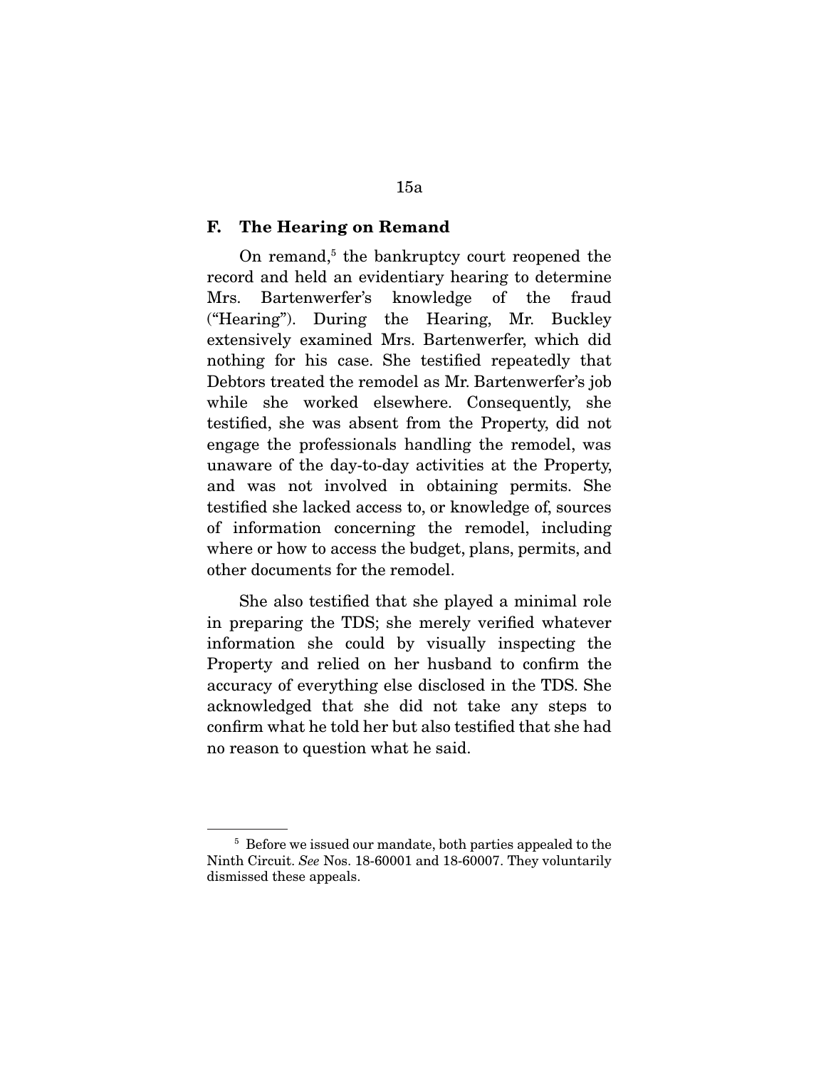### F. The Hearing on Remand

On remand,[5] the bankruptcy court reopened the record and held an evidentiary hearing to determine Mrs. Bartenwerfer's knowledge of the fraud ("Hearing"). During the Hearing, Mr. Buckley extensively examined Mrs. Bartenwerfer, which did nothing for his case. She testified repeatedly that Debtors treated the remodel as Mr. Bartenwerfer's job while she worked elsewhere. Consequently, she testified, she was absent from the Property, did not engage the professionals handling the remodel, was unaware of the day-to-day activities at the Property, and was not involved in obtaining permits. She testified she lacked access to, or knowledge of, sources of information concerning the remodel, including where or how to access the budget, plans, permits, and other documents for the remodel.

She also testified that she played a minimal role in preparing the TDS; she merely verified whatever information she could by visually inspecting the Property and relied on her husband to confirm the accuracy of everything else disclosed in the TDS. She acknowledged that she did not take any steps to confirm what he told her but also testified that she had no reason to question what he said.

---

[5] Before we issued our mandate, both parties appealed to the Ninth Circuit. *See* Nos. 18-60001 and 18-60007. They voluntarily dismissed these appeals.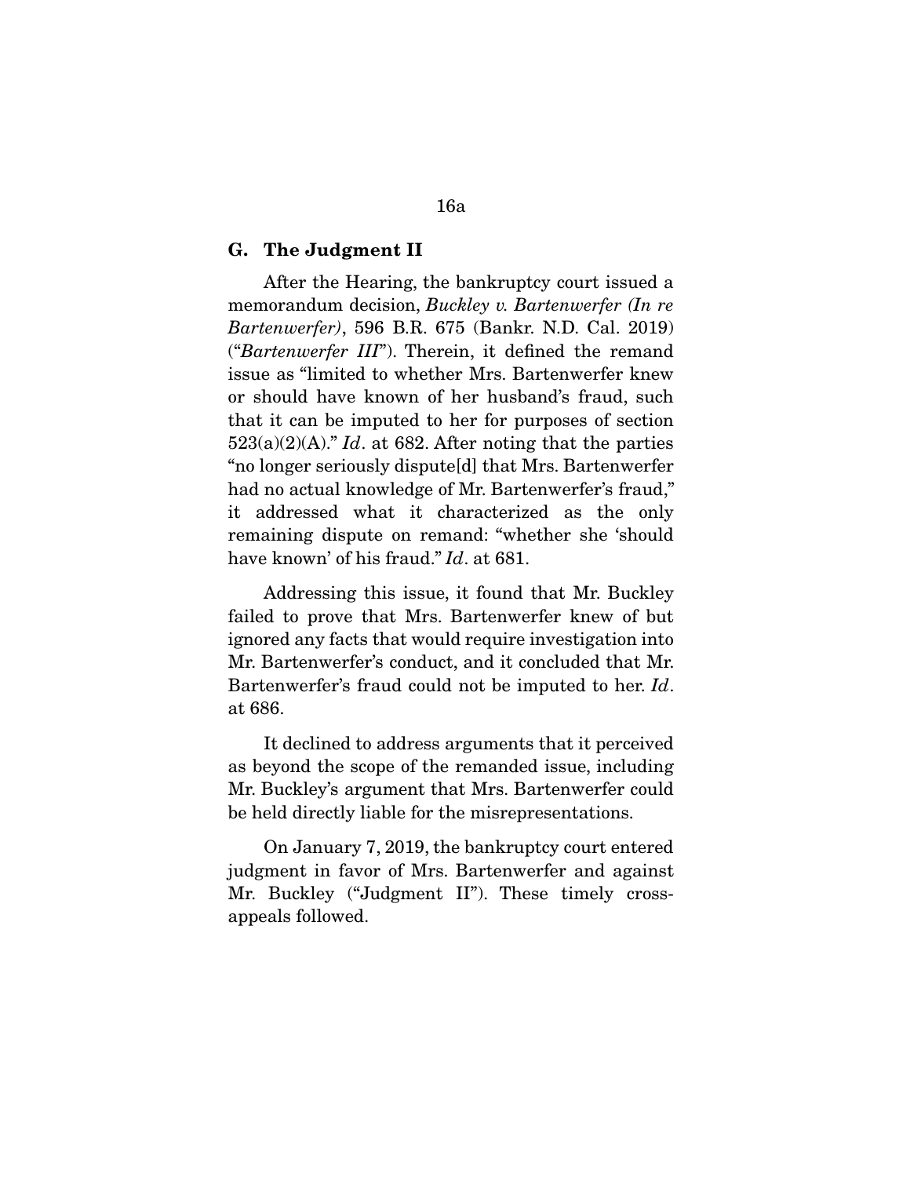### G. The Judgment II

After the Hearing, the bankruptcy court issued a memorandum decision, *Buckley v. Bartenwerfer (In re Bartenwerfer)*, 596 B.R. 675 (Bankr. N.D. Cal. 2019) ("*Bartenwerfer III*"). Therein, it defined the remand issue as "limited to whether Mrs. Bartenwerfer knew or should have known of her husband's fraud, such that it can be imputed to her for purposes of section 523(a)(2)(A)." *Id*. at 682. After noting that the parties "no longer seriously dispute[d] that Mrs. Bartenwerfer had no actual knowledge of Mr. Bartenwerfer's fraud," it addressed what it characterized as the only remaining dispute on remand: "whether she 'should have known' of his fraud." *Id*. at 681.

Addressing this issue, it found that Mr. Buckley failed to prove that Mrs. Bartenwerfer knew of but ignored any facts that would require investigation into Mr. Bartenwerfer's conduct, and it concluded that Mr. Bartenwerfer's fraud could not be imputed to her. *Id*. at 686.

It declined to address arguments that it perceived as beyond the scope of the remanded issue, including Mr. Buckley's argument that Mrs. Bartenwerfer could be held directly liable for the misrepresentations.

On January 7, 2019, the bankruptcy court entered judgment in favor of Mrs. Bartenwerfer and against Mr. Buckley ("Judgment II"). These timely cross-appeals followed.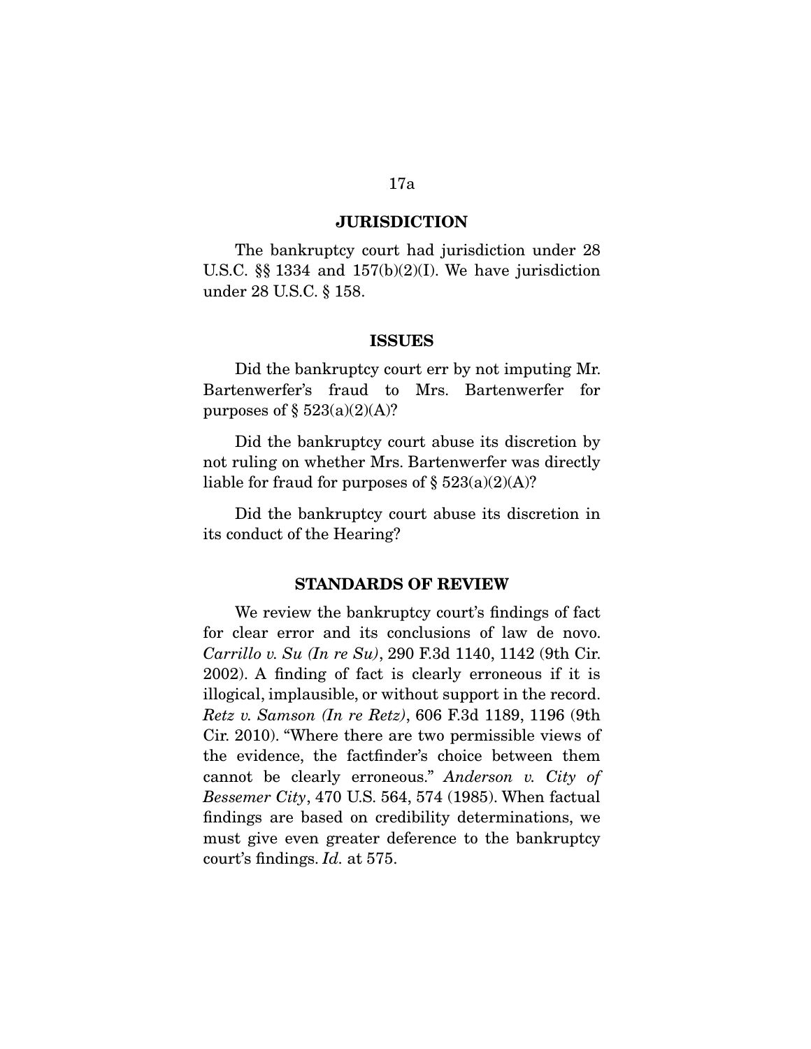## JURISDICTION

The bankruptcy court had jurisdiction under 28 U.S.C. §§ 1334 and 157(b)(2)(I). We have jurisdiction under 28 U.S.C. § 158.

## ISSUES

Did the bankruptcy court err by not imputing Mr. Bartenwerfer's fraud to Mrs. Bartenwerfer for purposes of § 523(a)(2)(A)?

Did the bankruptcy court abuse its discretion by not ruling on whether Mrs. Bartenwerfer was directly liable for fraud for purposes of § 523(a)(2)(A)?

Did the bankruptcy court abuse its discretion in its conduct of the Hearing?

## STANDARDS OF REVIEW

We review the bankruptcy court's findings of fact for clear error and its conclusions of law de novo. *Carrillo v. Su (In re Su)*, 290 F.3d 1140, 1142 (9th Cir. 2002). A finding of fact is clearly erroneous if it is illogical, implausible, or without support in the record. *Retz v. Samson (In re Retz)*, 606 F.3d 1189, 1196 (9th Cir. 2010). "Where there are two permissible views of the evidence, the factfinder's choice between them cannot be clearly erroneous." *Anderson v. City of Bessemer City*, 470 U.S. 564, 574 (1985). When factual findings are based on credibility determinations, we must give even greater deference to the bankruptcy court's findings. *Id.* at 575.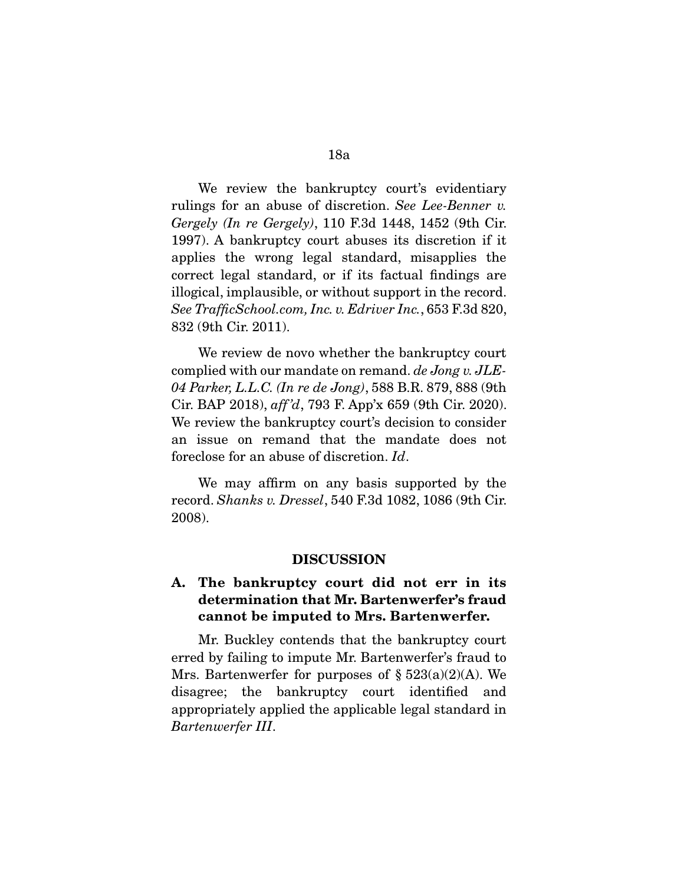We review the bankruptcy court's evidentiary rulings for an abuse of discretion. *See Lee-Benner v. Gergely (In re Gergely)*, 110 F.3d 1448, 1452 (9th Cir. 1997). A bankruptcy court abuses its discretion if it applies the wrong legal standard, misapplies the correct legal standard, or if its factual findings are illogical, implausible, or without support in the record. *See TrafficSchool.com, Inc. v. Edriver Inc.*, 653 F.3d 820, 832 (9th Cir. 2011).

We review de novo whether the bankruptcy court complied with our mandate on remand. *de Jong v. JLE-04 Parker, L.L.C. (In re de Jong)*, 588 B.R. 879, 888 (9th Cir. BAP 2018), *aff'd*, 793 F. App'x 659 (9th Cir. 2020). We review the bankruptcy court's decision to consider an issue on remand that the mandate does not foreclose for an abuse of discretion. *Id*.

We may affirm on any basis supported by the record. *Shanks v. Dressel*, 540 F.3d 1082, 1086 (9th Cir. 2008).

## DISCUSSION

### A. The bankruptcy court did not err in its determination that Mr. Bartenwerfer's fraud cannot be imputed to Mrs. Bartenwerfer.

Mr. Buckley contends that the bankruptcy court erred by failing to impute Mr. Bartenwerfer's fraud to Mrs. Bartenwerfer for purposes of § 523(a)(2)(A). We disagree; the bankruptcy court identified and appropriately applied the applicable legal standard in *Bartenwerfer III*.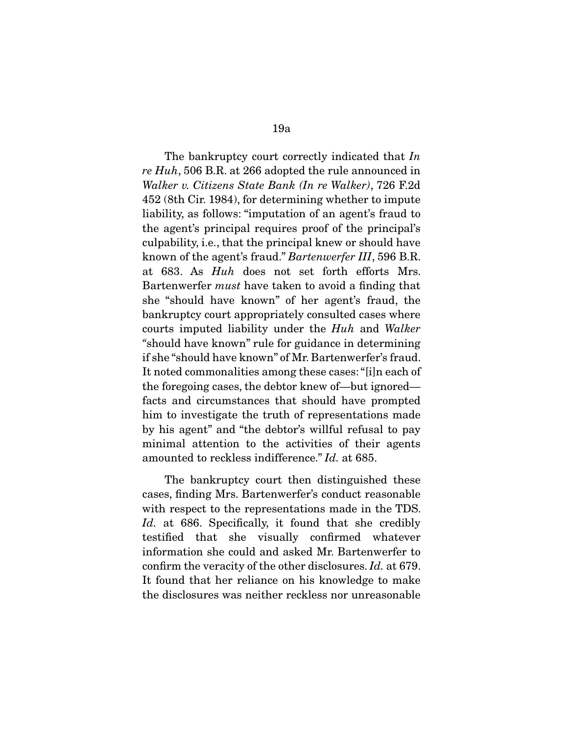The bankruptcy court correctly indicated that *In re Huh*, 506 B.R. at 266 adopted the rule announced in *Walker v. Citizens State Bank (In re Walker)*, 726 F.2d 452 (8th Cir. 1984), for determining whether to impute liability, as follows: "imputation of an agent's fraud to the agent's principal requires proof of the principal's culpability, i.e., that the principal knew or should have known of the agent's fraud." *Bartenwerfer III*, 596 B.R. at 683. As *Huh* does not set forth efforts Mrs. Bartenwerfer *must* have taken to avoid a finding that she "should have known" of her agent's fraud, the bankruptcy court appropriately consulted cases where courts imputed liability under the *Huh* and *Walker* "should have known" rule for guidance in determining if she "should have known" of Mr. Bartenwerfer's fraud. It noted commonalities among these cases: "[i]n each of the foregoing cases, the debtor knew of—but ignored—facts and circumstances that should have prompted him to investigate the truth of representations made by his agent" and "the debtor's willful refusal to pay minimal attention to the activities of their agents amounted to reckless indifference." *Id.* at 685.

The bankruptcy court then distinguished these cases, finding Mrs. Bartenwerfer's conduct reasonable with respect to the representations made in the TDS. *Id.* at 686. Specifically, it found that she credibly testified that she visually confirmed whatever information she could and asked Mr. Bartenwerfer to confirm the veracity of the other disclosures. *Id.* at 679. It found that her reliance on his knowledge to make the disclosures was neither reckless nor unreasonable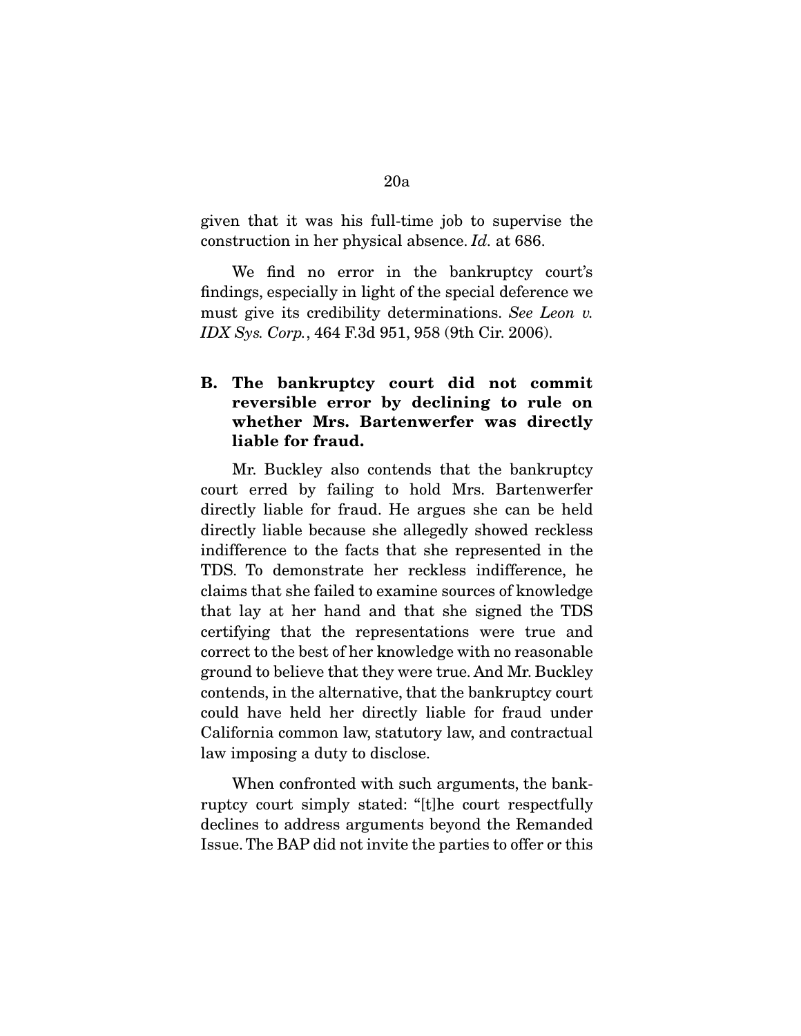given that it was his full-time job to supervise the construction in her physical absence. *Id.* at 686.

We find no error in the bankruptcy court's findings, especially in light of the special deference we must give its credibility determinations. *See Leon v. IDX Sys. Corp.*, 464 F.3d 951, 958 (9th Cir. 2006).

### B. The bankruptcy court did not commit reversible error by declining to rule on whether Mrs. Bartenwerfer was directly liable for fraud.

Mr. Buckley also contends that the bankruptcy court erred by failing to hold Mrs. Bartenwerfer directly liable for fraud. He argues she can be held directly liable because she allegedly showed reckless indifference to the facts that she represented in the TDS. To demonstrate her reckless indifference, he claims that she failed to examine sources of knowledge that lay at her hand and that she signed the TDS certifying that the representations were true and correct to the best of her knowledge with no reasonable ground to believe that they were true. And Mr. Buckley contends, in the alternative, that the bankruptcy court could have held her directly liable for fraud under California common law, statutory law, and contractual law imposing a duty to disclose.

When confronted with such arguments, the bankruptcy court simply stated: "[t]he court respectfully declines to address arguments beyond the Remanded Issue. The BAP did not invite the parties to offer or this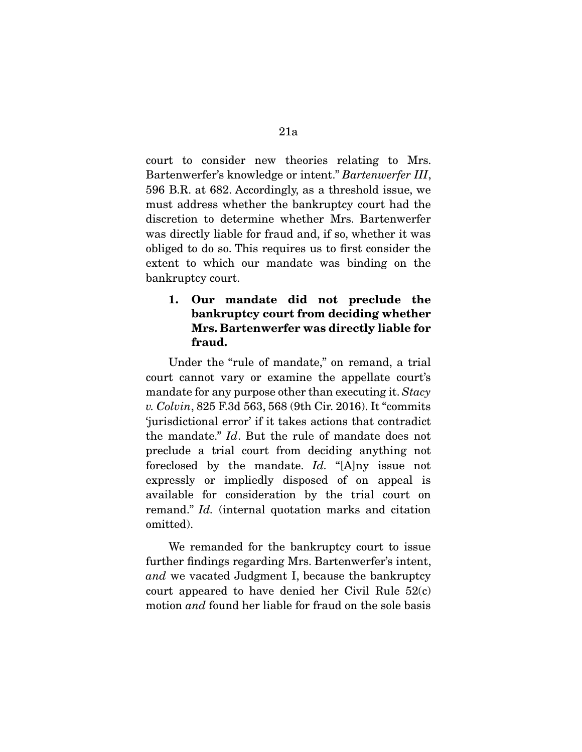court to consider new theories relating to Mrs. Bartenwerfer's knowledge or intent." *Bartenwerfer III*, 596 B.R. at 682. Accordingly, as a threshold issue, we must address whether the bankruptcy court had the discretion to determine whether Mrs. Bartenwerfer was directly liable for fraud and, if so, whether it was obliged to do so. This requires us to first consider the extent to which our mandate was binding on the bankruptcy court.

### 1. Our mandate did not preclude the bankruptcy court from deciding whether Mrs. Bartenwerfer was directly liable for fraud.

Under the "rule of mandate," on remand, a trial court cannot vary or examine the appellate court's mandate for any purpose other than executing it. *Stacy v. Colvin*, 825 F.3d 563, 568 (9th Cir. 2016). It "commits 'jurisdictional error' if it takes actions that contradict the mandate." *Id*. But the rule of mandate does not preclude a trial court from deciding anything not foreclosed by the mandate. *Id.* "[A]ny issue not expressly or impliedly disposed of on appeal is available for consideration by the trial court on remand." *Id.* (internal quotation marks and citation omitted).

We remanded for the bankruptcy court to issue further findings regarding Mrs. Bartenwerfer's intent, *and* we vacated Judgment I, because the bankruptcy court appeared to have denied her Civil Rule 52(c) motion *and* found her liable for fraud on the sole basis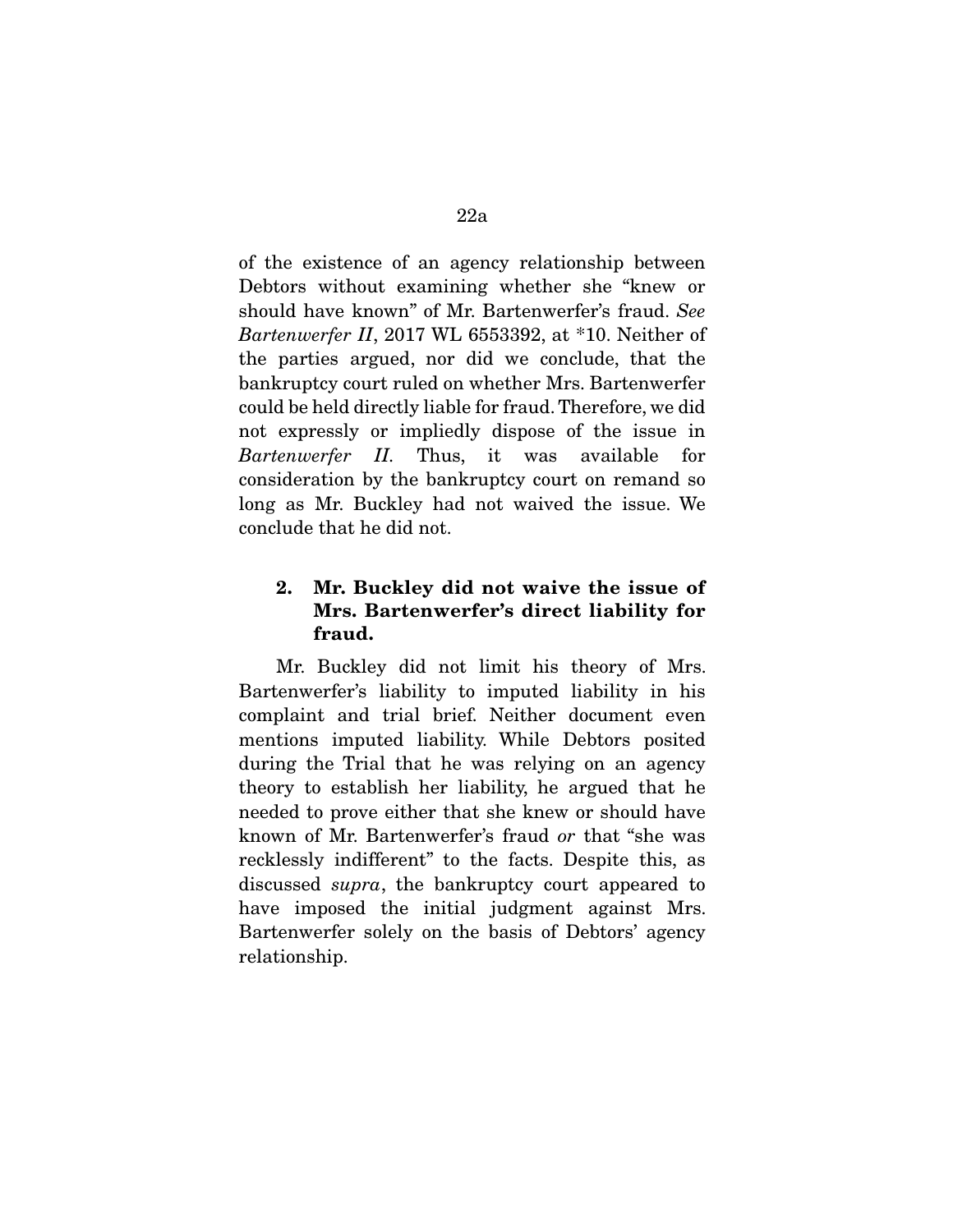of the existence of an agency relationship between Debtors without examining whether she "knew or should have known" of Mr. Bartenwerfer's fraud. *See Bartenwerfer II*, 2017 WL 6553392, at *10. Neither of the parties argued, nor did we conclude, that the bankruptcy court ruled on whether Mrs. Bartenwerfer could be held directly liable for fraud. Therefore, we did not expressly or impliedly dispose of the issue in *Bartenwerfer II*. Thus, it was available for consideration by the bankruptcy court on remand so long as Mr. Buckley had not waived the issue. We conclude that he did not.

### 2. Mr. Buckley did not waive the issue of Mrs. Bartenwerfer's direct liability for fraud.

Mr. Buckley did not limit his theory of Mrs. Bartenwerfer's liability to imputed liability in his complaint and trial brief. Neither document even mentions imputed liability. While Debtors posited during the Trial that he was relying on an agency theory to establish her liability, he argued that he needed to prove either that she knew or should have known of Mr. Bartenwerfer's fraud *or* that "she was recklessly indifferent" to the facts. Despite this, as discussed *supra*, the bankruptcy court appeared to have imposed the initial judgment against Mrs. Bartenwerfer solely on the basis of Debtors' agency relationship.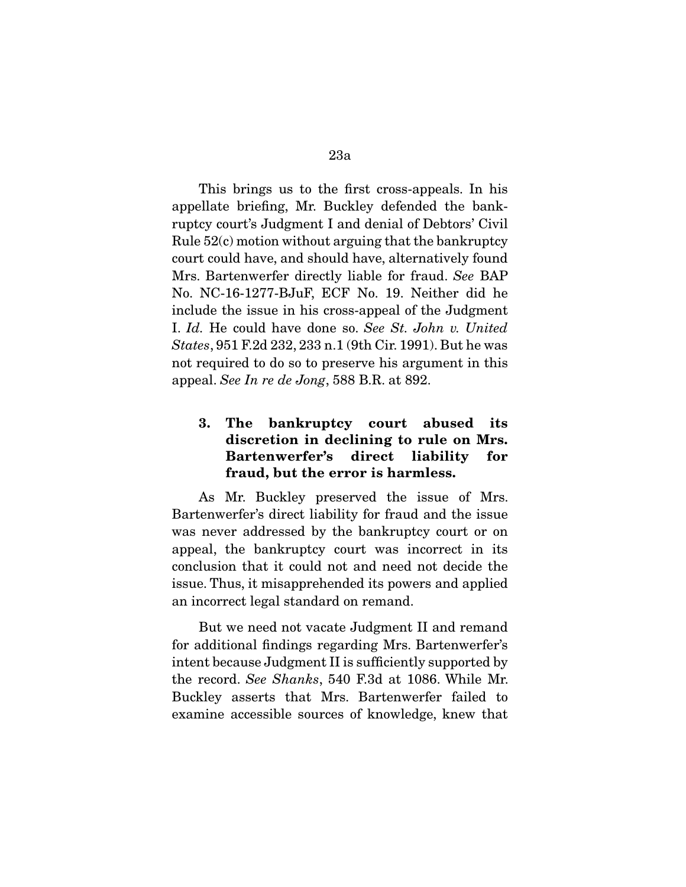This brings us to the first cross-appeals. In his appellate briefing, Mr. Buckley defended the bankruptcy court's Judgment I and denial of Debtors' Civil Rule 52(c) motion without arguing that the bankruptcy court could have, and should have, alternatively found Mrs. Bartenwerfer directly liable for fraud. *See* BAP No. NC-16-1277-BJuF, ECF No. 19. Neither did he include the issue in his cross-appeal of the Judgment I. *Id.* He could have done so. *See St. John v. United States*, 951 F.2d 232, 233 n.1 (9th Cir. 1991). But he was not required to do so to preserve his argument in this appeal. *See In re de Jong*, 588 B.R. at 892.

### 3. The bankruptcy court abused its discretion in declining to rule on Mrs. Bartenwerfer's direct liability for fraud, but the error is harmless.

As Mr. Buckley preserved the issue of Mrs. Bartenwerfer's direct liability for fraud and the issue was never addressed by the bankruptcy court or on appeal, the bankruptcy court was incorrect in its conclusion that it could not and need not decide the issue. Thus, it misapprehended its powers and applied an incorrect legal standard on remand.

But we need not vacate Judgment II and remand for additional findings regarding Mrs. Bartenwerfer's intent because Judgment II is sufficiently supported by the record. *See Shanks*, 540 F.3d at 1086. While Mr. Buckley asserts that Mrs. Bartenwerfer failed to examine accessible sources of knowledge, knew that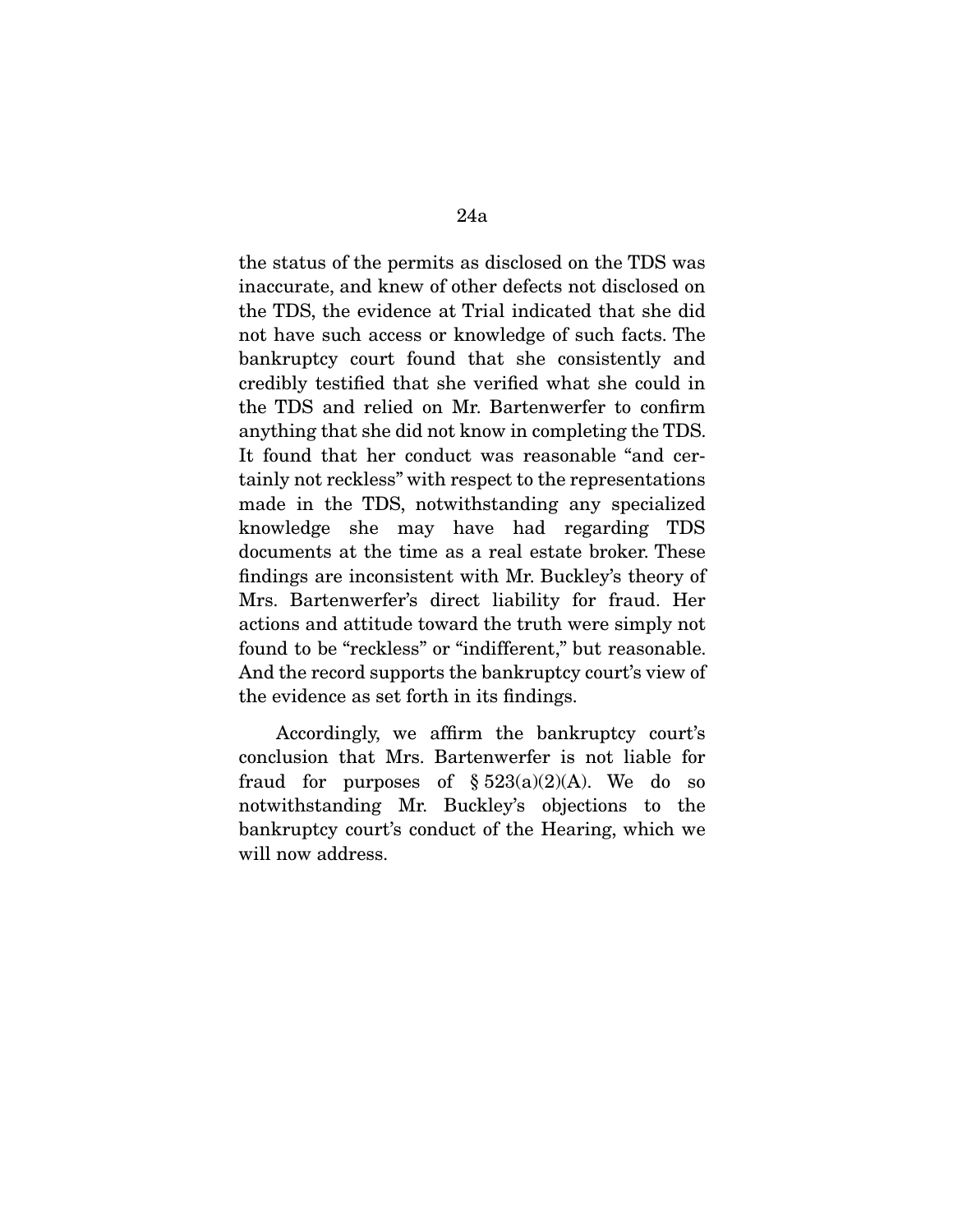the status of the permits as disclosed on the TDS was inaccurate, and knew of other defects not disclosed on the TDS, the evidence at Trial indicated that she did not have such access or knowledge of such facts. The bankruptcy court found that she consistently and credibly testified that she verified what she could in the TDS and relied on Mr. Bartenwerfer to confirm anything that she did not know in completing the TDS. It found that her conduct was reasonable "and certainly not reckless" with respect to the representations made in the TDS, notwithstanding any specialized knowledge she may have had regarding TDS documents at the time as a real estate broker. These findings are inconsistent with Mr. Buckley's theory of Mrs. Bartenwerfer's direct liability for fraud. Her actions and attitude toward the truth were simply not found to be "reckless" or "indifferent," but reasonable. And the record supports the bankruptcy court's view of the evidence as set forth in its findings.

Accordingly, we affirm the bankruptcy court's conclusion that Mrs. Bartenwerfer is not liable for fraud for purposes of § 523(a)(2)(A). We do so notwithstanding Mr. Buckley's objections to the bankruptcy court's conduct of the Hearing, which we will now address.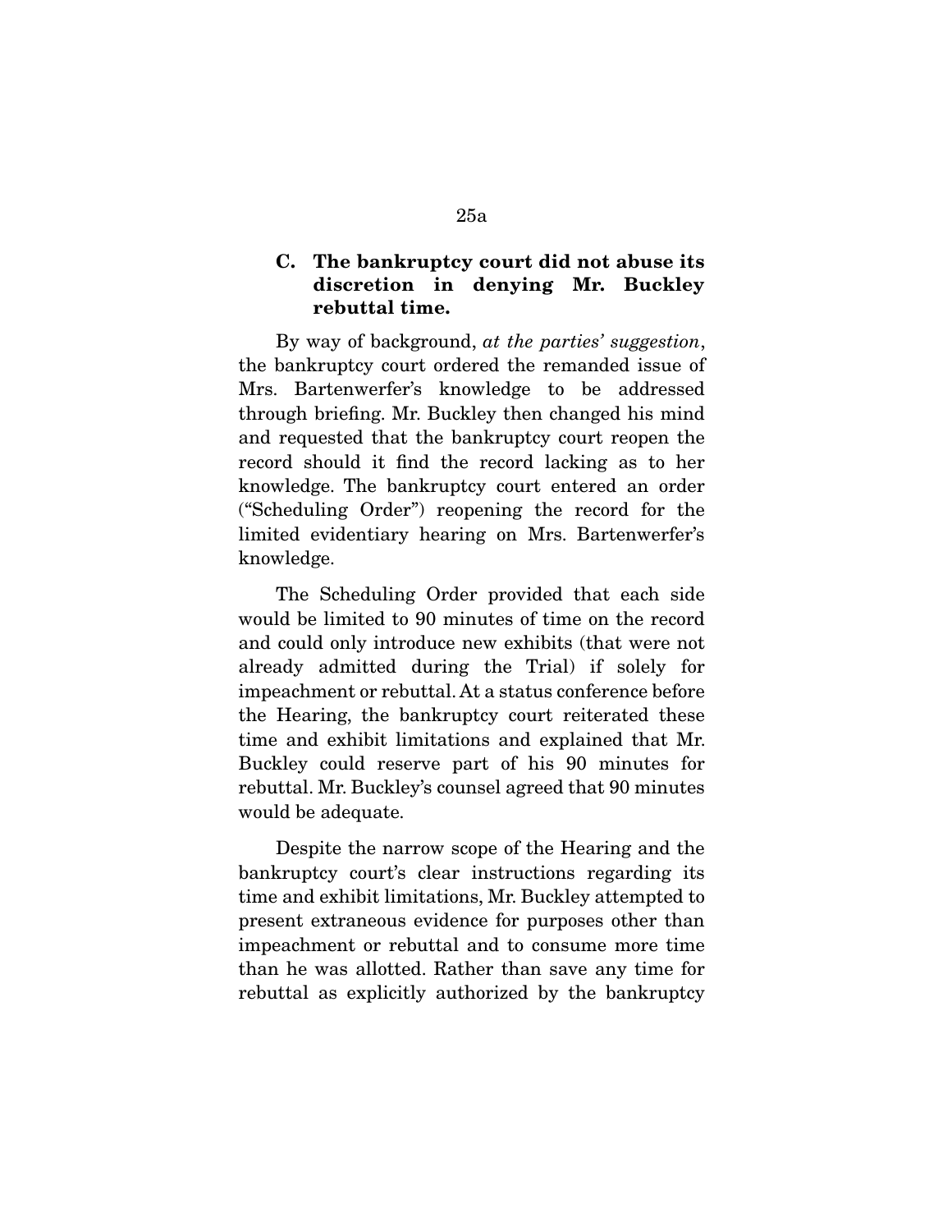### C. The bankruptcy court did not abuse its discretion in denying Mr. Buckley rebuttal time.

By way of background, *at the parties' suggestion*, the bankruptcy court ordered the remanded issue of Mrs. Bartenwerfer's knowledge to be addressed through briefing. Mr. Buckley then changed his mind and requested that the bankruptcy court reopen the record should it find the record lacking as to her knowledge. The bankruptcy court entered an order ("Scheduling Order") reopening the record for the limited evidentiary hearing on Mrs. Bartenwerfer's knowledge.

The Scheduling Order provided that each side would be limited to 90 minutes of time on the record and could only introduce new exhibits (that were not already admitted during the Trial) if solely for impeachment or rebuttal. At a status conference before the Hearing, the bankruptcy court reiterated these time and exhibit limitations and explained that Mr. Buckley could reserve part of his 90 minutes for rebuttal. Mr. Buckley's counsel agreed that 90 minutes would be adequate.

Despite the narrow scope of the Hearing and the bankruptcy court's clear instructions regarding its time and exhibit limitations, Mr. Buckley attempted to present extraneous evidence for purposes other than impeachment or rebuttal and to consume more time than he was allotted. Rather than save any time for rebuttal as explicitly authorized by the bankruptcy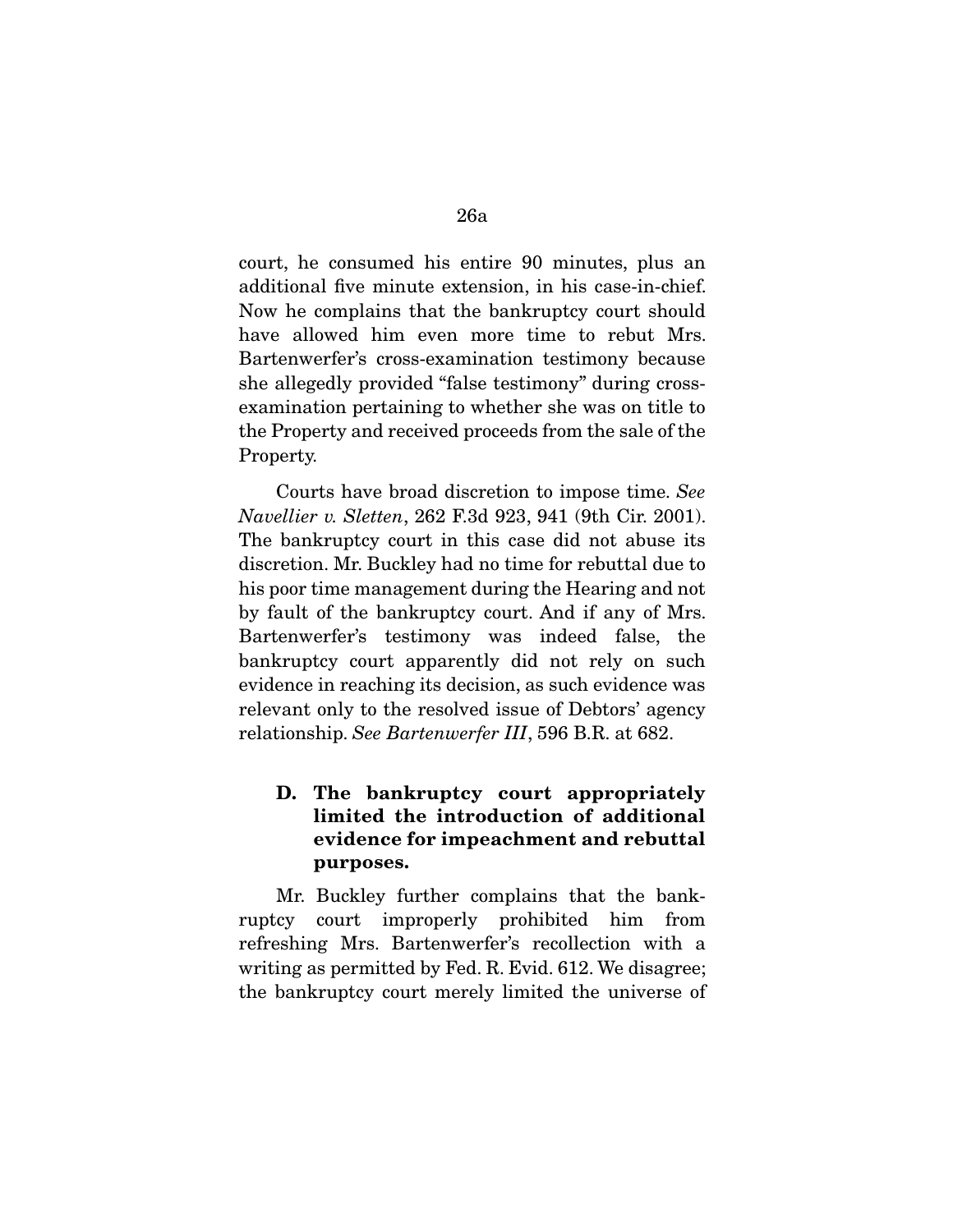court, he consumed his entire 90 minutes, plus an additional five minute extension, in his case-in-chief. Now he complains that the bankruptcy court should have allowed him even more time to rebut Mrs. Bartenwerfer's cross-examination testimony because she allegedly provided "false testimony" during cross-examination pertaining to whether she was on title to the Property and received proceeds from the sale of the Property.

Courts have broad discretion to impose time. *See Navellier v. Sletten*, 262 F.3d 923, 941 (9th Cir. 2001). The bankruptcy court in this case did not abuse its discretion. Mr. Buckley had no time for rebuttal due to his poor time management during the Hearing and not by fault of the bankruptcy court. And if any of Mrs. Bartenwerfer's testimony was indeed false, the bankruptcy court apparently did not rely on such evidence in reaching its decision, as such evidence was relevant only to the resolved issue of Debtors' agency relationship. *See Bartenwerfer III*, 596 B.R. at 682.

### D. The bankruptcy court appropriately limited the introduction of additional evidence for impeachment and rebuttal purposes.

Mr. Buckley further complains that the bankruptcy court improperly prohibited him from refreshing Mrs. Bartenwerfer's recollection with a writing as permitted by Fed. R. Evid. 612. We disagree; the bankruptcy court merely limited the universe of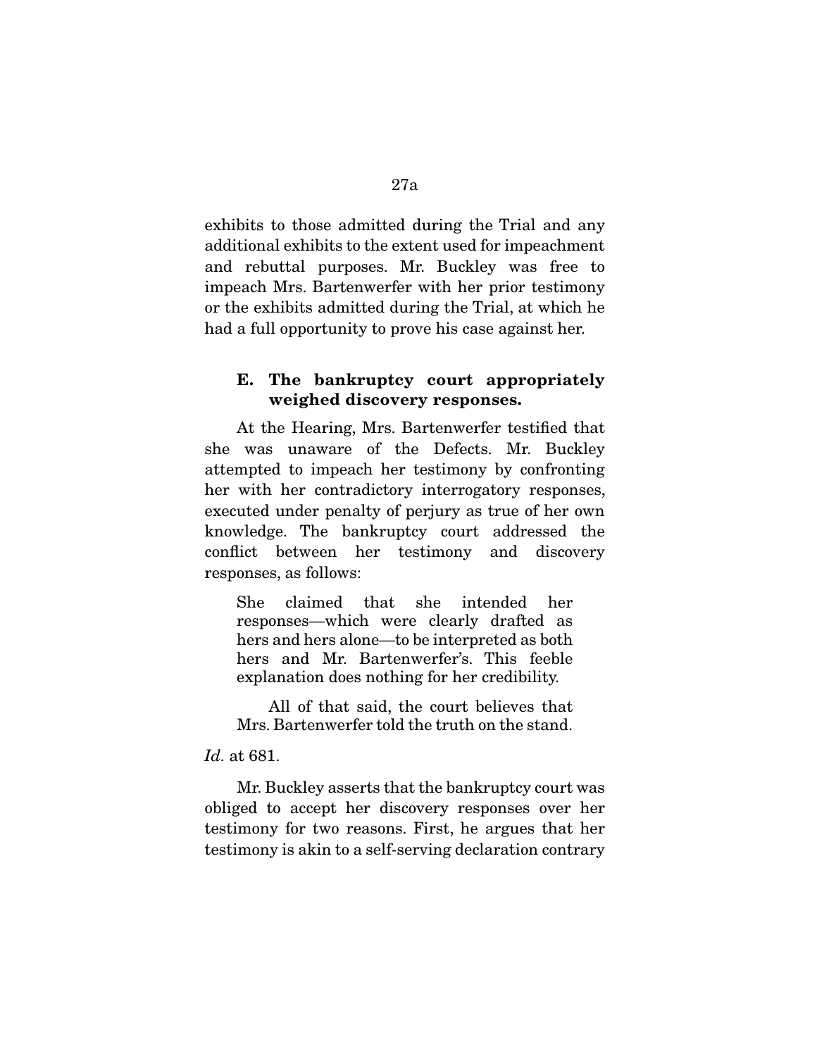exhibits to those admitted during the Trial and any additional exhibits to the extent used for impeachment and rebuttal purposes. Mr. Buckley was free to impeach Mrs. Bartenwerfer with her prior testimony or the exhibits admitted during the Trial, at which he had a full opportunity to prove his case against her.

### E. The bankruptcy court appropriately weighed discovery responses.

At the Hearing, Mrs. Bartenwerfer testified that she was unaware of the Defects. Mr. Buckley attempted to impeach her testimony by confronting her with her contradictory interrogatory responses, executed under penalty of perjury as true of her own knowledge. The bankruptcy court addressed the conflict between her testimony and discovery responses, as follows:

> She claimed that she intended her responses—which were clearly drafted as hers and hers alone—to be interpreted as both hers and Mr. Bartenwerfer's. This feeble explanation does nothing for her credibility.
>
> All of that said, the court believes that Mrs. Bartenwerfer told the truth on the stand.

*Id.* at 681.

Mr. Buckley asserts that the bankruptcy court was obliged to accept her discovery responses over her testimony for two reasons. First, he argues that her testimony is akin to a self-serving declaration contrary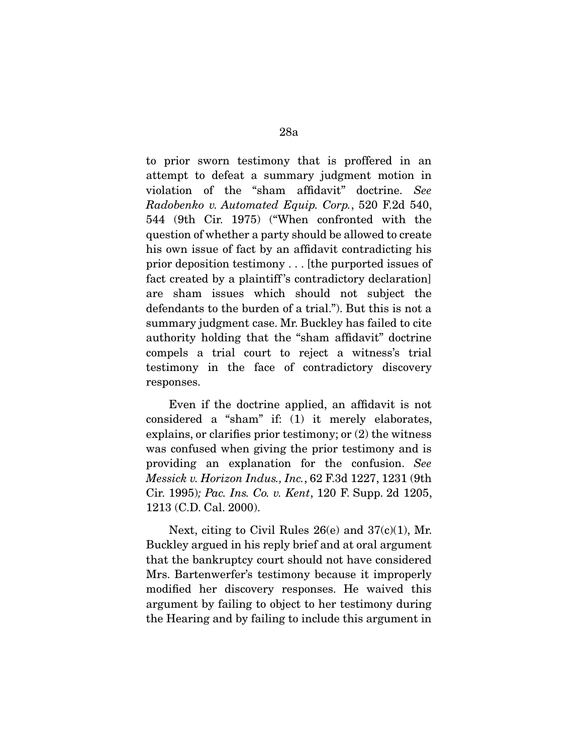to prior sworn testimony that is proffered in an attempt to defeat a summary judgment motion in violation of the "sham affidavit" doctrine. *See Radobenko v. Automated Equip. Corp.*, 520 F.2d 540, 544 (9th Cir. 1975) ("When confronted with the question of whether a party should be allowed to create his own issue of fact by an affidavit contradicting his prior deposition testimony . . . [the purported issues of fact created by a plaintiff's contradictory declaration] are sham issues which should not subject the defendants to the burden of a trial."). But this is not a summary judgment case. Mr. Buckley has failed to cite authority holding that the "sham affidavit" doctrine compels a trial court to reject a witness's trial testimony in the face of contradictory discovery responses.

Even if the doctrine applied, an affidavit is not considered a "sham" if: (1) it merely elaborates, explains, or clarifies prior testimony; or (2) the witness was confused when giving the prior testimony and is providing an explanation for the confusion. *See Messick v. Horizon Indus., Inc.*, 62 F.3d 1227, 1231 (9th Cir. 1995); *Pac. Ins. Co. v. Kent*, 120 F. Supp. 2d 1205, 1213 (C.D. Cal. 2000).

Next, citing to Civil Rules 26(e) and 37(c)(1), Mr. Buckley argued in his reply brief and at oral argument that the bankruptcy court should not have considered Mrs. Bartenwerfer's testimony because it improperly modified her discovery responses. He waived this argument by failing to object to her testimony during the Hearing and by failing to include this argument in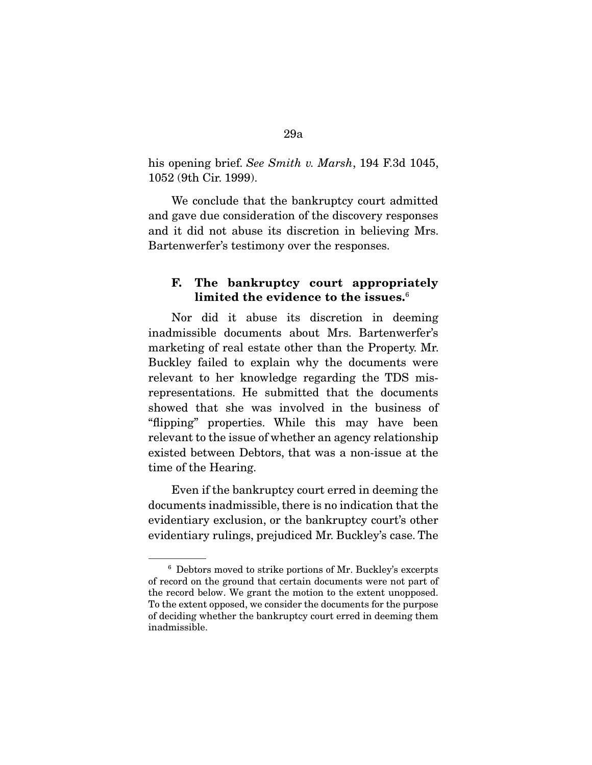his opening brief. *See Smith v. Marsh*, 194 F.3d 1045, 1052 (9th Cir. 1999).

We conclude that the bankruptcy court admitted and gave due consideration of the discovery responses and it did not abuse its discretion in believing Mrs. Bartenwerfer's testimony over the responses.

### F. The bankruptcy court appropriately limited the evidence to the issues.[6]

Nor did it abuse its discretion in deeming inadmissible documents about Mrs. Bartenwerfer's marketing of real estate other than the Property. Mr. Buckley failed to explain why the documents were relevant to her knowledge regarding the TDS misrepresentations. He submitted that the documents showed that she was involved in the business of "flipping" properties. While this may have been relevant to the issue of whether an agency relationship existed between Debtors, that was a non-issue at the time of the Hearing.

Even if the bankruptcy court erred in deeming the documents inadmissible, there is no indication that the evidentiary exclusion, or the bankruptcy court's other evidentiary rulings, prejudiced Mr. Buckley's case. The

---

[6] Debtors moved to strike portions of Mr. Buckley's excerpts of record on the ground that certain documents were not part of the record below. We grant the motion to the extent unopposed. To the extent opposed, we consider the documents for the purpose of deciding whether the bankruptcy court erred in deeming them inadmissible.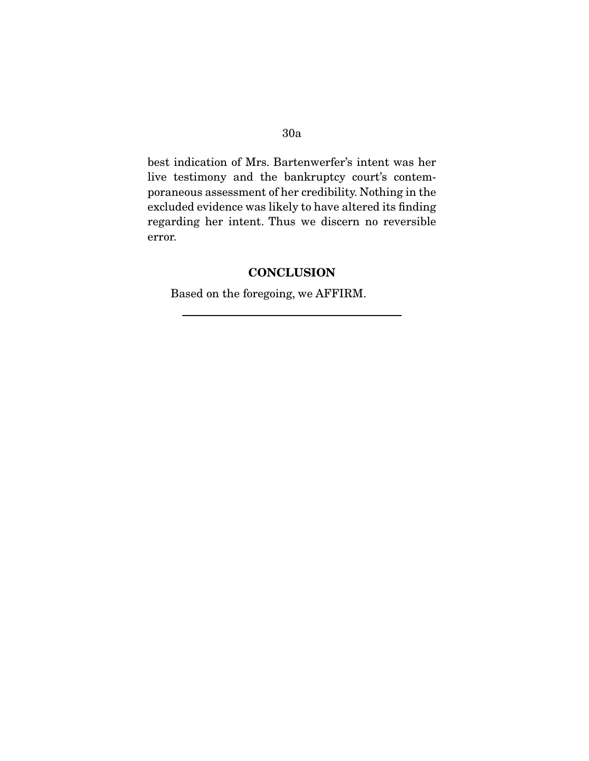best indication of Mrs. Bartenwerfer's intent was her live testimony and the bankruptcy court's contemporaneous assessment of her credibility. Nothing in the excluded evidence was likely to have altered its finding regarding her intent. Thus we discern no reversible error.

## CONCLUSION

Based on the foregoing, we AFFIRM.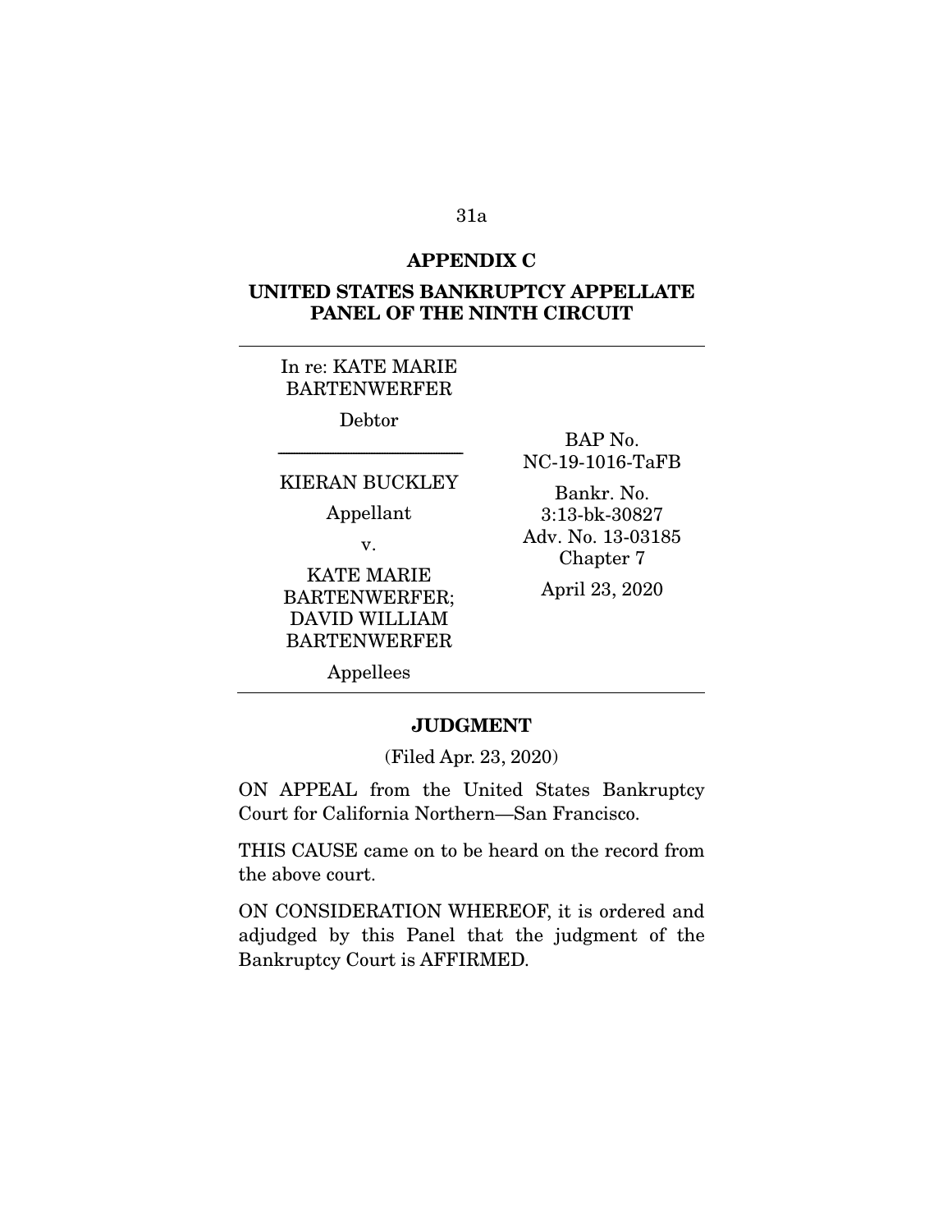## APPENDIX C

## UNITED STATES BANKRUPTCY APPELLATE PANEL OF THE NINTH CIRCUIT

---

In re: KATE MARIE BARTENWERFER

Debtor

---

KIERAN BUCKLEY

Appellant

v.

KATE MARIE BARTENWERFER; DAVID WILLIAM BARTENWERFER

Appellees

BAP No. NC-19-1016-TaFB

Bankr. No. 3:13-bk-30827

Adv. No. 13-03185

Chapter 7

April 23, 2020

---

### JUDGMENT

(Filed Apr. 23, 2020)

ON APPEAL from the United States Bankruptcy Court for California Northern—San Francisco.

THIS CAUSE came on to be heard on the record from the above court.

ON CONSIDERATION WHEREOF, it is ordered and adjudged by this Panel that the judgment of the Bankruptcy Court is AFFIRMED.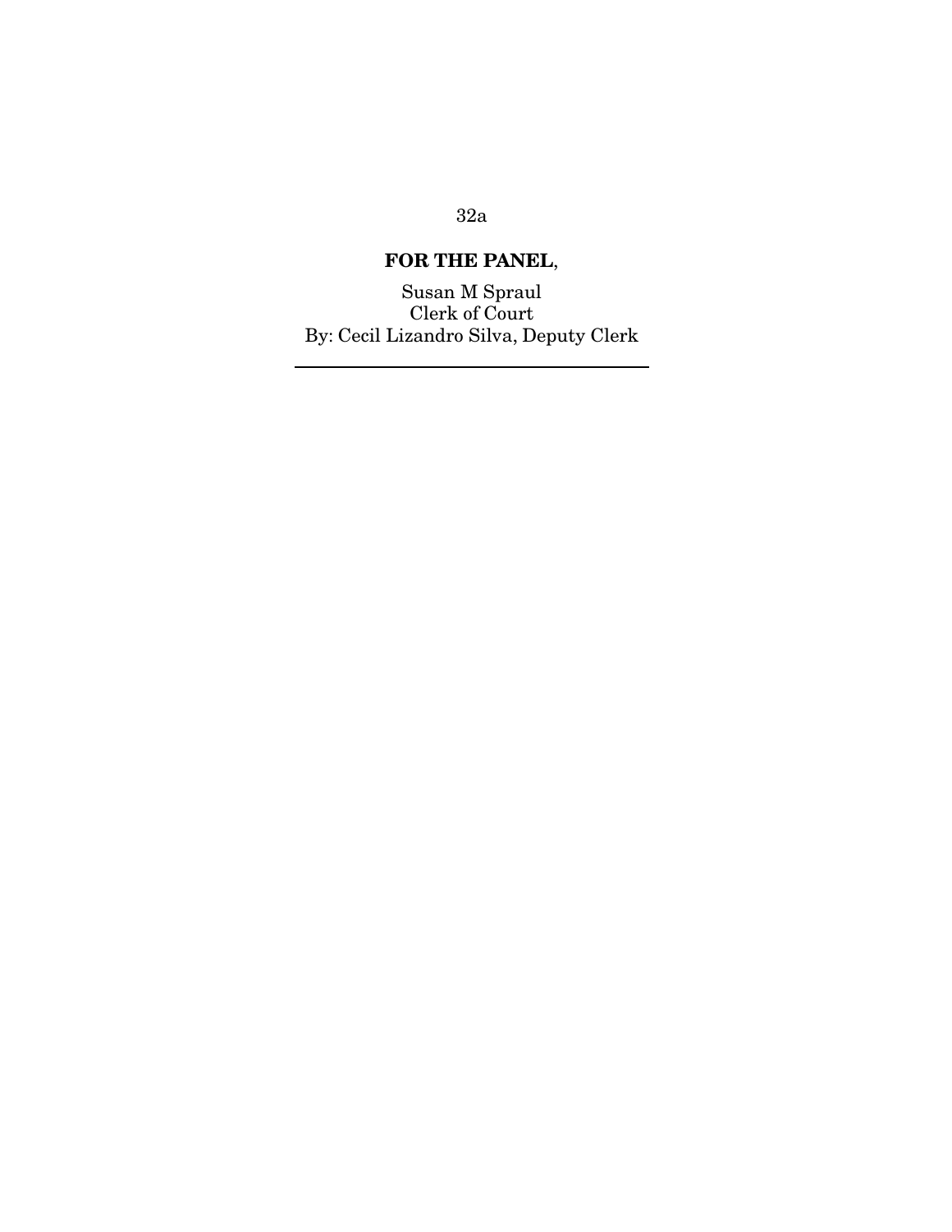**FOR THE PANEL**,

Susan M Spraul
Clerk of Court
By: Cecil Lizandro Silva, Deputy Clerk

---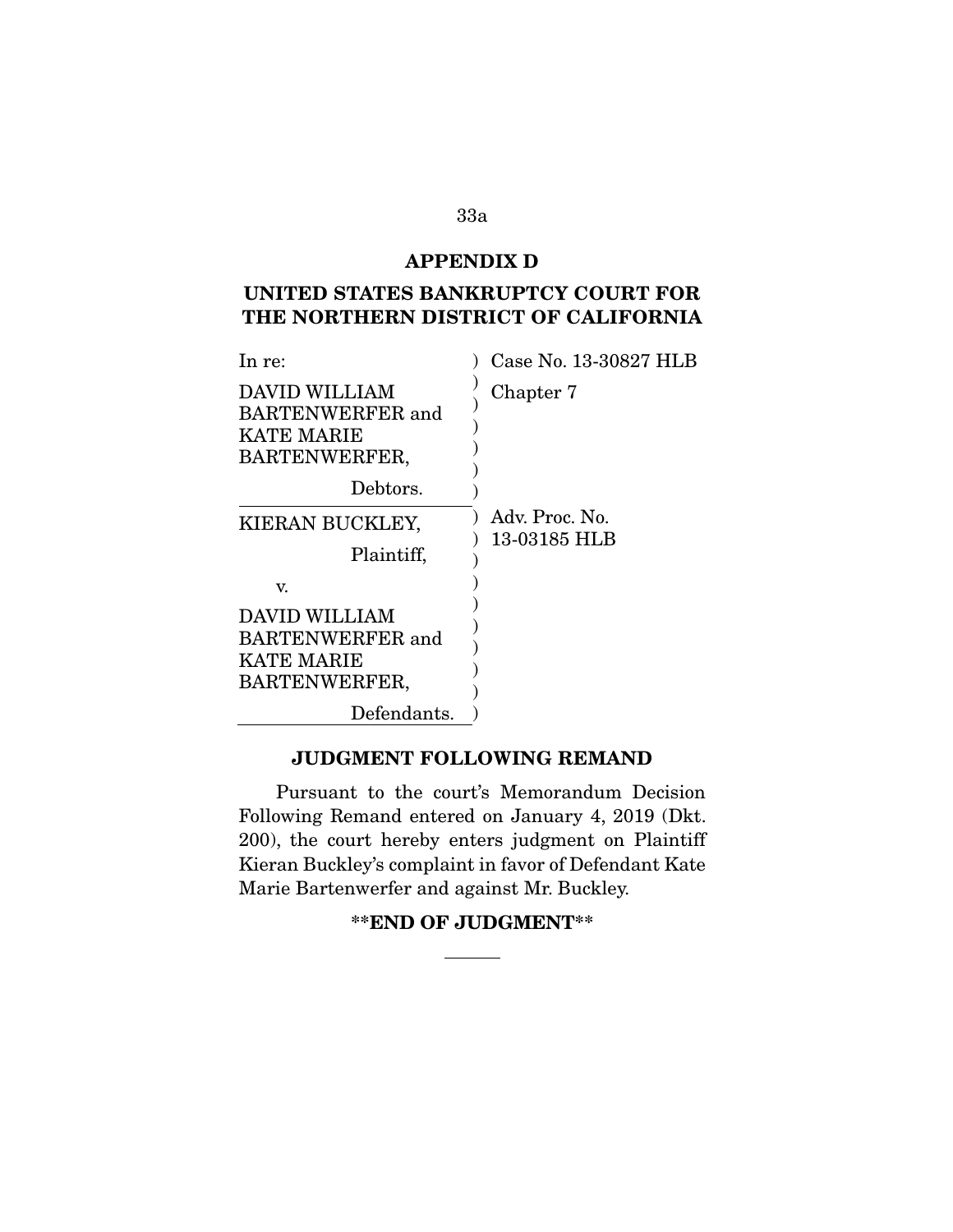## APPENDIX D

## UNITED STATES BANKRUPTCY COURT FOR THE NORTHERN DISTRICT OF CALIFORNIA

| | |
|---|---|
| In re:<br><br>DAVID WILLIAM BARTENWERFER and KATE MARIE BARTENWERFER,<br><br>Debtors. | Case No. 13-30827 HLB<br><br>Chapter 7 |
| KIERAN BUCKLEY,<br><br>Plaintiff,<br><br>v.<br><br>DAVID WILLIAM BARTENWERFER and KATE MARIE BARTENWERFER,<br><br>Defendants. | Adv. Proc. No. 13-03185 HLB |

### JUDGMENT FOLLOWING REMAND

Pursuant to the court's Memorandum Decision Following Remand entered on January 4, 2019 (Dkt. 200), the court hereby enters judgment on Plaintiff Kieran Buckley's complaint in favor of Defendant Kate Marie Bartenwerfer and against Mr. Buckley.

**\*\*END OF JUDGMENT\*\***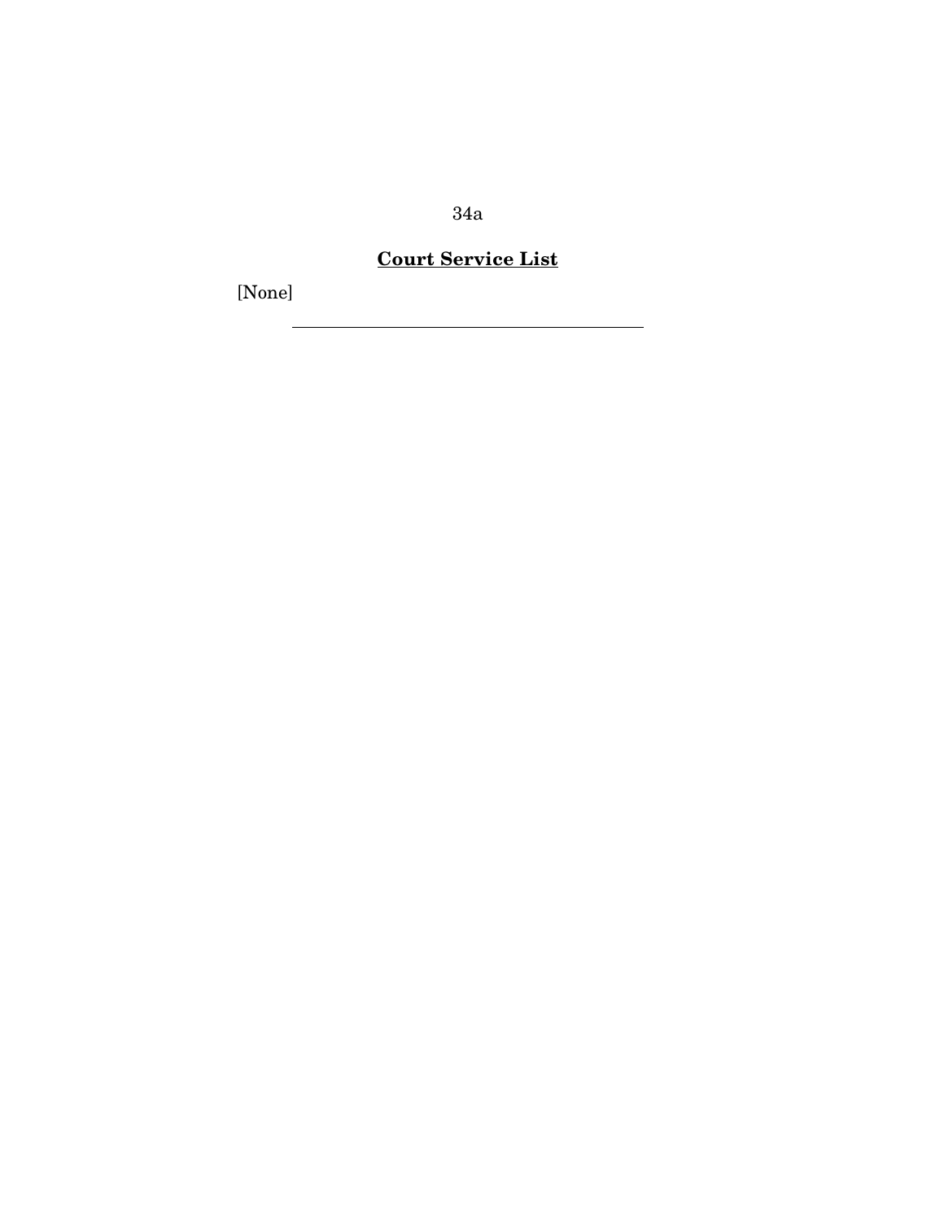**Court Service List**

[None]

---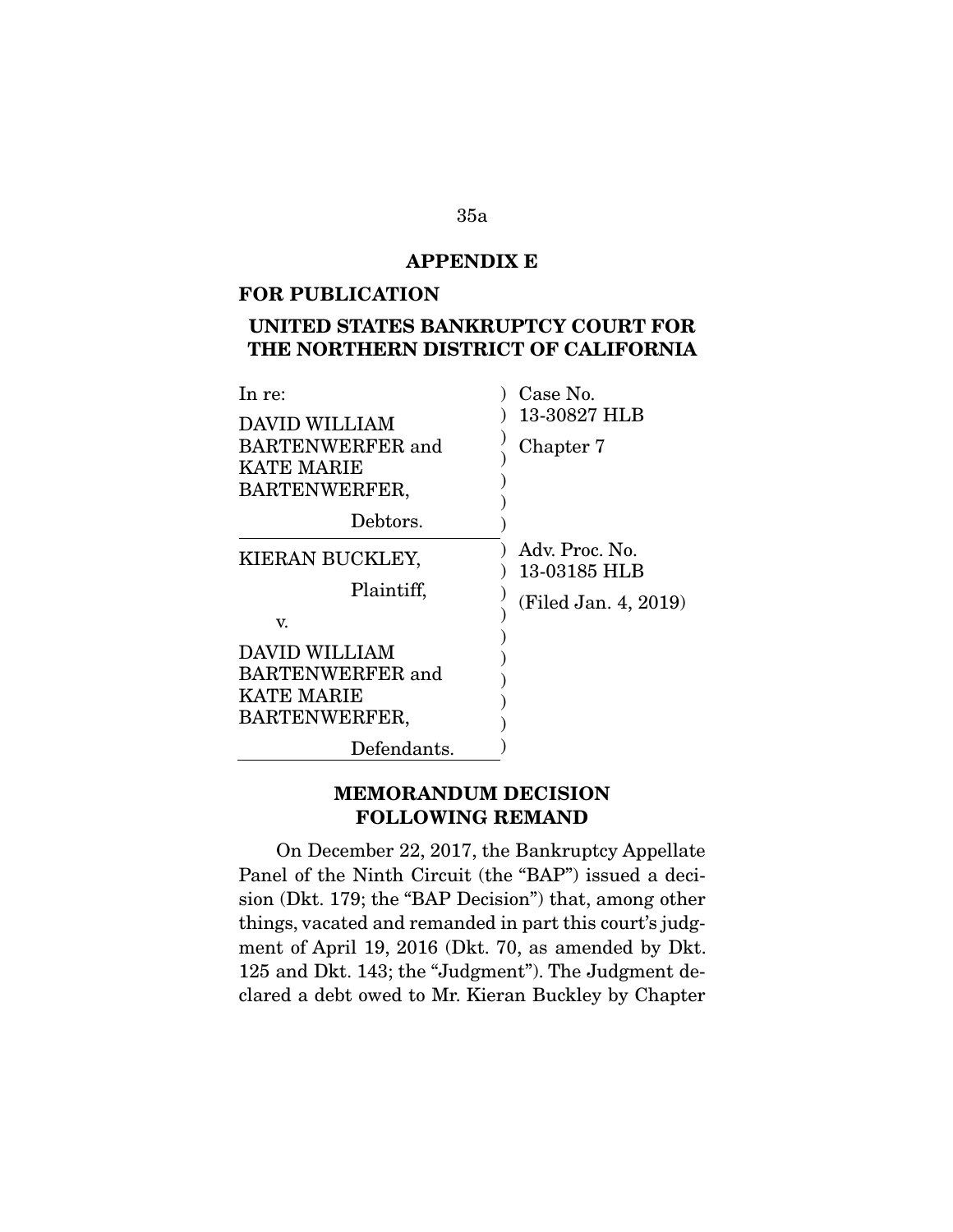## APPENDIX E

**FOR PUBLICATION**

**UNITED STATES BANKRUPTCY COURT FOR THE NORTHERN DISTRICT OF CALIFORNIA**

| | |
|---|---|
| In re: DAVID WILLIAM BARTENWERFER and KATE MARIE BARTENWERFER, Debtors. | Case No. 13-30827 HLB Chapter 7 |
| KIERAN BUCKLEY, Plaintiff, v. DAVID WILLIAM BARTENWERFER and KATE MARIE BARTENWERFER, Defendants. | Adv. Proc. No. 13-03185 HLB (Filed Jan. 4, 2019) |

**MEMORANDUM DECISION FOLLOWING REMAND**

On December 22, 2017, the Bankruptcy Appellate Panel of the Ninth Circuit (the "BAP") issued a decision (Dkt. 179; the "BAP Decision") that, among other things, vacated and remanded in part this court's judgment of April 19, 2016 (Dkt. 70, as amended by Dkt. 125 and Dkt. 143; the "Judgment"). The Judgment declared a debt owed to Mr. Kieran Buckley by Chapter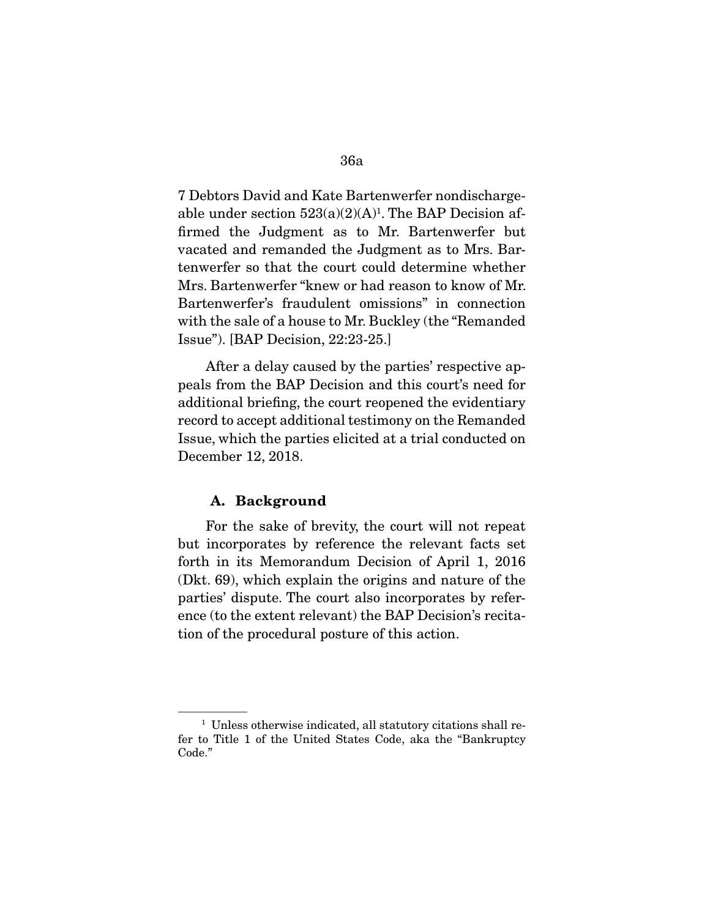7 Debtors David and Kate Bartenwerfer nondischargeable under section 523(a)(2)(A)[1]. The BAP Decision affirmed the Judgment as to Mr. Bartenwerfer but vacated and remanded the Judgment as to Mrs. Bartenwerfer so that the court could determine whether Mrs. Bartenwerfer "knew or had reason to know of Mr. Bartenwerfer's fraudulent omissions" in connection with the sale of a house to Mr. Buckley (the "Remanded Issue"). [BAP Decision, 22:23-25.]

After a delay caused by the parties' respective appeals from the BAP Decision and this court's need for additional briefing, the court reopened the evidentiary record to accept additional testimony on the Remanded Issue, which the parties elicited at a trial conducted on December 12, 2018.

### A. Background

For the sake of brevity, the court will not repeat but incorporates by reference the relevant facts set forth in its Memorandum Decision of April 1, 2016 (Dkt. 69), which explain the origins and nature of the parties' dispute. The court also incorporates by reference (to the extent relevant) the BAP Decision's recitation of the procedural posture of this action.

---

[1] Unless otherwise indicated, all statutory citations shall refer to Title 1 of the United States Code, aka the "Bankruptcy Code."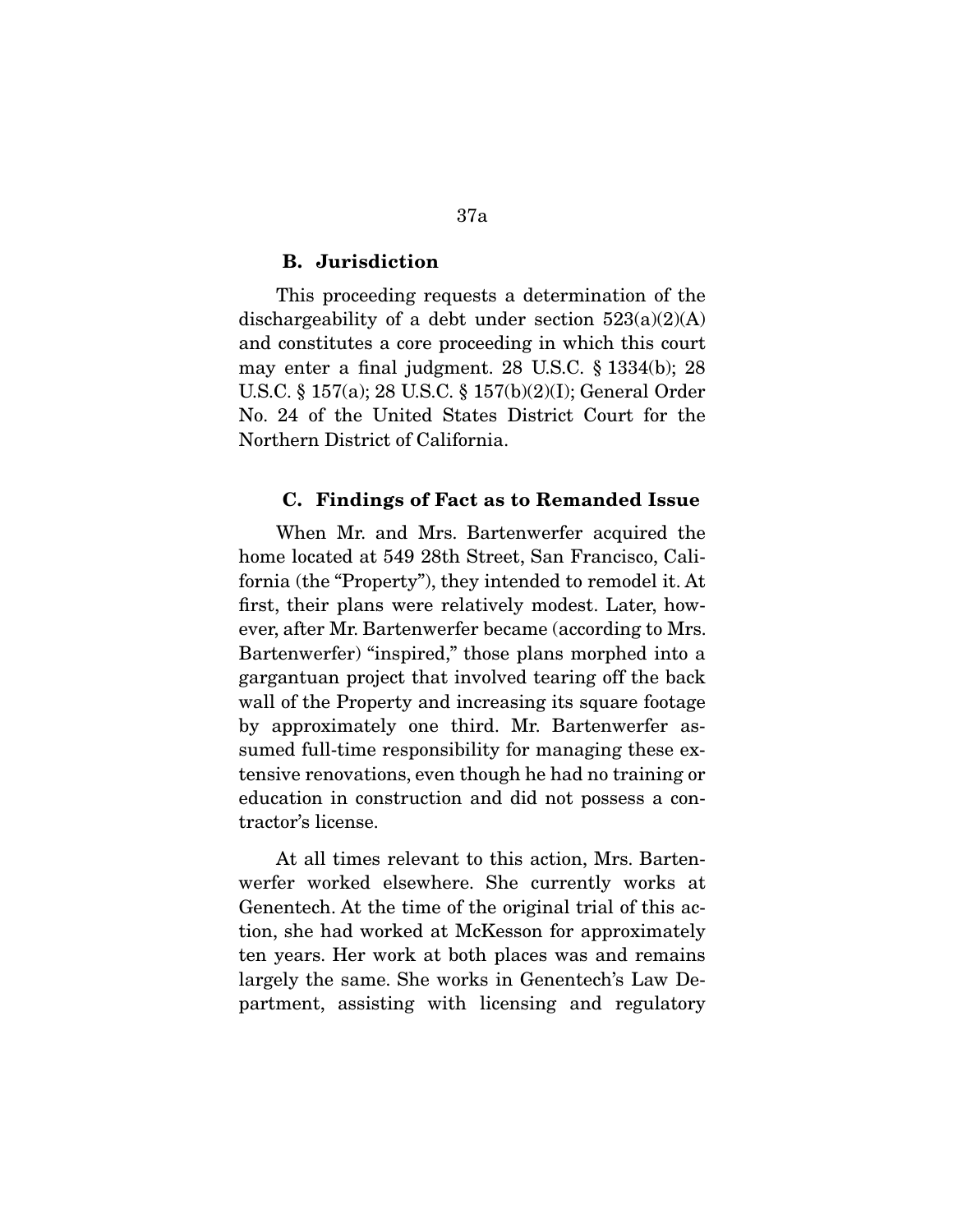### B. Jurisdiction

This proceeding requests a determination of the dischargeability of a debt under section 523(a)(2)(A) and constitutes a core proceeding in which this court may enter a final judgment. 28 U.S.C. § 1334(b); 28 U.S.C. § 157(a); 28 U.S.C. § 157(b)(2)(I); General Order No. 24 of the United States District Court for the Northern District of California.

### C. Findings of Fact as to Remanded Issue

When Mr. and Mrs. Bartenwerfer acquired the home located at 549 28th Street, San Francisco, California (the "Property"), they intended to remodel it. At first, their plans were relatively modest. Later, however, after Mr. Bartenwerfer became (according to Mrs. Bartenwerfer) "inspired," those plans morphed into a gargantuan project that involved tearing off the back wall of the Property and increasing its square footage by approximately one third. Mr. Bartenwerfer assumed full-time responsibility for managing these extensive renovations, even though he had no training or education in construction and did not possess a contractor's license.

At all times relevant to this action, Mrs. Bartenwerfer worked elsewhere. She currently works at Genentech. At the time of the original trial of this action, she had worked at McKesson for approximately ten years. Her work at both places was and remains largely the same. She works in Genentech's Law Department, assisting with licensing and regulatory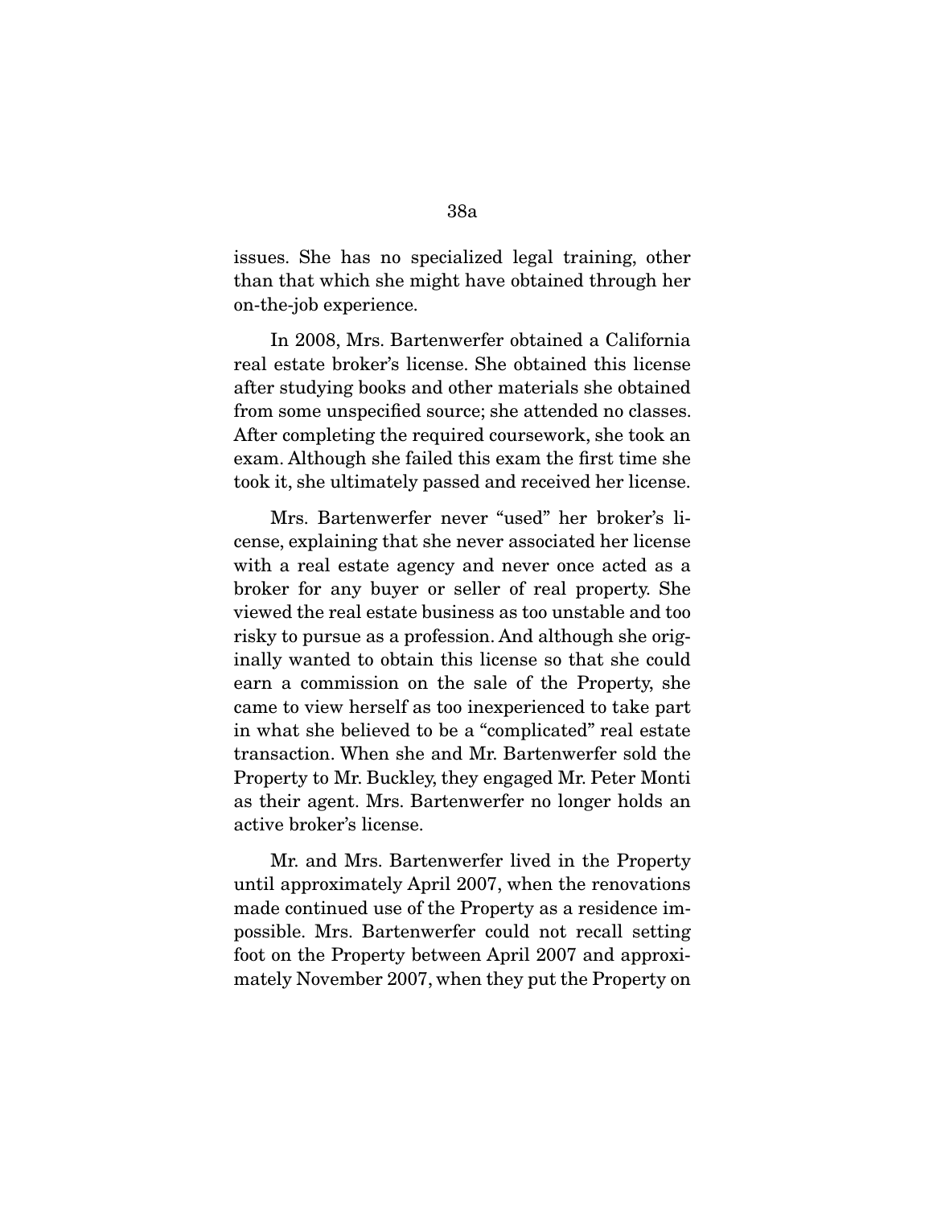issues. She has no specialized legal training, other than that which she might have obtained through her on-the-job experience.

In 2008, Mrs. Bartenwerfer obtained a California real estate broker's license. She obtained this license after studying books and other materials she obtained from some unspecified source; she attended no classes. After completing the required coursework, she took an exam. Although she failed this exam the first time she took it, she ultimately passed and received her license.

Mrs. Bartenwerfer never "used" her broker's license, explaining that she never associated her license with a real estate agency and never once acted as a broker for any buyer or seller of real property. She viewed the real estate business as too unstable and too risky to pursue as a profession. And although she originally wanted to obtain this license so that she could earn a commission on the sale of the Property, she came to view herself as too inexperienced to take part in what she believed to be a "complicated" real estate transaction. When she and Mr. Bartenwerfer sold the Property to Mr. Buckley, they engaged Mr. Peter Monti as their agent. Mrs. Bartenwerfer no longer holds an active broker's license.

Mr. and Mrs. Bartenwerfer lived in the Property until approximately April 2007, when the renovations made continued use of the Property as a residence impossible. Mrs. Bartenwerfer could not recall setting foot on the Property between April 2007 and approximately November 2007, when they put the Property on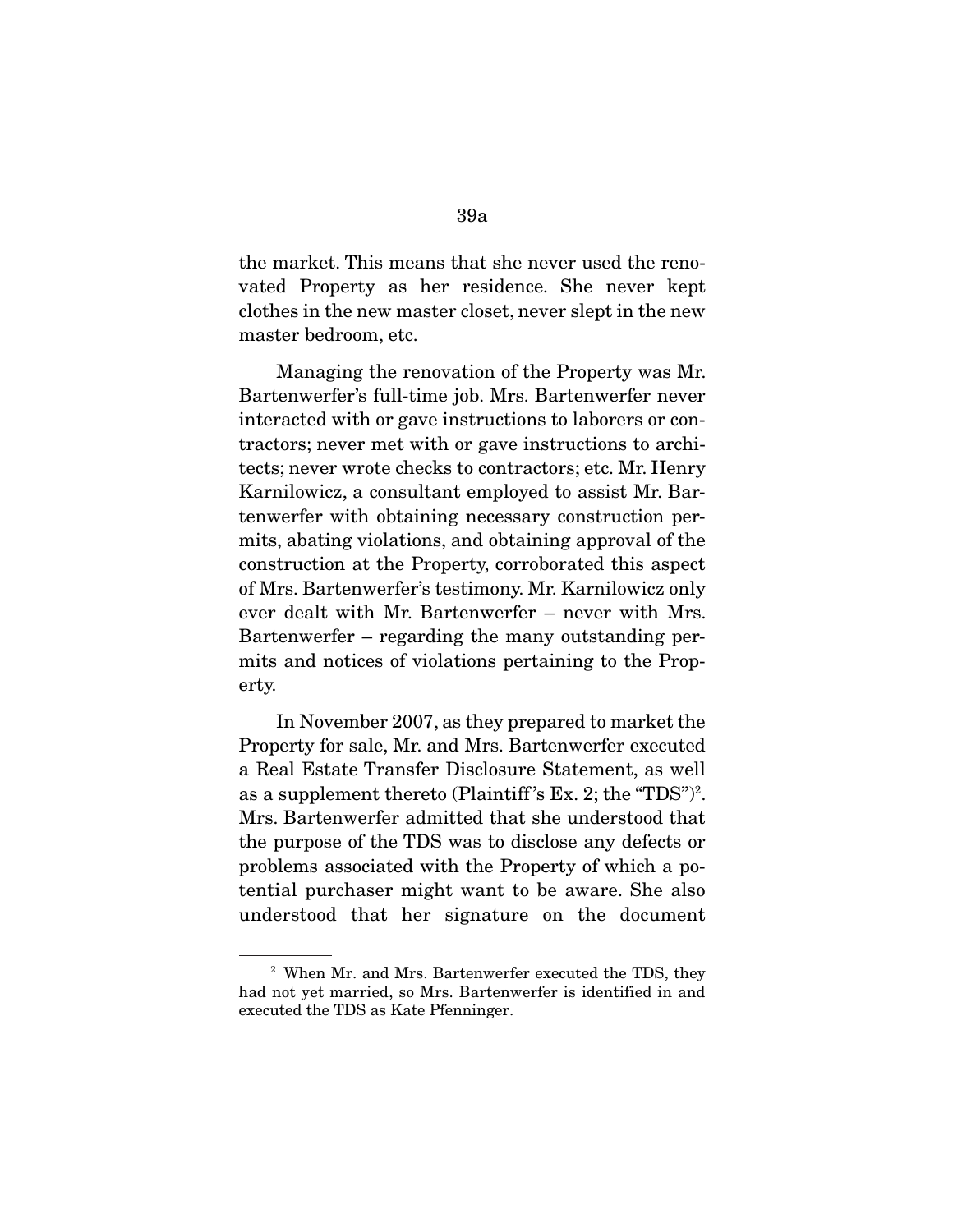the market. This means that she never used the renovated Property as her residence. She never kept clothes in the new master closet, never slept in the new master bedroom, etc.

Managing the renovation of the Property was Mr. Bartenwerfer's full-time job. Mrs. Bartenwerfer never interacted with or gave instructions to laborers or contractors; never met with or gave instructions to architects; never wrote checks to contractors; etc. Mr. Henry Karnilowicz, a consultant employed to assist Mr. Bartenwerfer with obtaining necessary construction permits, abating violations, and obtaining approval of the construction at the Property, corroborated this aspect of Mrs. Bartenwerfer's testimony. Mr. Karnilowicz only ever dealt with Mr. Bartenwerfer – never with Mrs. Bartenwerfer – regarding the many outstanding permits and notices of violations pertaining to the Property.

In November 2007, as they prepared to market the Property for sale, Mr. and Mrs. Bartenwerfer executed a Real Estate Transfer Disclosure Statement, as well as a supplement thereto (Plaintiff's Ex. 2; the "TDS")[2]. Mrs. Bartenwerfer admitted that she understood that the purpose of the TDS was to disclose any defects or problems associated with the Property of which a potential purchaser might want to be aware. She also understood that her signature on the document

---

[2] When Mr. and Mrs. Bartenwerfer executed the TDS, they had not yet married, so Mrs. Bartenwerfer is identified in and executed the TDS as Kate Pfenninger.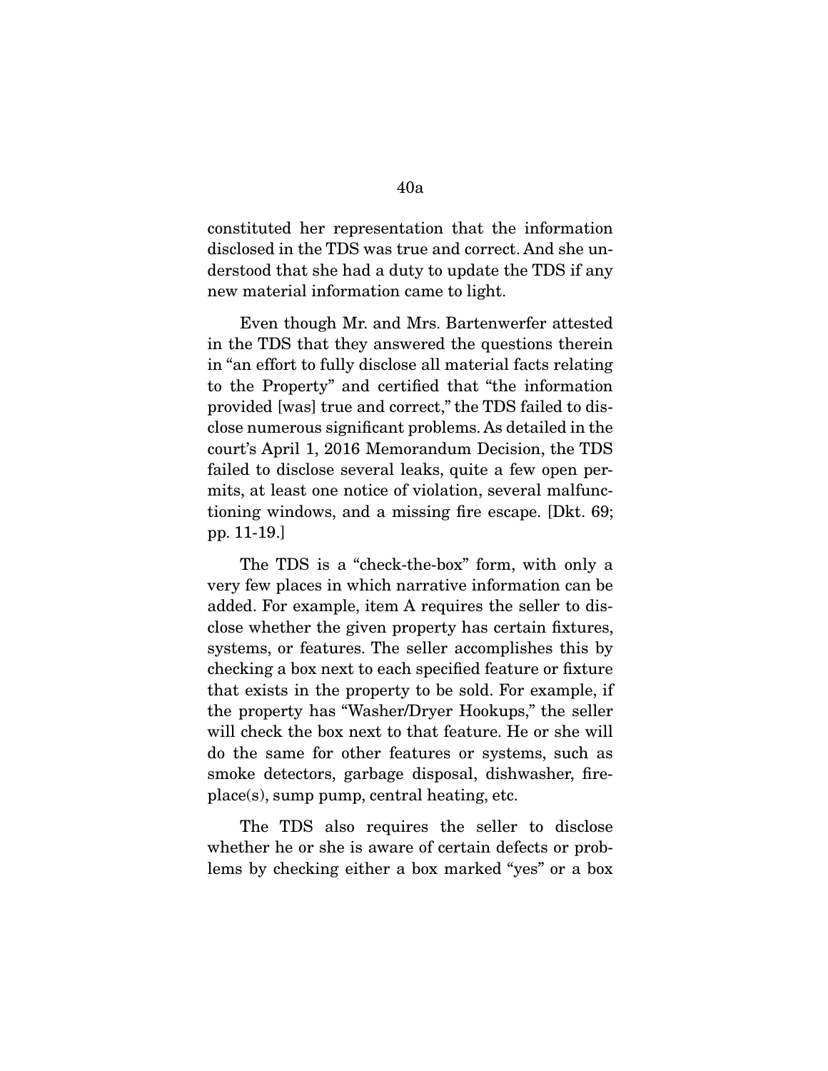constituted her representation that the information disclosed in the TDS was true and correct. And she understood that she had a duty to update the TDS if any new material information came to light.

Even though Mr. and Mrs. Bartenwerfer attested in the TDS that they answered the questions therein in "an effort to fully disclose all material facts relating to the Property" and certified that "the information provided [was] true and correct," the TDS failed to disclose numerous significant problems. As detailed in the court's April 1, 2016 Memorandum Decision, the TDS failed to disclose several leaks, quite a few open permits, at least one notice of violation, several malfunctioning windows, and a missing fire escape. [Dkt. 69; pp. 11-19.]

The TDS is a "check-the-box" form, with only a very few places in which narrative information can be added. For example, item A requires the seller to disclose whether the given property has certain fixtures, systems, or features. The seller accomplishes this by checking a box next to each specified feature or fixture that exists in the property to be sold. For example, if the property has "Washer/Dryer Hookups," the seller will check the box next to that feature. He or she will do the same for other features or systems, such as smoke detectors, garbage disposal, dishwasher, fireplace(s), sump pump, central heating, etc.

The TDS also requires the seller to disclose whether he or she is aware of certain defects or problems by checking either a box marked "yes" or a box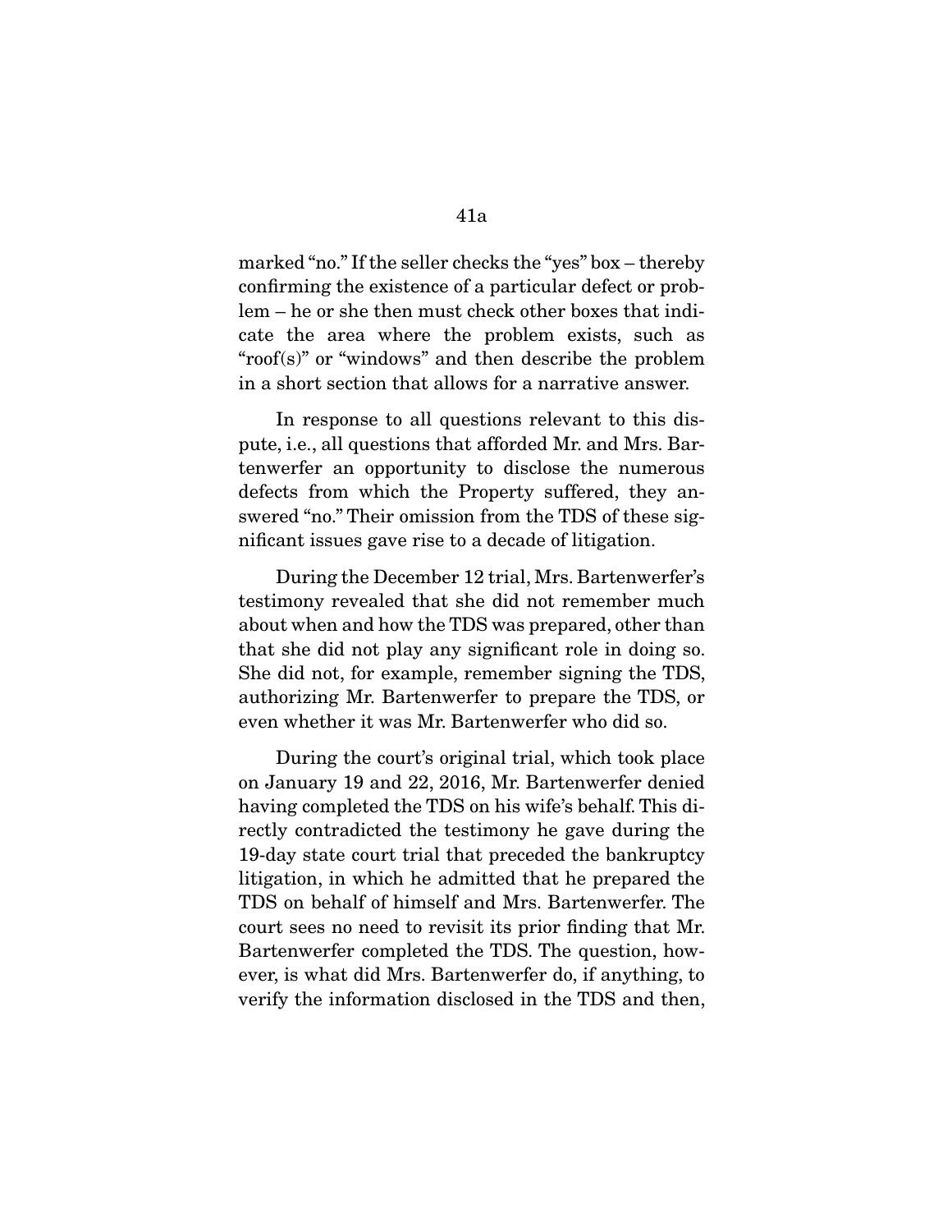marked "no." If the seller checks the "yes" box – thereby confirming the existence of a particular defect or problem – he or she then must check other boxes that indicate the area where the problem exists, such as "roof(s)" or "windows" and then describe the problem in a short section that allows for a narrative answer.

In response to all questions relevant to this dispute, i.e., all questions that afforded Mr. and Mrs. Bartenwerfer an opportunity to disclose the numerous defects from which the Property suffered, they answered "no." Their omission from the TDS of these significant issues gave rise to a decade of litigation.

During the December 12 trial, Mrs. Bartenwerfer's testimony revealed that she did not remember much about when and how the TDS was prepared, other than that she did not play any significant role in doing so. She did not, for example, remember signing the TDS, authorizing Mr. Bartenwerfer to prepare the TDS, or even whether it was Mr. Bartenwerfer who did so.

During the court's original trial, which took place on January 19 and 22, 2016, Mr. Bartenwerfer denied having completed the TDS on his wife's behalf. This directly contradicted the testimony he gave during the 19-day state court trial that preceded the bankruptcy litigation, in which he admitted that he prepared the TDS on behalf of himself and Mrs. Bartenwerfer. The court sees no need to revisit its prior finding that Mr. Bartenwerfer completed the TDS. The question, however, is what did Mrs. Bartenwerfer do, if anything, to verify the information disclosed in the TDS and then,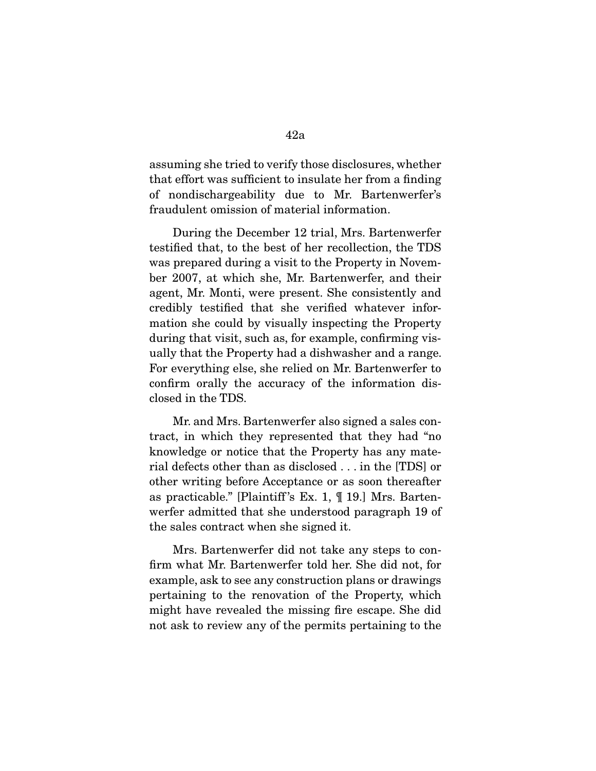assuming she tried to verify those disclosures, whether that effort was sufficient to insulate her from a finding of nondischargeability due to Mr. Bartenwerfer's fraudulent omission of material information.

During the December 12 trial, Mrs. Bartenwerfer testified that, to the best of her recollection, the TDS was prepared during a visit to the Property in November 2007, at which she, Mr. Bartenwerfer, and their agent, Mr. Monti, were present. She consistently and credibly testified that she verified whatever information she could by visually inspecting the Property during that visit, such as, for example, confirming visually that the Property had a dishwasher and a range. For everything else, she relied on Mr. Bartenwerfer to confirm orally the accuracy of the information disclosed in the TDS.

Mr. and Mrs. Bartenwerfer also signed a sales contract, in which they represented that they had "no knowledge or notice that the Property has any material defects other than as disclosed . . . in the [TDS] or other writing before Acceptance or as soon thereafter as practicable." [Plaintiff's Ex. 1, ¶ 19.] Mrs. Bartenwerfer admitted that she understood paragraph 19 of the sales contract when she signed it.

Mrs. Bartenwerfer did not take any steps to confirm what Mr. Bartenwerfer told her. She did not, for example, ask to see any construction plans or drawings pertaining to the renovation of the Property, which might have revealed the missing fire escape. She did not ask to review any of the permits pertaining to the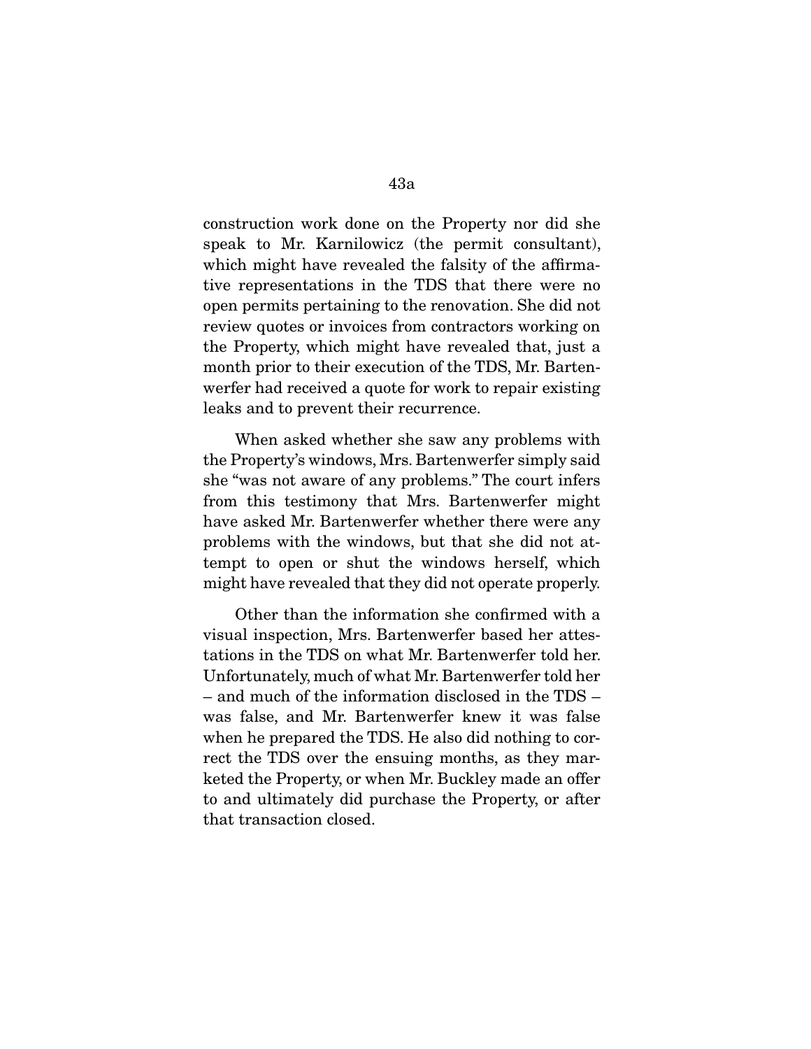construction work done on the Property nor did she speak to Mr. Karnilowicz (the permit consultant), which might have revealed the falsity of the affirmative representations in the TDS that there were no open permits pertaining to the renovation. She did not review quotes or invoices from contractors working on the Property, which might have revealed that, just a month prior to their execution of the TDS, Mr. Bartenwerfer had received a quote for work to repair existing leaks and to prevent their recurrence.

When asked whether she saw any problems with the Property's windows, Mrs. Bartenwerfer simply said she "was not aware of any problems." The court infers from this testimony that Mrs. Bartenwerfer might have asked Mr. Bartenwerfer whether there were any problems with the windows, but that she did not attempt to open or shut the windows herself, which might have revealed that they did not operate properly.

Other than the information she confirmed with a visual inspection, Mrs. Bartenwerfer based her attestations in the TDS on what Mr. Bartenwerfer told her. Unfortunately, much of what Mr. Bartenwerfer told her – and much of the information disclosed in the TDS – was false, and Mr. Bartenwerfer knew it was false when he prepared the TDS. He also did nothing to correct the TDS over the ensuing months, as they marketed the Property, or when Mr. Buckley made an offer to and ultimately did purchase the Property, or after that transaction closed.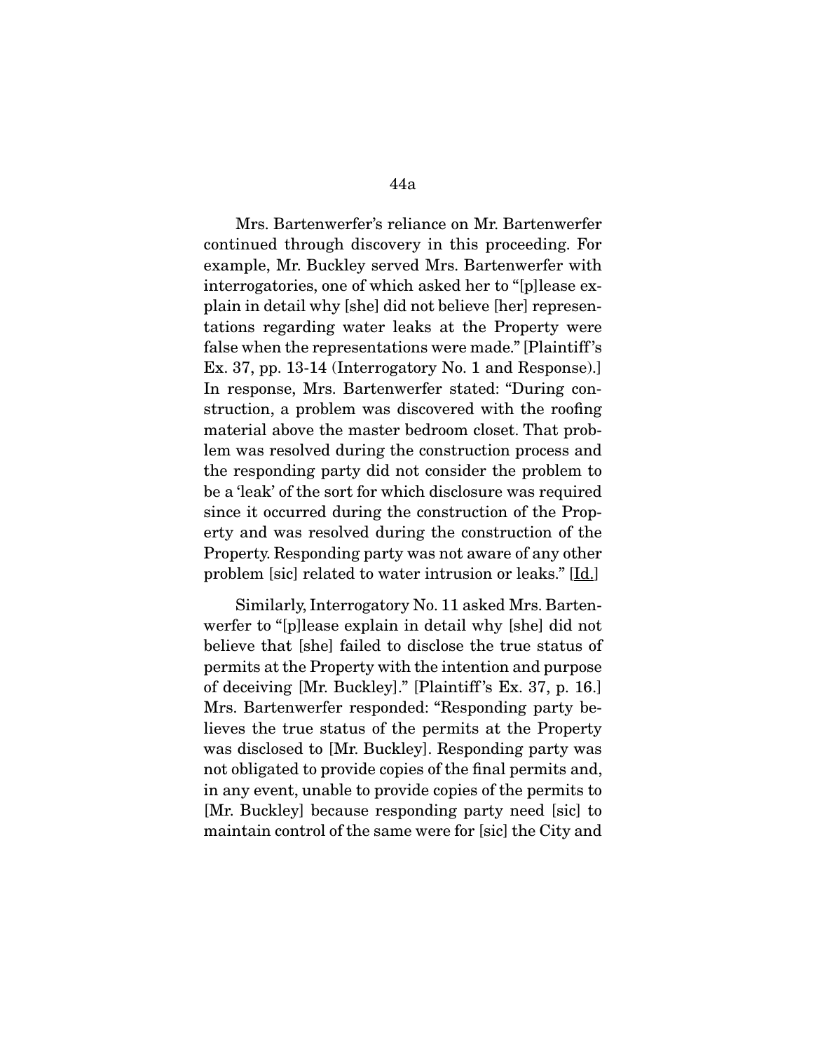Mrs. Bartenwerfer's reliance on Mr. Bartenwerfer continued through discovery in this proceeding. For example, Mr. Buckley served Mrs. Bartenwerfer with interrogatories, one of which asked her to "[p]lease explain in detail why [she] did not believe [her] representations regarding water leaks at the Property were false when the representations were made." [Plaintiff's Ex. 37, pp. 13-14 (Interrogatory No. 1 and Response).] In response, Mrs. Bartenwerfer stated: "During construction, a problem was discovered with the roofing material above the master bedroom closet. That problem was resolved during the construction process and the responding party did not consider the problem to be a 'leak' of the sort for which disclosure was required since it occurred during the construction of the Property and was resolved during the construction of the Property. Responding party was not aware of any other problem [sic] related to water intrusion or leaks." [Id.]

Similarly, Interrogatory No. 11 asked Mrs. Bartenwerfer to "[p]lease explain in detail why [she] did not believe that [she] failed to disclose the true status of permits at the Property with the intention and purpose of deceiving [Mr. Buckley]." [Plaintiff's Ex. 37, p. 16.] Mrs. Bartenwerfer responded: "Responding party believes the true status of the permits at the Property was disclosed to [Mr. Buckley]. Responding party was not obligated to provide copies of the final permits and, in any event, unable to provide copies of the permits to [Mr. Buckley] because responding party need [sic] to maintain control of the same were for [sic] the City and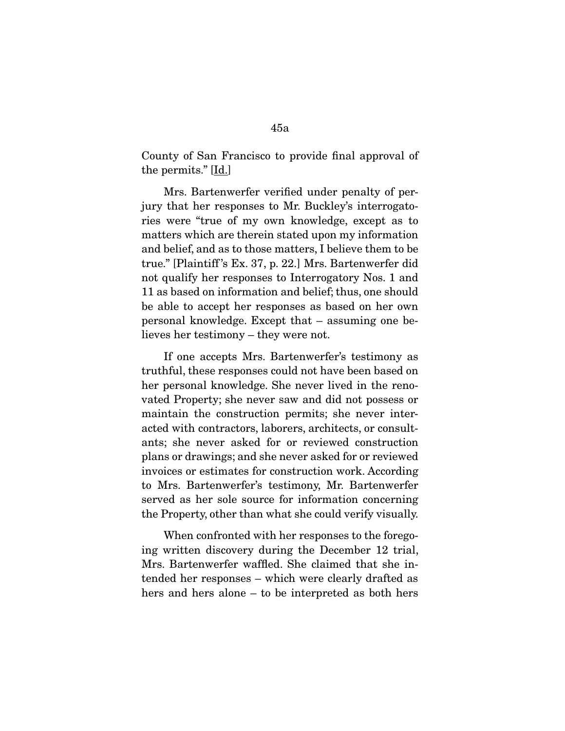County of San Francisco to provide final approval of the permits." [Id.]

Mrs. Bartenwerfer verified under penalty of perjury that her responses to Mr. Buckley's interrogatories were "true of my own knowledge, except as to matters which are therein stated upon my information and belief, and as to those matters, I believe them to be true." [Plaintiff's Ex. 37, p. 22.] Mrs. Bartenwerfer did not qualify her responses to Interrogatory Nos. 1 and 11 as based on information and belief; thus, one should be able to accept her responses as based on her own personal knowledge. Except that – assuming one believes her testimony – they were not.

If one accepts Mrs. Bartenwerfer's testimony as truthful, these responses could not have been based on her personal knowledge. She never lived in the renovated Property; she never saw and did not possess or maintain the construction permits; she never interacted with contractors, laborers, architects, or consultants; she never asked for or reviewed construction plans or drawings; and she never asked for or reviewed invoices or estimates for construction work. According to Mrs. Bartenwerfer's testimony, Mr. Bartenwerfer served as her sole source for information concerning the Property, other than what she could verify visually.

When confronted with her responses to the foregoing written discovery during the December 12 trial, Mrs. Bartenwerfer waffled. She claimed that she intended her responses – which were clearly drafted as hers and hers alone – to be interpreted as both hers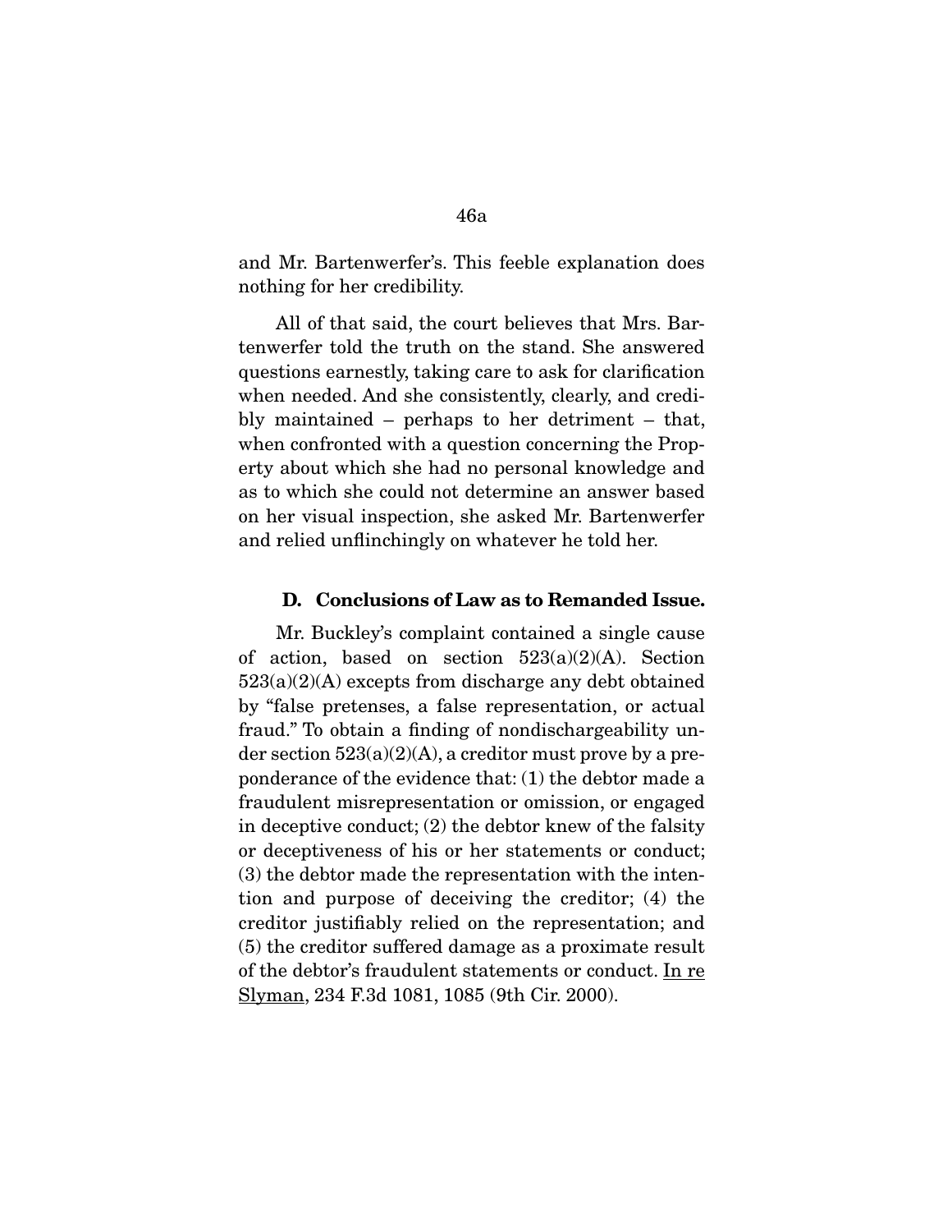and Mr. Bartenwerfer's. This feeble explanation does nothing for her credibility.

All of that said, the court believes that Mrs. Bartenwerfer told the truth on the stand. She answered questions earnestly, taking care to ask for clarification when needed. And she consistently, clearly, and credibly maintained – perhaps to her detriment – that, when confronted with a question concerning the Property about which she had no personal knowledge and as to which she could not determine an answer based on her visual inspection, she asked Mr. Bartenwerfer and relied unflinchingly on whatever he told her.

### D. Conclusions of Law as to Remanded Issue.

Mr. Buckley's complaint contained a single cause of action, based on section 523(a)(2)(A). Section 523(a)(2)(A) excepts from discharge any debt obtained by "false pretenses, a false representation, or actual fraud." To obtain a finding of nondischargeability under section 523(a)(2)(A), a creditor must prove by a preponderance of the evidence that: (1) the debtor made a fraudulent misrepresentation or omission, or engaged in deceptive conduct; (2) the debtor knew of the falsity or deceptiveness of his or her statements or conduct; (3) the debtor made the representation with the intention and purpose of deceiving the creditor; (4) the creditor justifiably relied on the representation; and (5) the creditor suffered damage as a proximate result of the debtor's fraudulent statements or conduct. In re Slyman, 234 F.3d 1081, 1085 (9th Cir. 2000).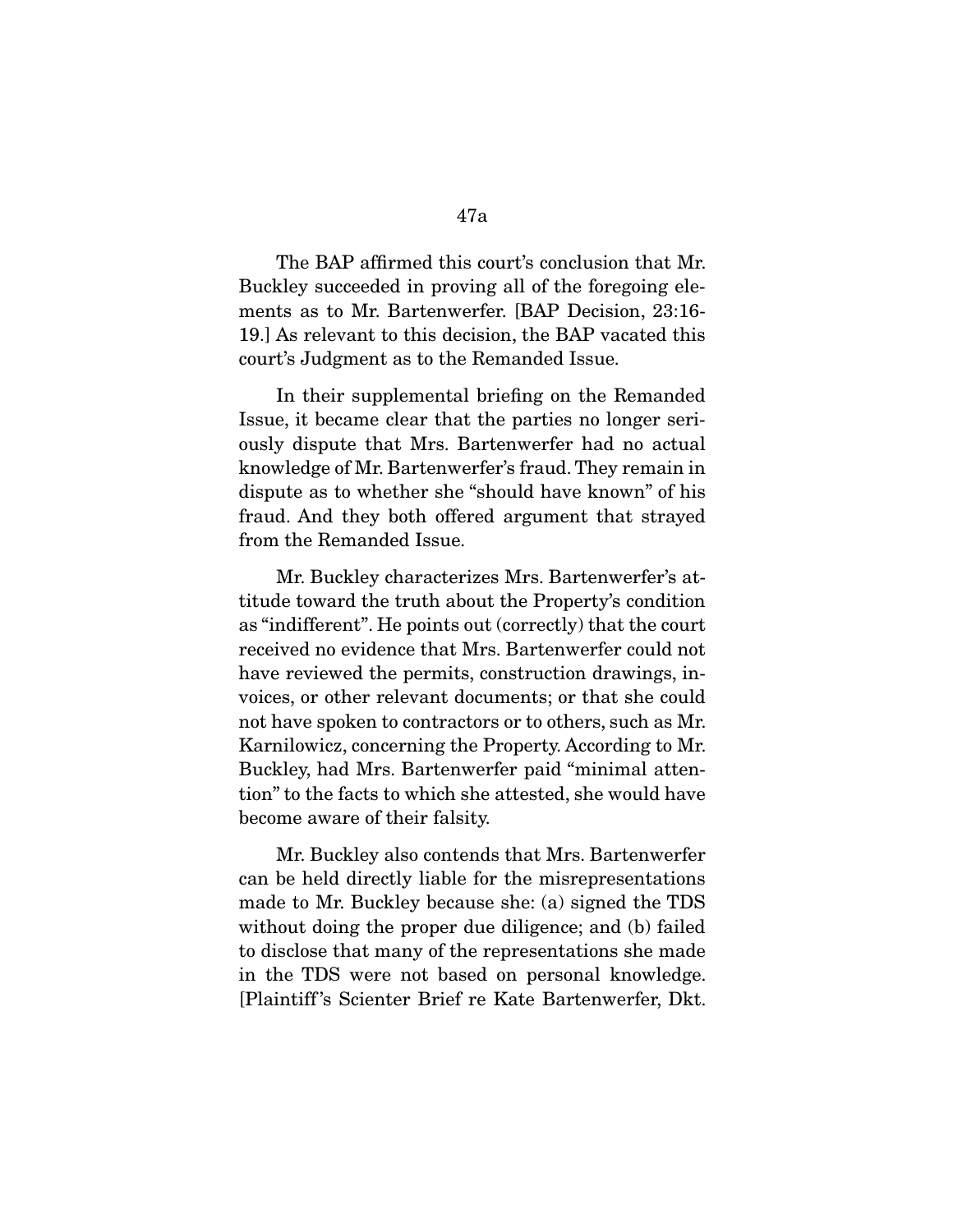The BAP affirmed this court's conclusion that Mr. Buckley succeeded in proving all of the foregoing elements as to Mr. Bartenwerfer. [BAP Decision, 23:16-19.] As relevant to this decision, the BAP vacated this court's Judgment as to the Remanded Issue.

In their supplemental briefing on the Remanded Issue, it became clear that the parties no longer seriously dispute that Mrs. Bartenwerfer had no actual knowledge of Mr. Bartenwerfer's fraud. They remain in dispute as to whether she "should have known" of his fraud. And they both offered argument that strayed from the Remanded Issue.

Mr. Buckley characterizes Mrs. Bartenwerfer's attitude toward the truth about the Property's condition as "indifferent". He points out (correctly) that the court received no evidence that Mrs. Bartenwerfer could not have reviewed the permits, construction drawings, invoices, or other relevant documents; or that she could not have spoken to contractors or to others, such as Mr. Karnilowicz, concerning the Property. According to Mr. Buckley, had Mrs. Bartenwerfer paid "minimal attention" to the facts to which she attested, she would have become aware of their falsity.

Mr. Buckley also contends that Mrs. Bartenwerfer can be held directly liable for the misrepresentations made to Mr. Buckley because she: (a) signed the TDS without doing the proper due diligence; and (b) failed to disclose that many of the representations she made in the TDS were not based on personal knowledge. [Plaintiff's Scienter Brief re Kate Bartenwerfer, Dkt.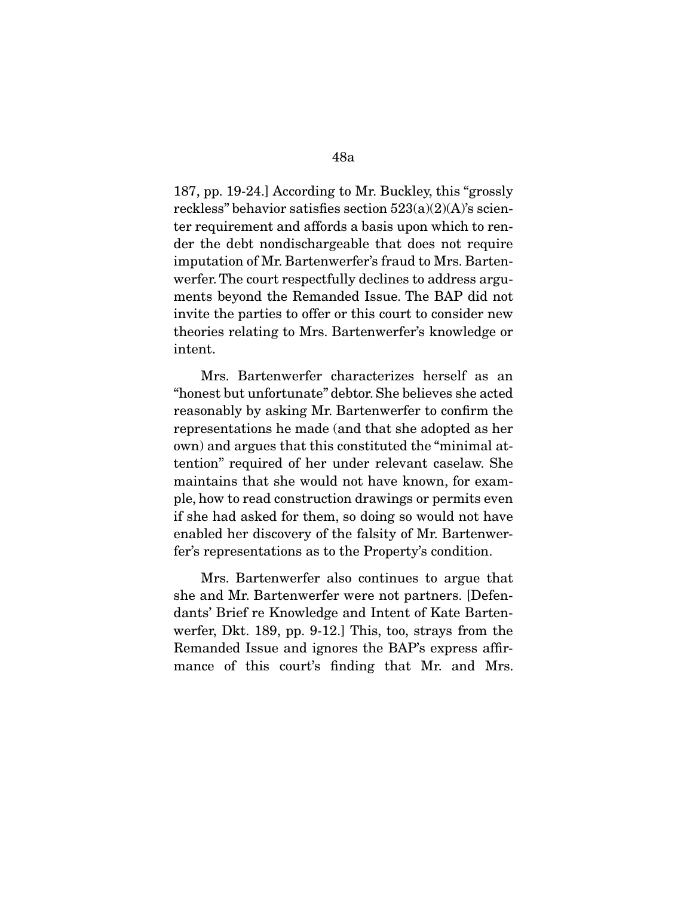187, pp. 19-24.] According to Mr. Buckley, this "grossly reckless" behavior satisfies section 523(a)(2)(A)'s scienter requirement and affords a basis upon which to render the debt nondischargeable that does not require imputation of Mr. Bartenwerfer's fraud to Mrs. Bartenwerfer. The court respectfully declines to address arguments beyond the Remanded Issue. The BAP did not invite the parties to offer or this court to consider new theories relating to Mrs. Bartenwerfer's knowledge or intent.

Mrs. Bartenwerfer characterizes herself as an "honest but unfortunate" debtor. She believes she acted reasonably by asking Mr. Bartenwerfer to confirm the representations he made (and that she adopted as her own) and argues that this constituted the "minimal attention" required of her under relevant caselaw. She maintains that she would not have known, for example, how to read construction drawings or permits even if she had asked for them, so doing so would not have enabled her discovery of the falsity of Mr. Bartenwerfer's representations as to the Property's condition.

Mrs. Bartenwerfer also continues to argue that she and Mr. Bartenwerfer were not partners. [Defendants' Brief re Knowledge and Intent of Kate Bartenwerfer, Dkt. 189, pp. 9-12.] This, too, strays from the Remanded Issue and ignores the BAP's express affirmance of this court's finding that Mr. and Mrs.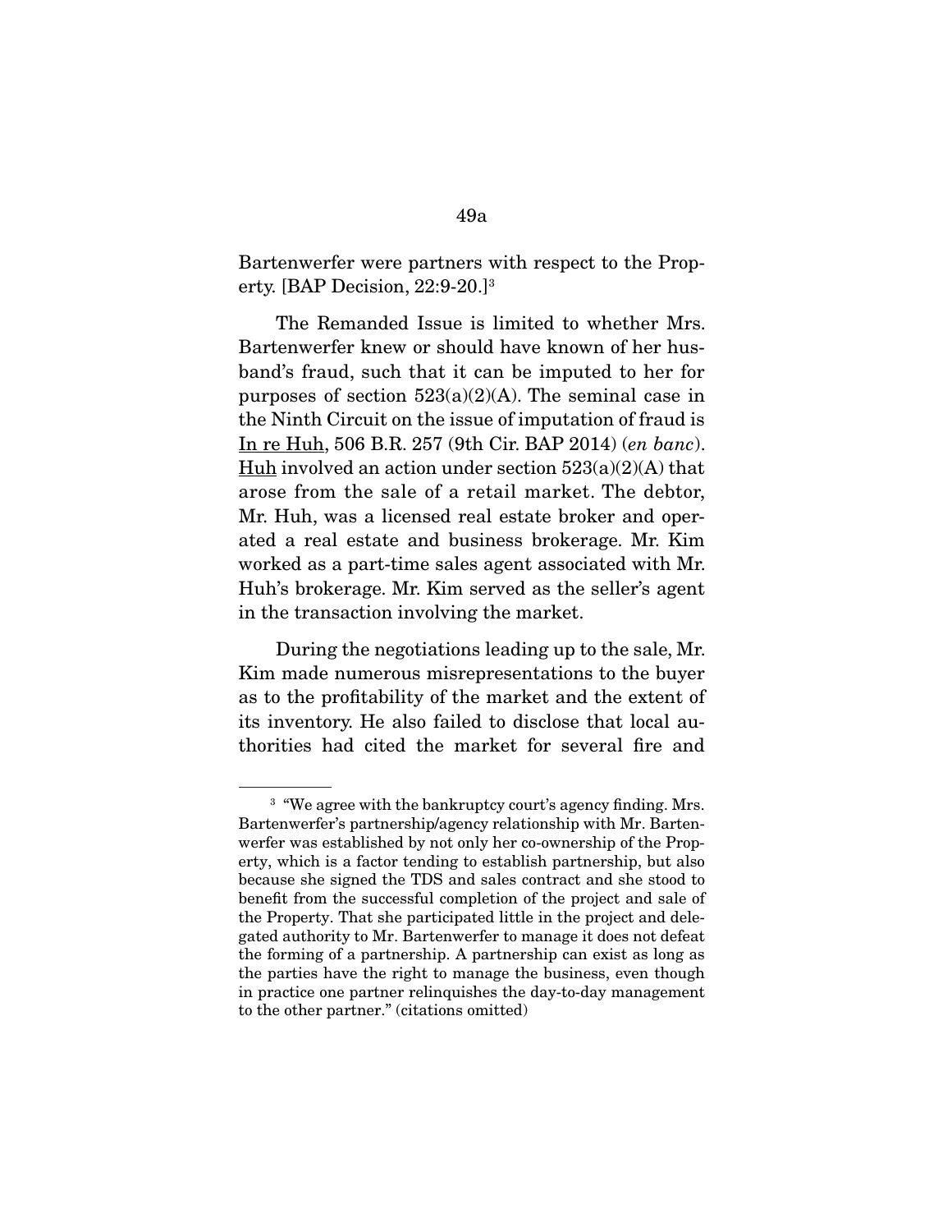Bartenwerfer were partners with respect to the Property. [BAP Decision, 22:9-20.][3]

The Remanded Issue is limited to whether Mrs. Bartenwerfer knew or should have known of her husband's fraud, such that it can be imputed to her for purposes of section 523(a)(2)(A). The seminal case in the Ninth Circuit on the issue of imputation of fraud is In re Huh, 506 B.R. 257 (9th Cir. BAP 2014) (*en banc*). Huh involved an action under section 523(a)(2)(A) that arose from the sale of a retail market. The debtor, Mr. Huh, was a licensed real estate broker and operated a real estate and business brokerage. Mr. Kim worked as a part-time sales agent associated with Mr. Huh's brokerage. Mr. Kim served as the seller's agent in the transaction involving the market.

During the negotiations leading up to the sale, Mr. Kim made numerous misrepresentations to the buyer as to the profitability of the market and the extent of its inventory. He also failed to disclose that local authorities had cited the market for several fire and

---

[3] "We agree with the bankruptcy court's agency finding. Mrs. Bartenwerfer's partnership/agency relationship with Mr. Bartenwerfer was established by not only her co-ownership of the Property, which is a factor tending to establish partnership, but also because she signed the TDS and sales contract and she stood to benefit from the successful completion of the project and sale of the Property. That she participated little in the project and delegated authority to Mr. Bartenwerfer to manage it does not defeat the forming of a partnership. A partnership can exist as long as the parties have the right to manage the business, even though in practice one partner relinquishes the day-to-day management to the other partner." (citations omitted)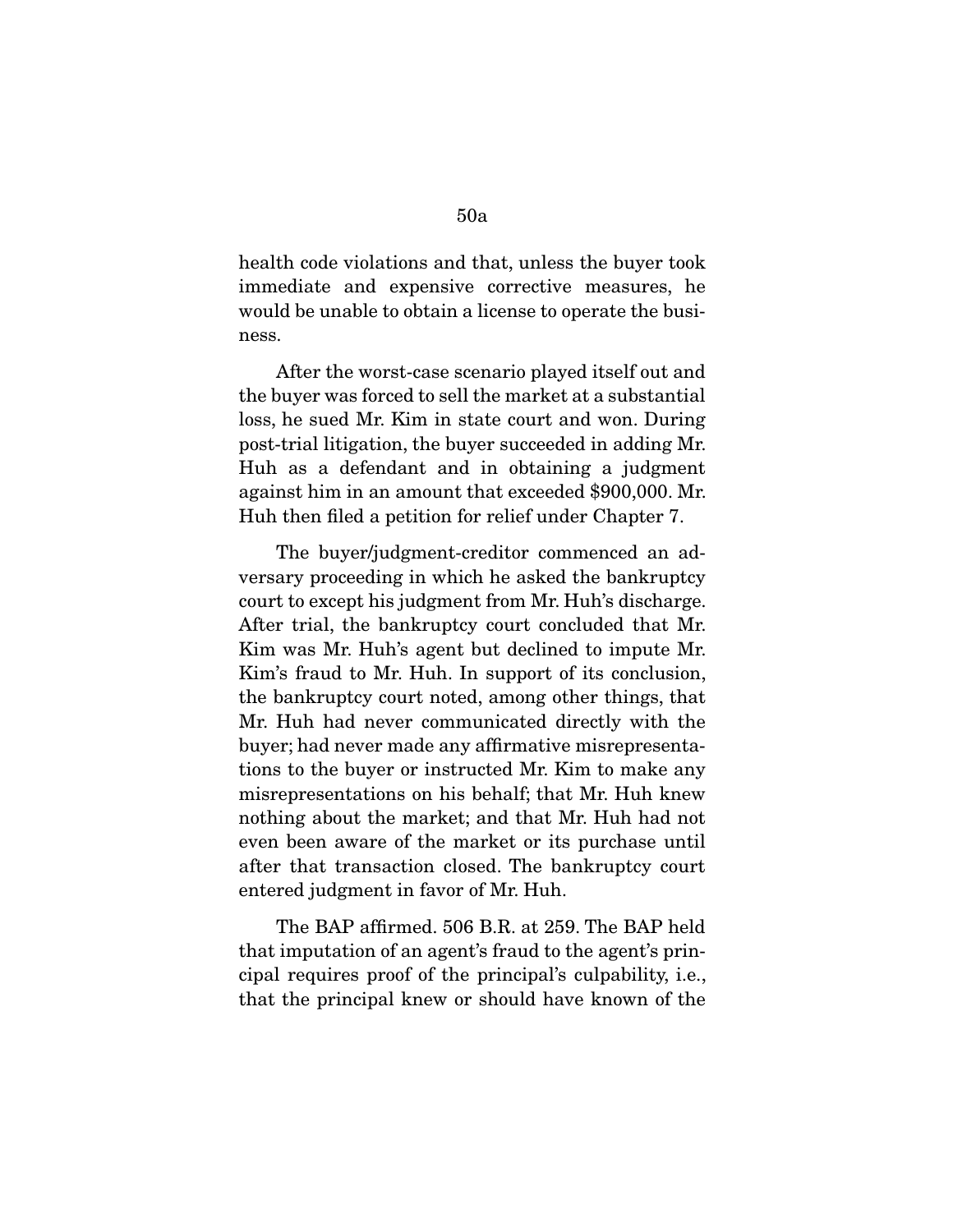health code violations and that, unless the buyer took immediate and expensive corrective measures, he would be unable to obtain a license to operate the business.

After the worst-case scenario played itself out and the buyer was forced to sell the market at a substantial loss, he sued Mr. Kim in state court and won. During post-trial litigation, the buyer succeeded in adding Mr. Huh as a defendant and in obtaining a judgment against him in an amount that exceeded $900,000. Mr. Huh then filed a petition for relief under Chapter 7.

The buyer/judgment-creditor commenced an adversary proceeding in which he asked the bankruptcy court to except his judgment from Mr. Huh's discharge. After trial, the bankruptcy court concluded that Mr. Kim was Mr. Huh's agent but declined to impute Mr. Kim's fraud to Mr. Huh. In support of its conclusion, the bankruptcy court noted, among other things, that Mr. Huh had never communicated directly with the buyer; had never made any affirmative misrepresentations to the buyer or instructed Mr. Kim to make any misrepresentations on his behalf; that Mr. Huh knew nothing about the market; and that Mr. Huh had not even been aware of the market or its purchase until after that transaction closed. The bankruptcy court entered judgment in favor of Mr. Huh.

The BAP affirmed. 506 B.R. at 259. The BAP held that imputation of an agent's fraud to the agent's principal requires proof of the principal's culpability, i.e., that the principal knew or should have known of the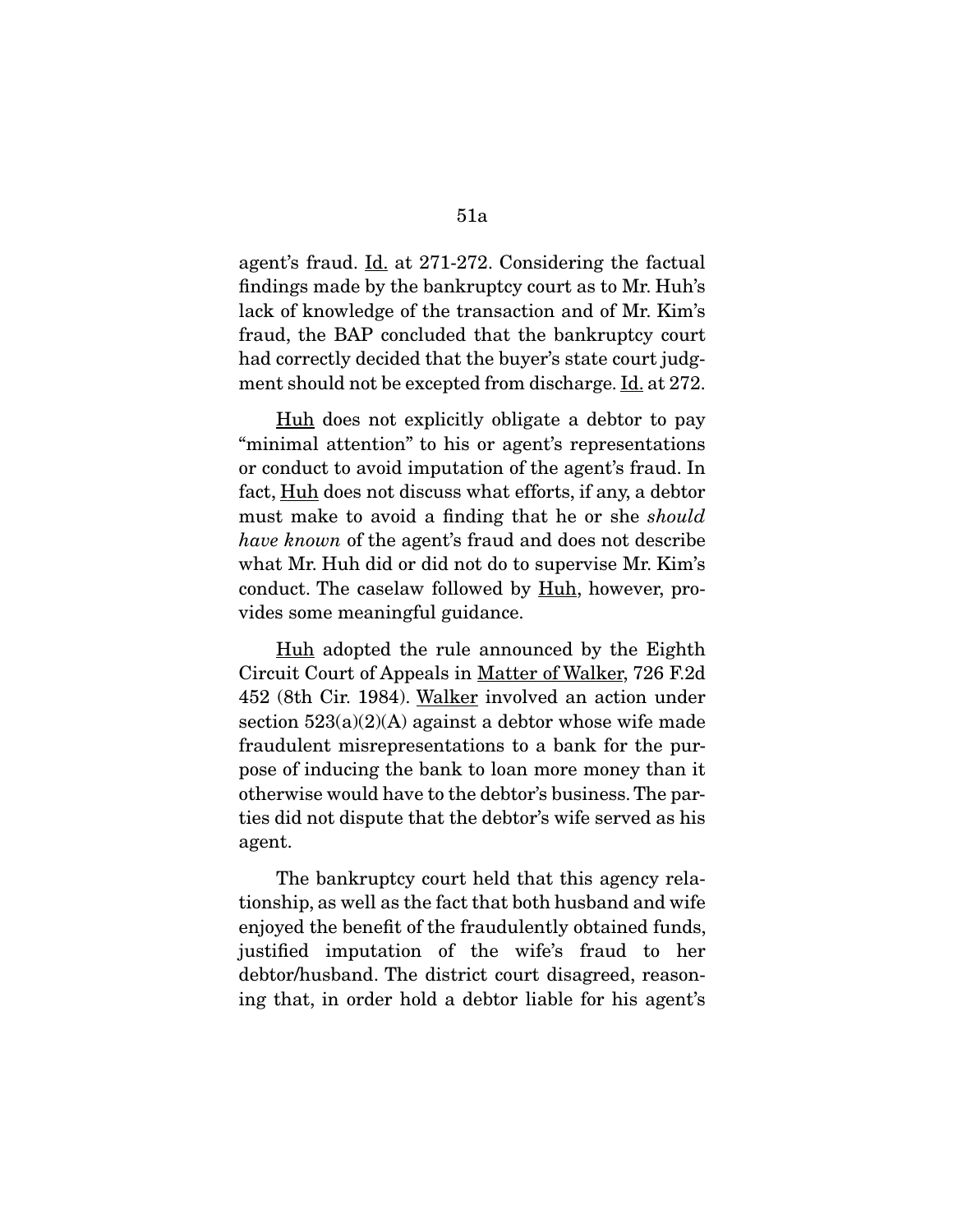agent's fraud. Id. at 271-272. Considering the factual findings made by the bankruptcy court as to Mr. Huh's lack of knowledge of the transaction and of Mr. Kim's fraud, the BAP concluded that the bankruptcy court had correctly decided that the buyer's state court judgment should not be excepted from discharge. Id. at 272.

Huh does not explicitly obligate a debtor to pay "minimal attention" to his or agent's representations or conduct to avoid imputation of the agent's fraud. In fact, Huh does not discuss what efforts, if any, a debtor must make to avoid a finding that he or she *should have known* of the agent's fraud and does not describe what Mr. Huh did or did not do to supervise Mr. Kim's conduct. The caselaw followed by Huh, however, provides some meaningful guidance.

Huh adopted the rule announced by the Eighth Circuit Court of Appeals in Matter of Walker, 726 F.2d 452 (8th Cir. 1984). Walker involved an action under section 523(a)(2)(A) against a debtor whose wife made fraudulent misrepresentations to a bank for the purpose of inducing the bank to loan more money than it otherwise would have to the debtor's business. The parties did not dispute that the debtor's wife served as his agent.

The bankruptcy court held that this agency relationship, as well as the fact that both husband and wife enjoyed the benefit of the fraudulently obtained funds, justified imputation of the wife's fraud to her debtor/husband. The district court disagreed, reasoning that, in order hold a debtor liable for his agent's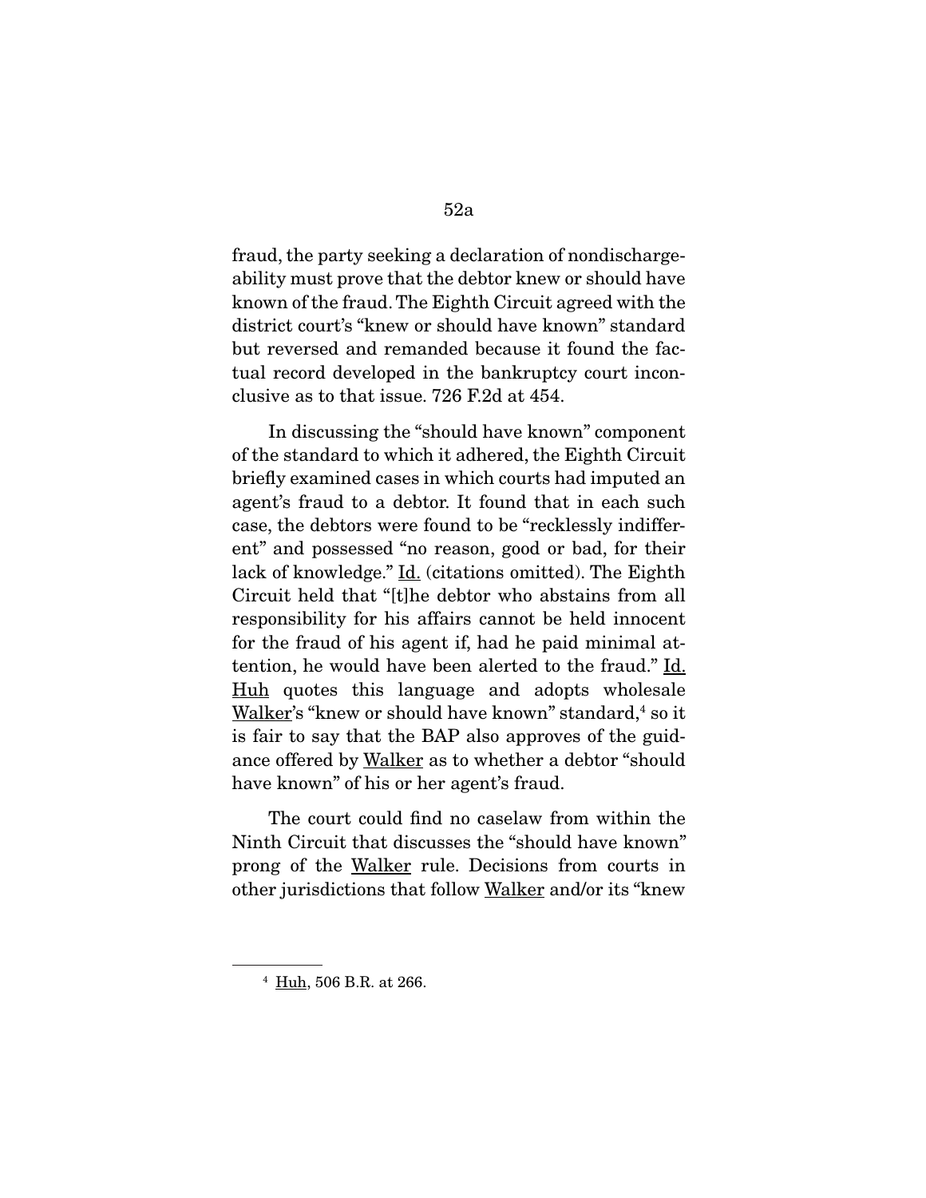fraud, the party seeking a declaration of nondischargeability must prove that the debtor knew or should have known of the fraud. The Eighth Circuit agreed with the district court's "knew or should have known" standard but reversed and remanded because it found the factual record developed in the bankruptcy court inconclusive as to that issue. 726 F.2d at 454.

In discussing the "should have known" component of the standard to which it adhered, the Eighth Circuit briefly examined cases in which courts had imputed an agent's fraud to a debtor. It found that in each such case, the debtors were found to be "recklessly indifferent" and possessed "no reason, good or bad, for their lack of knowledge." Id. (citations omitted). The Eighth Circuit held that "[t]he debtor who abstains from all responsibility for his affairs cannot be held innocent for the fraud of his agent if, had he paid minimal attention, he would have been alerted to the fraud." Id. Huh quotes this language and adopts wholesale Walker's "knew or should have known" standard,[4] so it is fair to say that the BAP also approves of the guidance offered by Walker as to whether a debtor "should have known" of his or her agent's fraud.

The court could find no caselaw from within the Ninth Circuit that discusses the "should have known" prong of the Walker rule. Decisions from courts in other jurisdictions that follow Walker and/or its "knew

[4] Huh, 506 B.R. at 266.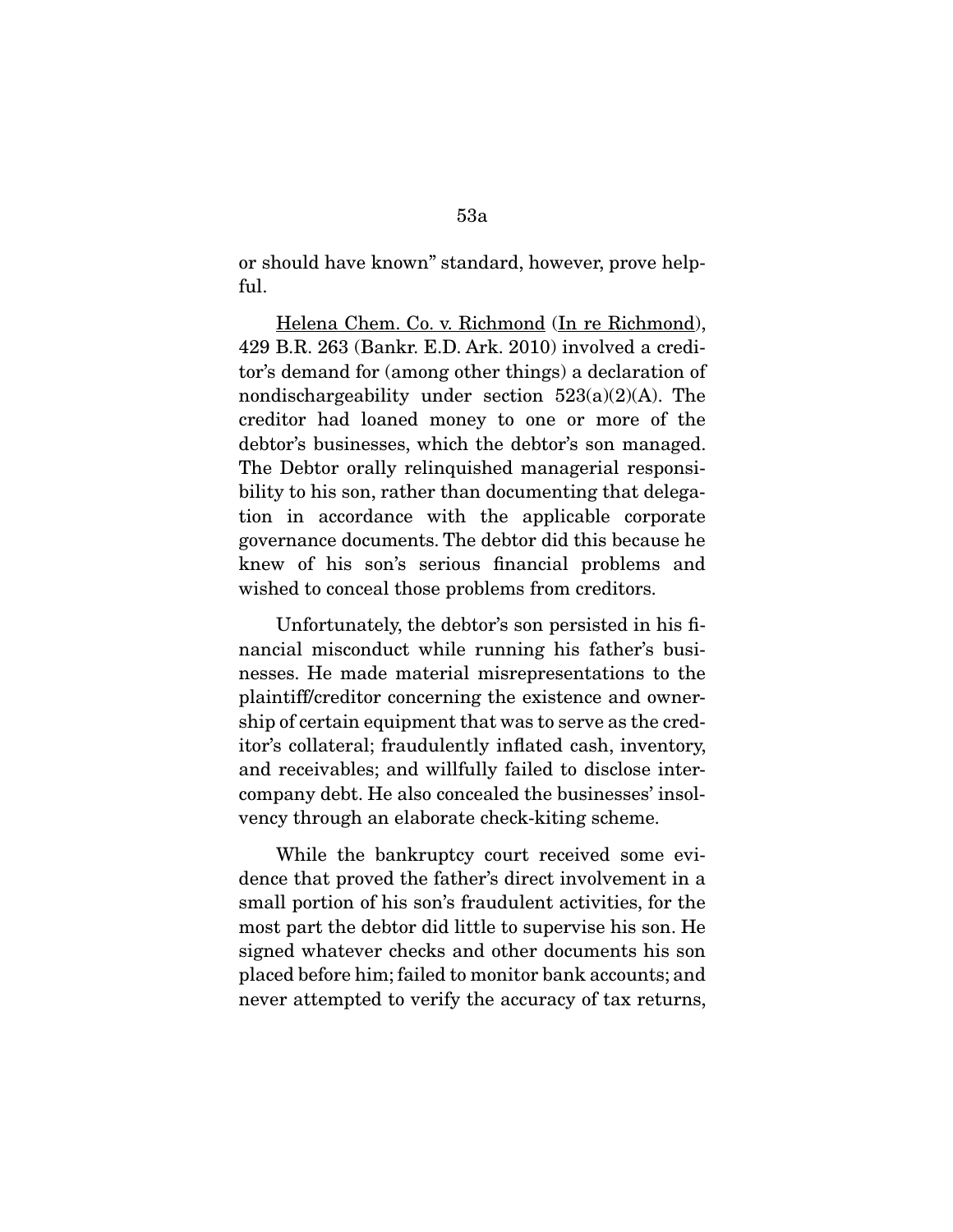or should have known" standard, however, prove helpful.

Helena Chem. Co. v. Richmond (In re Richmond), 429 B.R. 263 (Bankr. E.D. Ark. 2010) involved a creditor's demand for (among other things) a declaration of nondischargeability under section 523(a)(2)(A). The creditor had loaned money to one or more of the debtor's businesses, which the debtor's son managed. The Debtor orally relinquished managerial responsibility to his son, rather than documenting that delegation in accordance with the applicable corporate governance documents. The debtor did this because he knew of his son's serious financial problems and wished to conceal those problems from creditors.

Unfortunately, the debtor's son persisted in his financial misconduct while running his father's businesses. He made material misrepresentations to the plaintiff/creditor concerning the existence and ownership of certain equipment that was to serve as the creditor's collateral; fraudulently inflated cash, inventory, and receivables; and willfully failed to disclose intercompany debt. He also concealed the businesses' insolvency through an elaborate check-kiting scheme.

While the bankruptcy court received some evidence that proved the father's direct involvement in a small portion of his son's fraudulent activities, for the most part the debtor did little to supervise his son. He signed whatever checks and other documents his son placed before him; failed to monitor bank accounts; and never attempted to verify the accuracy of tax returns,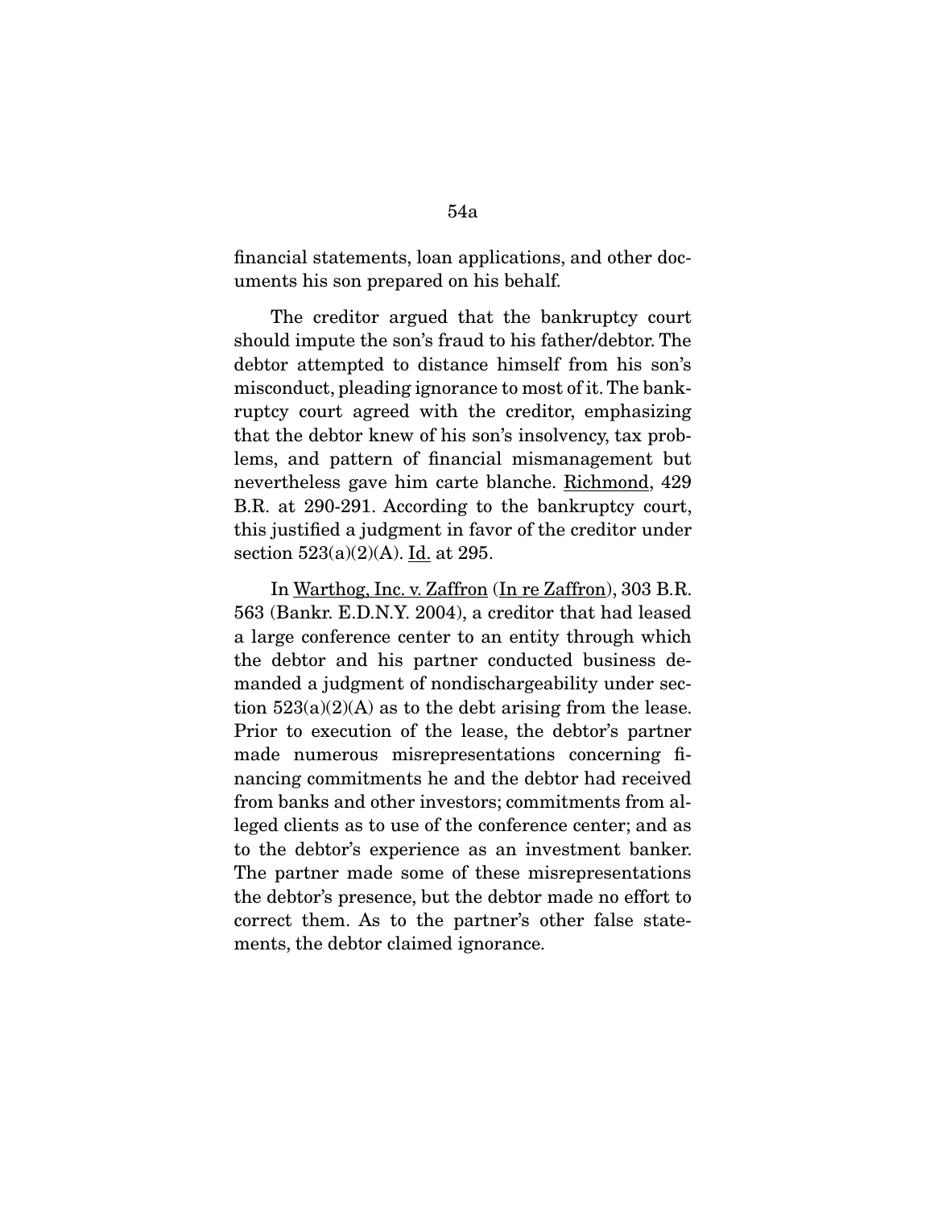financial statements, loan applications, and other documents his son prepared on his behalf.

The creditor argued that the bankruptcy court should impute the son's fraud to his father/debtor. The debtor attempted to distance himself from his son's misconduct, pleading ignorance to most of it. The bankruptcy court agreed with the creditor, emphasizing that the debtor knew of his son's insolvency, tax problems, and pattern of financial mismanagement but nevertheless gave him carte blanche. Richmond, 429 B.R. at 290-291. According to the bankruptcy court, this justified a judgment in favor of the creditor under section 523(a)(2)(A). Id. at 295.

In Warthog, Inc. v. Zaffron (In re Zaffron), 303 B.R. 563 (Bankr. E.D.N.Y. 2004), a creditor that had leased a large conference center to an entity through which the debtor and his partner conducted business demanded a judgment of nondischargeability under section 523(a)(2)(A) as to the debt arising from the lease. Prior to execution of the lease, the debtor's partner made numerous misrepresentations concerning financing commitments he and the debtor had received from banks and other investors; commitments from alleged clients as to use of the conference center; and as to the debtor's experience as an investment banker. The partner made some of these misrepresentations the debtor's presence, but the debtor made no effort to correct them. As to the partner's other false statements, the debtor claimed ignorance.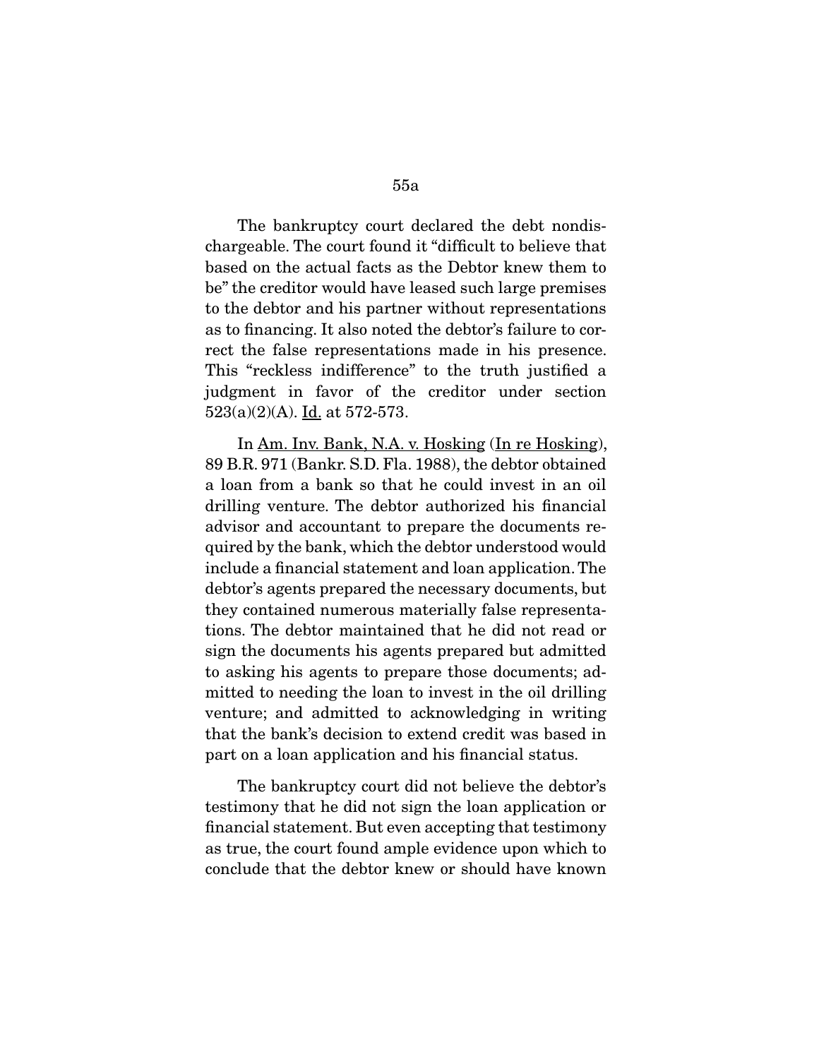The bankruptcy court declared the debt nondischargeable. The court found it "difficult to believe that based on the actual facts as the Debtor knew them to be" the creditor would have leased such large premises to the debtor and his partner without representations as to financing. It also noted the debtor's failure to correct the false representations made in his presence. This "reckless indifference" to the truth justified a judgment in favor of the creditor under section 523(a)(2)(A). Id. at 572-573.

In Am. Inv. Bank, N.A. v. Hosking (In re Hosking), 89 B.R. 971 (Bankr. S.D. Fla. 1988), the debtor obtained a loan from a bank so that he could invest in an oil drilling venture. The debtor authorized his financial advisor and accountant to prepare the documents required by the bank, which the debtor understood would include a financial statement and loan application. The debtor's agents prepared the necessary documents, but they contained numerous materially false representations. The debtor maintained that he did not read or sign the documents his agents prepared but admitted to asking his agents to prepare those documents; admitted to needing the loan to invest in the oil drilling venture; and admitted to acknowledging in writing that the bank's decision to extend credit was based in part on a loan application and his financial status.

The bankruptcy court did not believe the debtor's testimony that he did not sign the loan application or financial statement. But even accepting that testimony as true, the court found ample evidence upon which to conclude that the debtor knew or should have known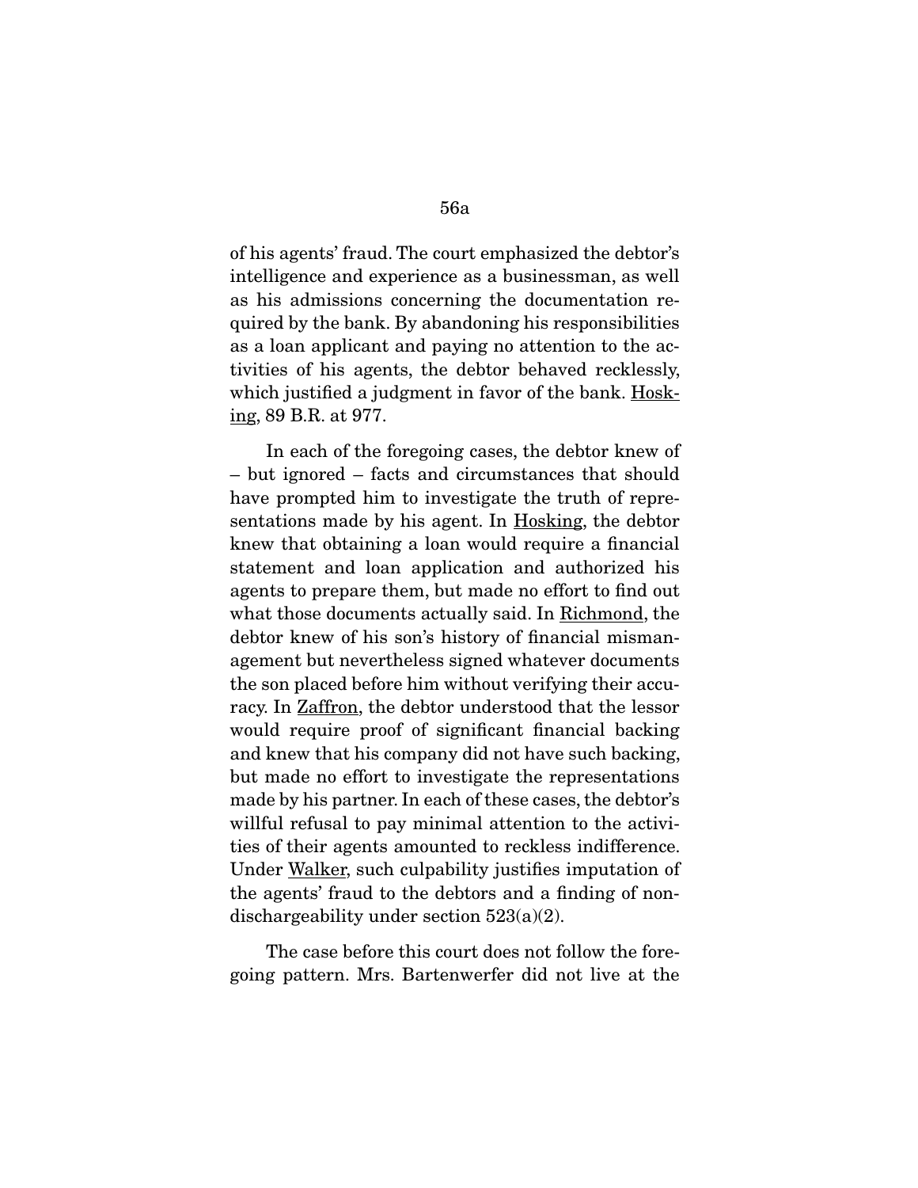of his agents' fraud. The court emphasized the debtor's intelligence and experience as a businessman, as well as his admissions concerning the documentation required by the bank. By abandoning his responsibilities as a loan applicant and paying no attention to the activities of his agents, the debtor behaved recklessly, which justified a judgment in favor of the bank. Hosking, 89 B.R. at 977.

In each of the foregoing cases, the debtor knew of – but ignored – facts and circumstances that should have prompted him to investigate the truth of representations made by his agent. In Hosking, the debtor knew that obtaining a loan would require a financial statement and loan application and authorized his agents to prepare them, but made no effort to find out what those documents actually said. In Richmond, the debtor knew of his son's history of financial mismanagement but nevertheless signed whatever documents the son placed before him without verifying their accuracy. In Zaffron, the debtor understood that the lessor would require proof of significant financial backing and knew that his company did not have such backing, but made no effort to investigate the representations made by his partner. In each of these cases, the debtor's willful refusal to pay minimal attention to the activities of their agents amounted to reckless indifference. Under Walker, such culpability justifies imputation of the agents' fraud to the debtors and a finding of nondischargeability under section 523(a)(2).

The case before this court does not follow the foregoing pattern. Mrs. Bartenwerfer did not live at the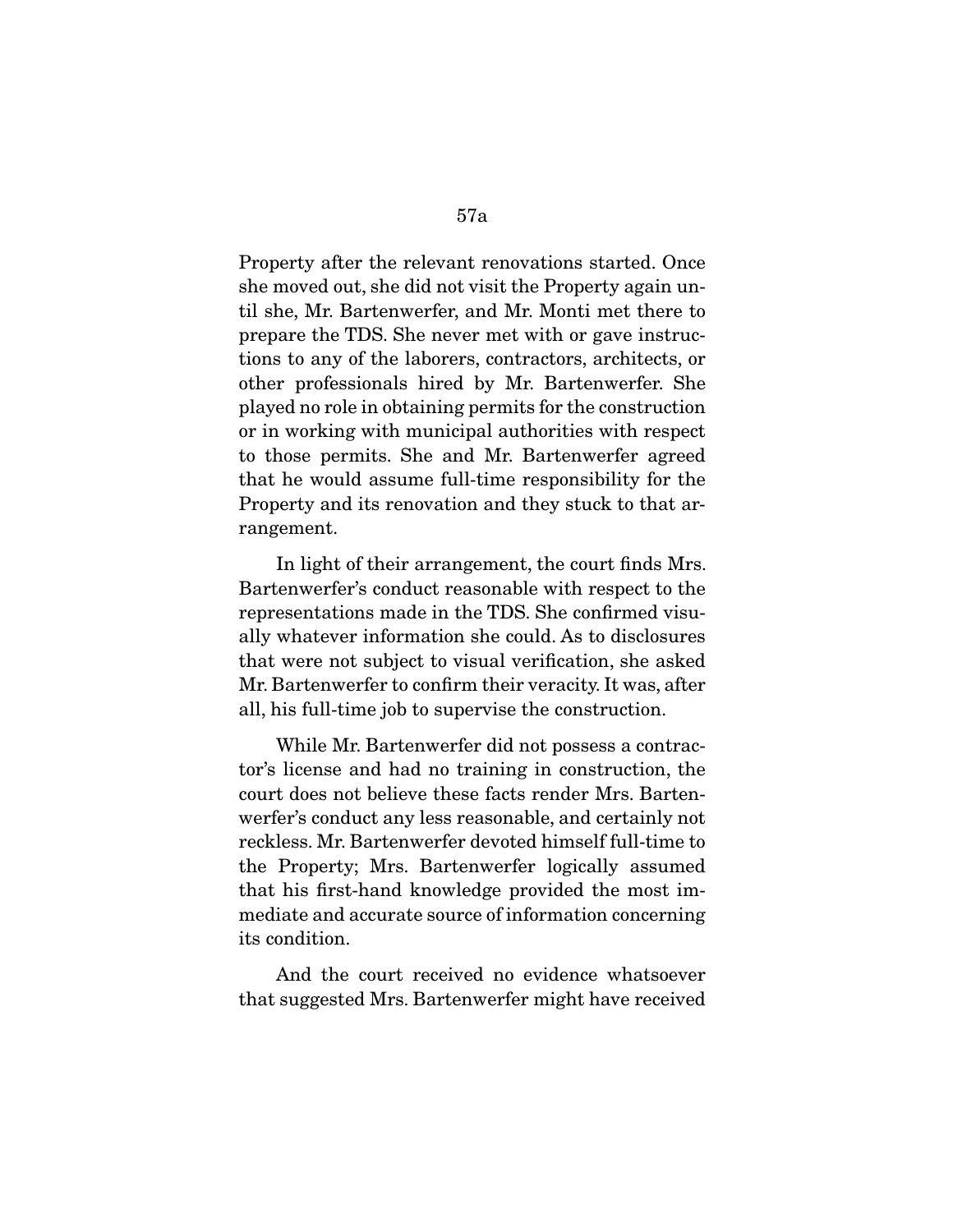Property after the relevant renovations started. Once she moved out, she did not visit the Property again until she, Mr. Bartenwerfer, and Mr. Monti met there to prepare the TDS. She never met with or gave instructions to any of the laborers, contractors, architects, or other professionals hired by Mr. Bartenwerfer. She played no role in obtaining permits for the construction or in working with municipal authorities with respect to those permits. She and Mr. Bartenwerfer agreed that he would assume full-time responsibility for the Property and its renovation and they stuck to that arrangement.

In light of their arrangement, the court finds Mrs. Bartenwerfer's conduct reasonable with respect to the representations made in the TDS. She confirmed visually whatever information she could. As to disclosures that were not subject to visual verification, she asked Mr. Bartenwerfer to confirm their veracity. It was, after all, his full-time job to supervise the construction.

While Mr. Bartenwerfer did not possess a contractor's license and had no training in construction, the court does not believe these facts render Mrs. Bartenwerfer's conduct any less reasonable, and certainly not reckless. Mr. Bartenwerfer devoted himself full-time to the Property; Mrs. Bartenwerfer logically assumed that his first-hand knowledge provided the most immediate and accurate source of information concerning its condition.

And the court received no evidence whatsoever that suggested Mrs. Bartenwerfer might have received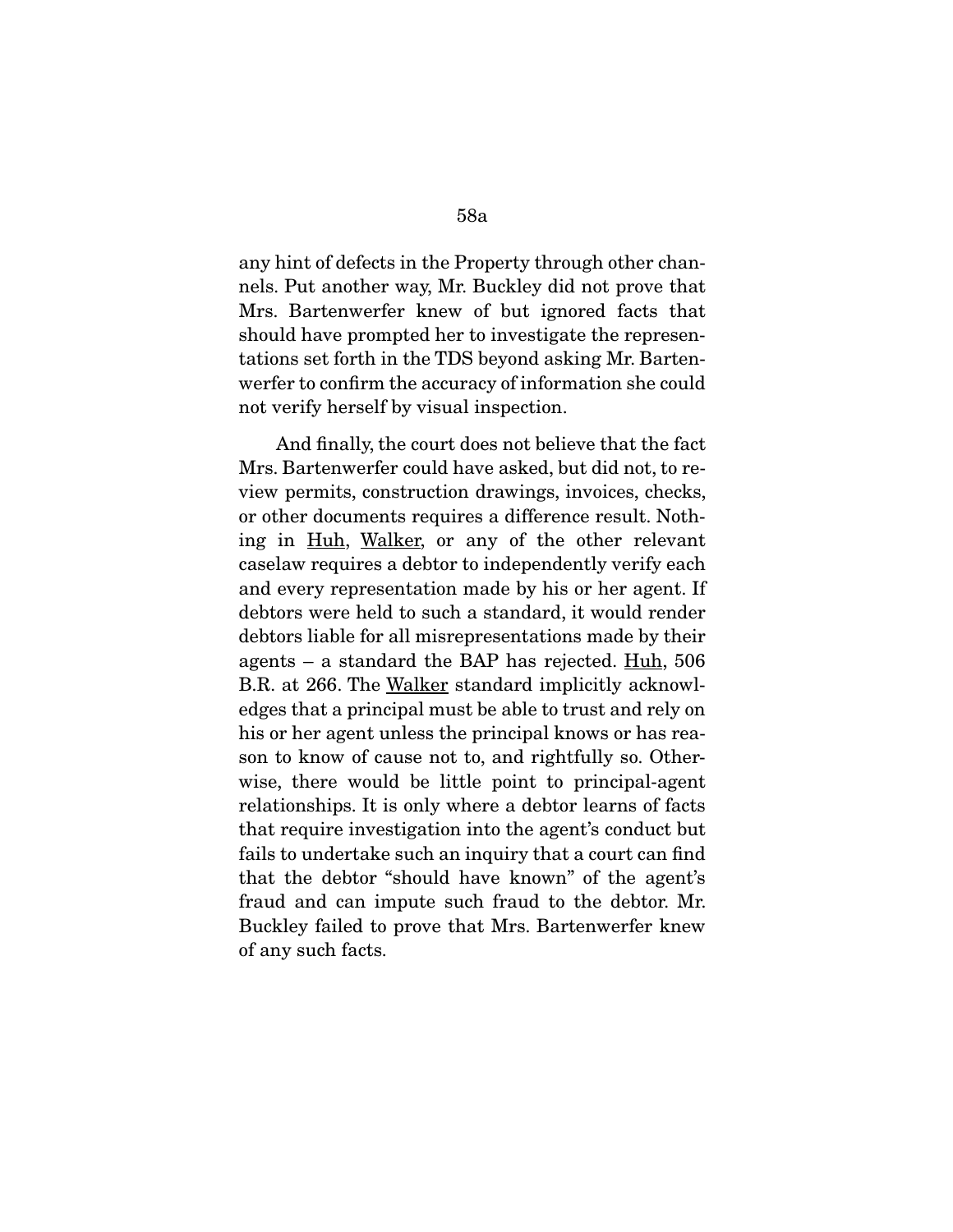any hint of defects in the Property through other channels. Put another way, Mr. Buckley did not prove that Mrs. Bartenwerfer knew of but ignored facts that should have prompted her to investigate the representations set forth in the TDS beyond asking Mr. Bartenwerfer to confirm the accuracy of information she could not verify herself by visual inspection.

And finally, the court does not believe that the fact Mrs. Bartenwerfer could have asked, but did not, to review permits, construction drawings, invoices, checks, or other documents requires a difference result. Nothing in Huh, Walker, or any of the other relevant caselaw requires a debtor to independently verify each and every representation made by his or her agent. If debtors were held to such a standard, it would render debtors liable for all misrepresentations made by their agents – a standard the BAP has rejected. Huh, 506 B.R. at 266. The Walker standard implicitly acknowledges that a principal must be able to trust and rely on his or her agent unless the principal knows or has reason to know of cause not to, and rightfully so. Otherwise, there would be little point to principal-agent relationships. It is only where a debtor learns of facts that require investigation into the agent's conduct but fails to undertake such an inquiry that a court can find that the debtor "should have known" of the agent's fraud and can impute such fraud to the debtor. Mr. Buckley failed to prove that Mrs. Bartenwerfer knew of any such facts.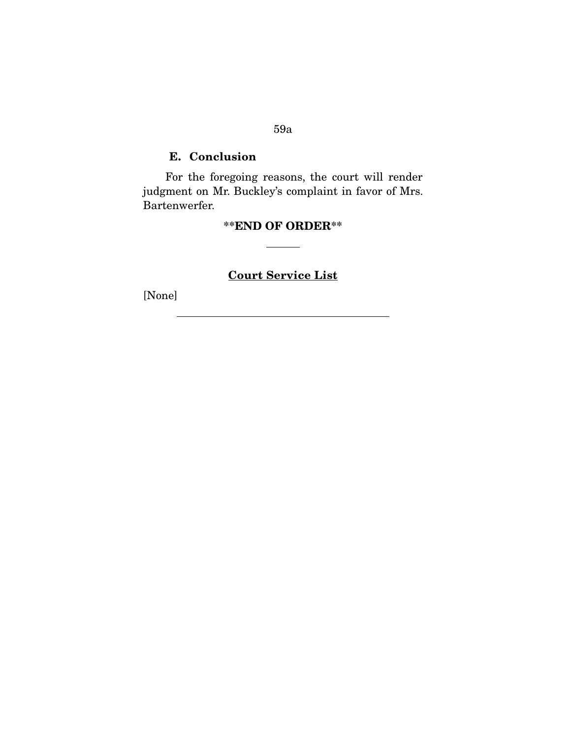### E. Conclusion

For the foregoing reasons, the court will render judgment on Mr. Buckley's complaint in favor of Mrs. Bartenwerfer.

**\*\*END OF ORDER\*\***

---

**Court Service List**

[None]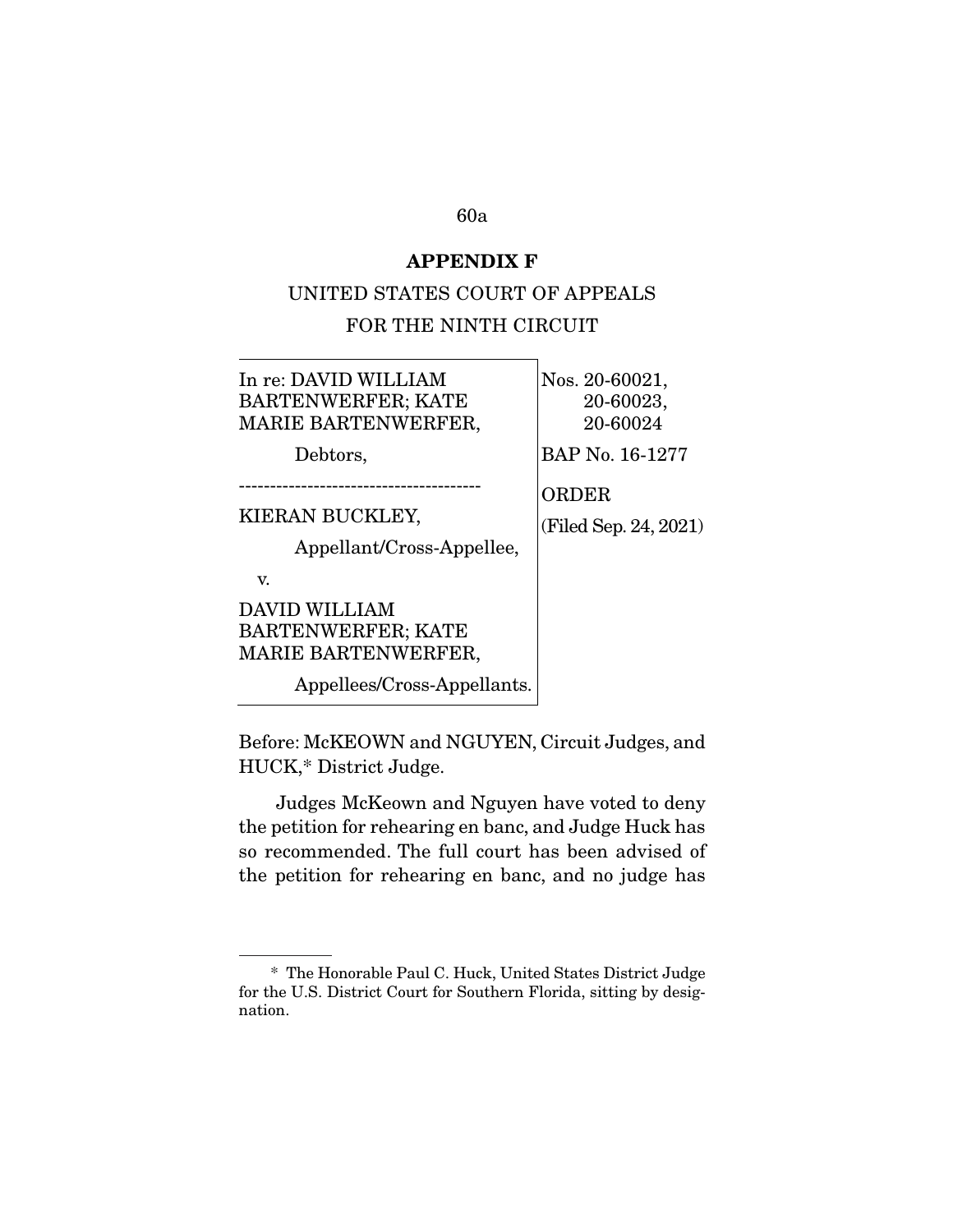## APPENDIX F

UNITED STATES COURT OF APPEALS
FOR THE NINTH CIRCUIT

| | |
|---|---|
| In re: DAVID WILLIAM BARTENWERFER; KATE MARIE BARTENWERFER,<br><br>Debtors,<br><br>---------------------------------------<br><br>KIERAN BUCKLEY,<br><br>Appellant/Cross-Appellee,<br><br>v.<br><br>DAVID WILLIAM BARTENWERFER; KATE MARIE BARTENWERFER,<br><br>Appellees/Cross-Appellants. | Nos. 20-60021, 20-60023, 20-60024<br><br>BAP No. 16-1277<br><br>ORDER<br><br>(Filed Sep. 24, 2021) |

Before: McKEOWN and NGUYEN, Circuit Judges, and HUCK,* District Judge.

Judges McKeown and Nguyen have voted to deny the petition for rehearing en banc, and Judge Huck has so recommended. The full court has been advised of the petition for rehearing en banc, and no judge has

---

\* The Honorable Paul C. Huck, United States District Judge for the U.S. District Court for Southern Florida, sitting by designation.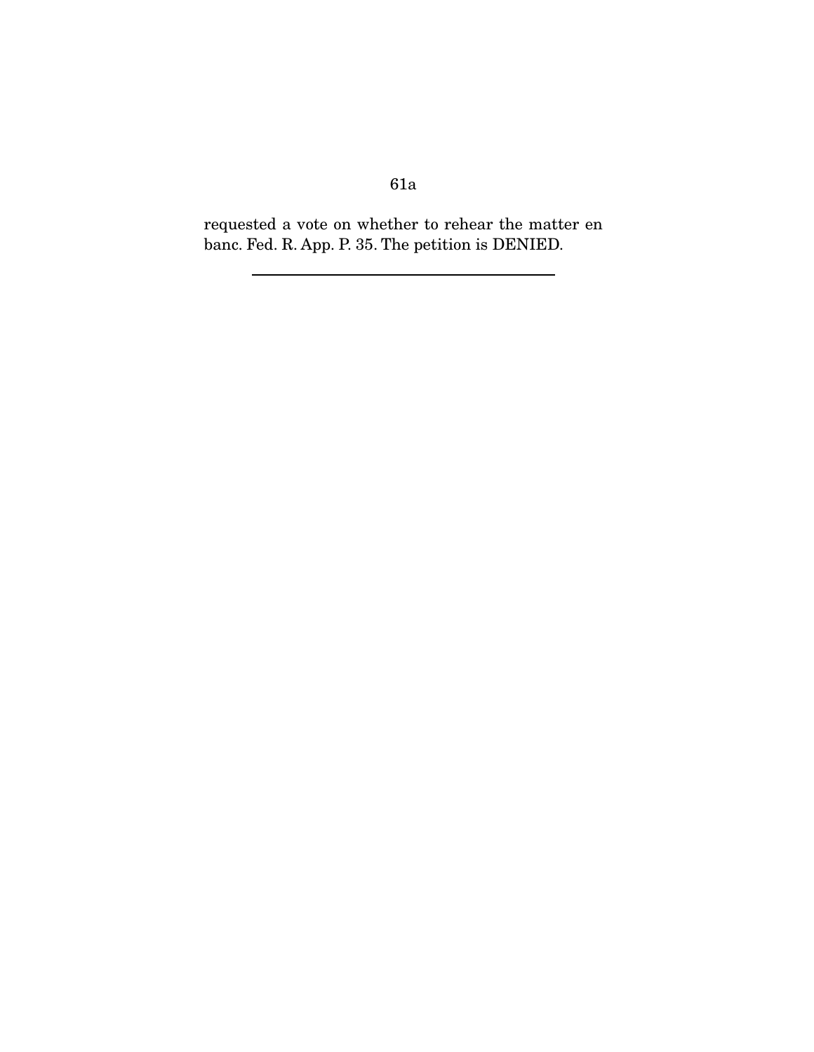requested a vote on whether to rehear the matter en banc. Fed. R. App. P. 35. The petition is DENIED.

---